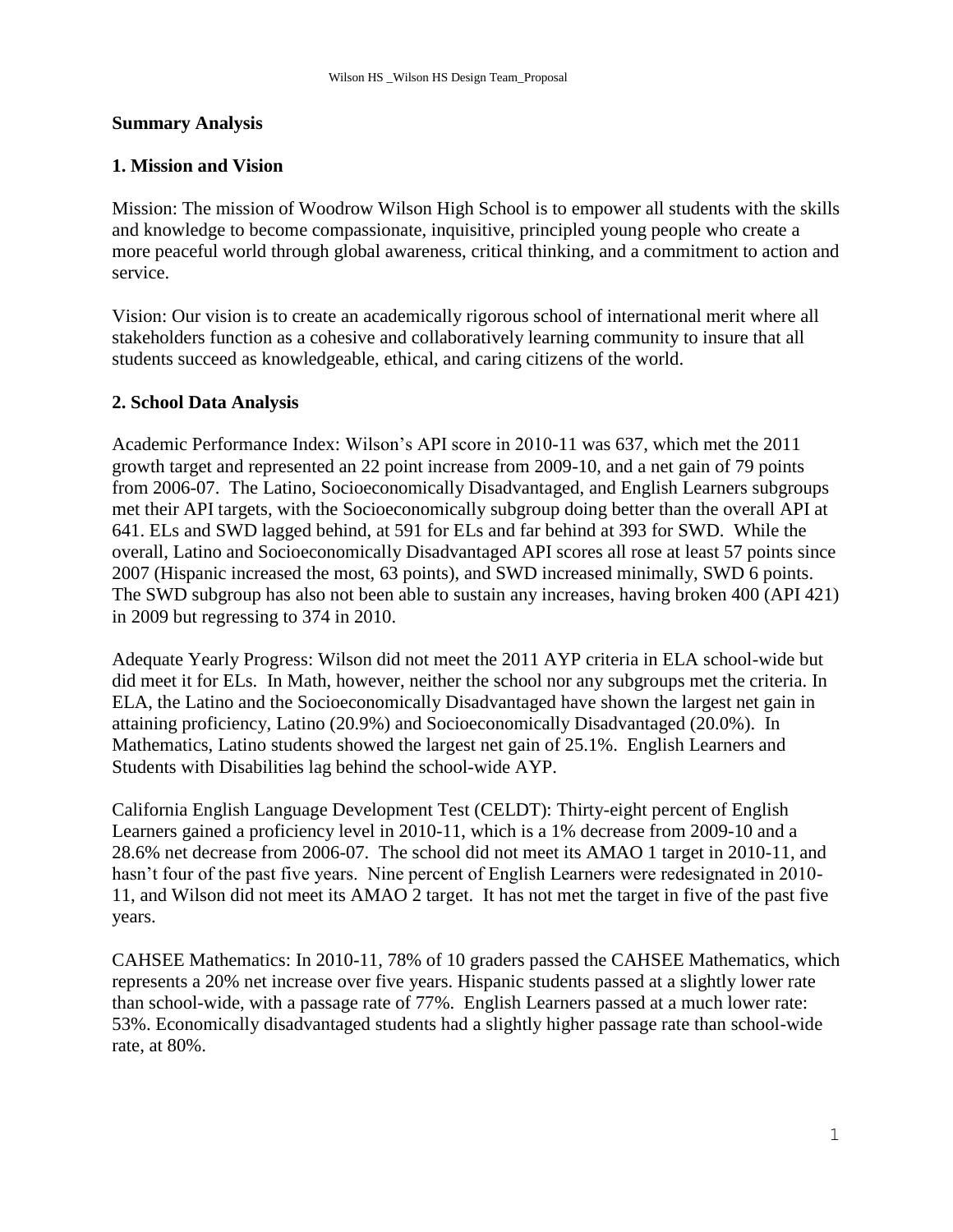**Summary Analysis**

**1. Mission and Vision**

Mission: The mission of Woodrow Wilson High School is to empower all students with the skills and knowledge to become compassionate, inquisitive, principled young people who create a more peaceful world through global awareness, critical thinking, and a commitment to action and service.

Vision: Our vision is to create an academically rigorous school of international merit where all stakeholders function as a cohesive and collaboratively learning community to insure that all students succeed as knowledgeable, ethical, and caring citizens of the world.

**2. School Data Analysis**

Academic Performance Index: Wilson's API score in 2010-11 was 637, which met the 2011 growth target and represented an 22 point increase from 2009-10, and a net gain of 79 points from 2006-07. The Latino, Socioeconomically Disadvantaged, and English Learners subgroups met their API targets, with the Socioeconomically subgroup doing better than the overall API at 641. ELs and SWD lagged behind, at 591 for ELs and far behind at 393 for SWD. While the overall, Latino and Socioeconomically Disadvantaged API scores all rose at least 57 points since 2007 (Hispanic increased the most, 63 points), and SWD increased minimally, SWD 6 points. The SWD subgroup has also not been able to sustain any increases, having broken 400 (API 421) in 2009 but regressing to 374 in 2010.

Adequate Yearly Progress: Wilson did not meet the 2011 AYP criteria in ELA school-wide but did meet it for ELs. In Math, however, neither the school nor any subgroups met the criteria. In ELA, the Latino and the Socioeconomically Disadvantaged have shown the largest net gain in attaining proficiency, Latino (20.9%) and Socioeconomically Disadvantaged (20.0%). In Mathematics, Latino students showed the largest net gain of 25.1%. English Learners and Students with Disabilities lag behind the school-wide AYP.

California English Language Development Test (CELDT): Thirty-eight percent of English Learners gained a proficiency level in 2010-11, which is a 1% decrease from 2009-10 and a 28.6% net decrease from 2006-07. The school did not meet its AMAO 1 target in 2010-11, and hasn't four of the past five years. Nine percent of English Learners were redesignated in 2010-11, and Wilson did not meet its AMAO 2 target. It has not met the target in five of the past five years.

CAHSEE Mathematics: In 2010-11, 78% of 10 graders passed the CAHSEE Mathematics, which represents a 20% net increase over five years. Hispanic students passed at a slightly lower rate than school-wide, with a passage rate of 77%. English Learners passed at a much lower rate: 53%. Economically disadvantaged students had a slightly higher passage rate than school-wide rate, at 80%.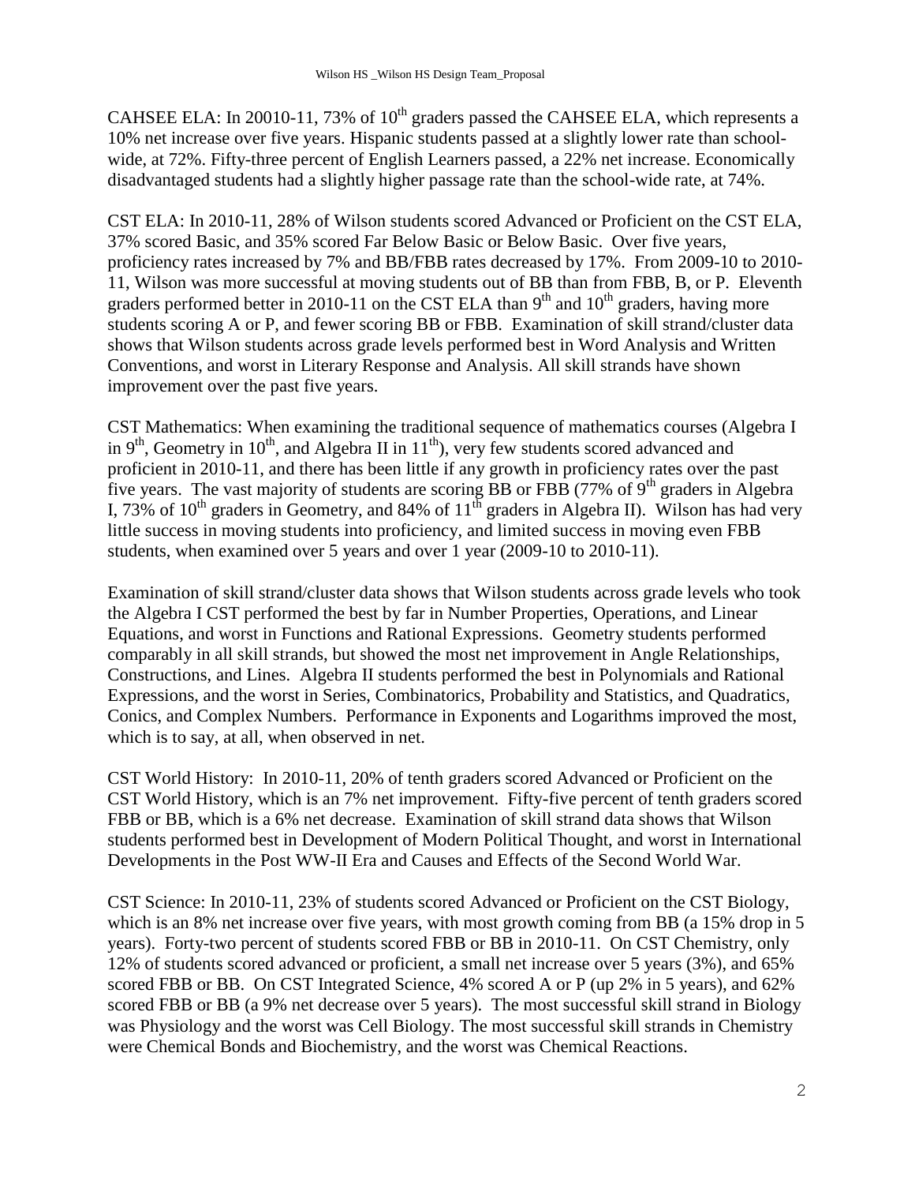CAHSEE ELA: In 20010-11, 73% of 10th graders passed the CAHSEE ELA, which represents a 10% net increase over five years. Hispanic students passed at a slightly lower rate than school-wide, at 72%. Fifty-three percent of English Learners passed, a 22% net increase. Economically disadvantaged students had a slightly higher passage rate than the school-wide rate, at 74%.

CST ELA: In 2010-11, 28% of Wilson students scored Advanced or Proficient on the CST ELA, 37% scored Basic, and 35% scored Far Below Basic or Below Basic. Over five years, proficiency rates increased by 7% and BB/FBB rates decreased by 17%. From 2009-10 to 2010-11, Wilson was more successful at moving students out of BB than from FBB, B, or P. Eleventh graders performed better in 2010-11 on the CST ELA than 9th and 10th graders, having more students scoring A or P, and fewer scoring BB or FBB. Examination of skill strand/cluster data shows that Wilson students across grade levels performed best in Word Analysis and Written Conventions, and worst in Literary Response and Analysis. All skill strands have shown improvement over the past five years.

CST Mathematics: When examining the traditional sequence of mathematics courses (Algebra I in 9th, Geometry in 10th, and Algebra II in 11th), very few students scored advanced and proficient in 2010-11, and there has been little if any growth in proficiency rates over the past five years. The vast majority of students are scoring BB or FBB (77% of 9th graders in Algebra I, 73% of 10th graders in Geometry, and 84% of 11th graders in Algebra II). Wilson has had very little success in moving students into proficiency, and limited success in moving even FBB students, when examined over 5 years and over 1 year (2009-10 to 2010-11).

Examination of skill strand/cluster data shows that Wilson students across grade levels who took the Algebra I CST performed the best by far in Number Properties, Operations, and Linear Equations, and worst in Functions and Rational Expressions. Geometry students performed comparably in all skill strands, but showed the most net improvement in Angle Relationships, Constructions, and Lines. Algebra II students performed the best in Polynomials and Rational Expressions, and the worst in Series, Combinatorics, Probability and Statistics, and Quadratics, Conics, and Complex Numbers. Performance in Exponents and Logarithms improved the most, which is to say, at all, when observed in net.

CST World History: In 2010-11, 20% of tenth graders scored Advanced or Proficient on the CST World History, which is an 7% net improvement. Fifty-five percent of tenth graders scored FBB or BB, which is a 6% net decrease. Examination of skill strand data shows that Wilson students performed best in Development of Modern Political Thought, and worst in International Developments in the Post WW-II Era and Causes and Effects of the Second World War.

CST Science: In 2010-11, 23% of students scored Advanced or Proficient on the CST Biology, which is an 8% net increase over five years, with most growth coming from BB (a 15% drop in 5 years). Forty-two percent of students scored FBB or BB in 2010-11. On CST Chemistry, only 12% of students scored advanced or proficient, a small net increase over 5 years (3%), and 65% scored FBB or BB. On CST Integrated Science, 4% scored A or P (up 2% in 5 years), and 62% scored FBB or BB (a 9% net decrease over 5 years). The most successful skill strand in Biology was Physiology and the worst was Cell Biology. The most successful skill strands in Chemistry were Chemical Bonds and Biochemistry, and the worst was Chemical Reactions.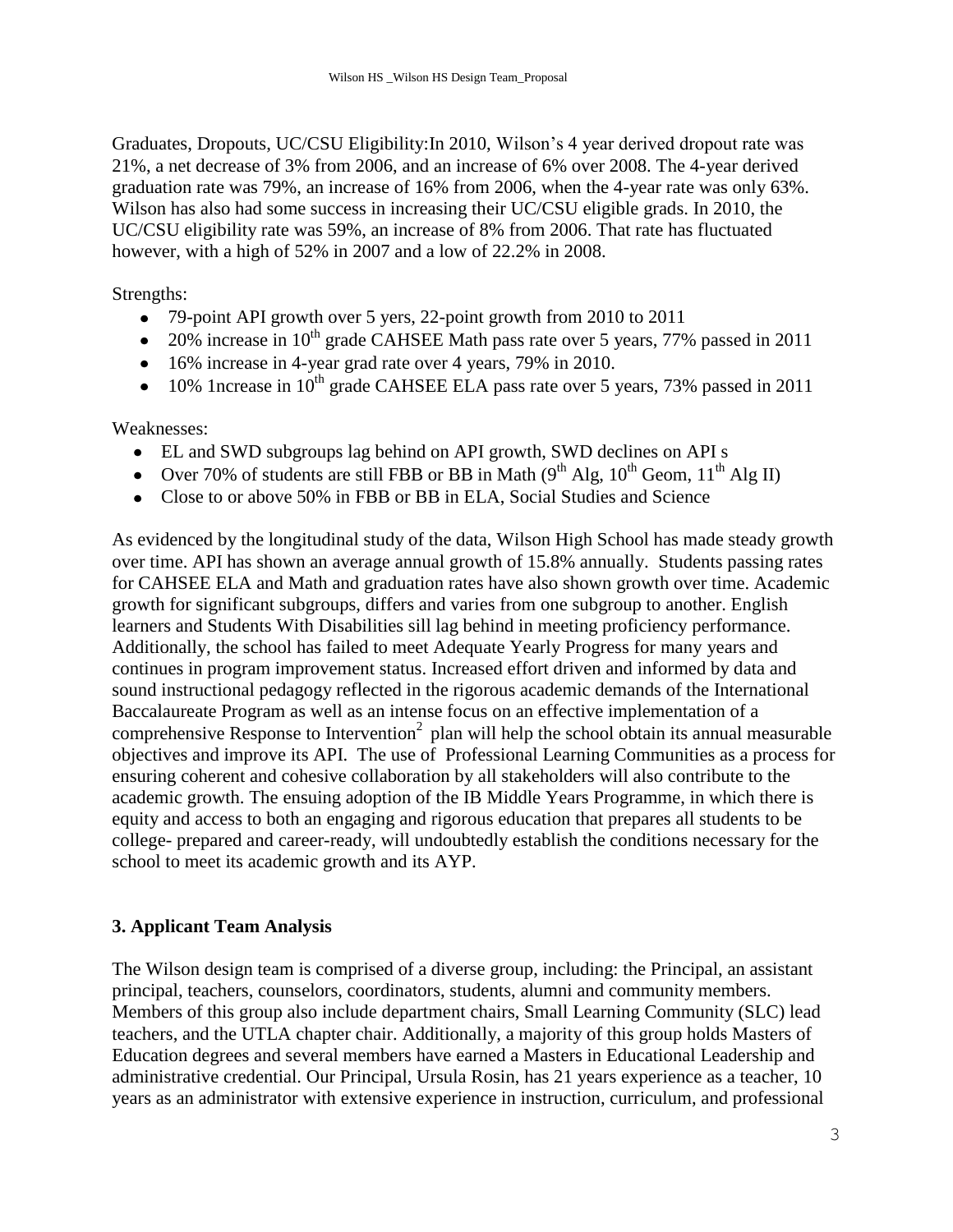Graduates, Dropouts, UC/CSU Eligibility:In 2010, Wilson's 4 year derived dropout rate was 21%, a net decrease of 3% from 2006, and an increase of 6% over 2008. The 4-year derived graduation rate was 79%, an increase of 16% from 2006, when the 4-year rate was only 63%. Wilson has also had some success in increasing their UC/CSU eligible grads. In 2010, the UC/CSU eligibility rate was 59%, an increase of 8% from 2006. That rate has fluctuated however, with a high of 52% in 2007 and a low of 22.2% in 2008.

Strengths:

- 79-point API growth over 5 yers, 22-point growth from 2010 to 2011
- 20% increase in 10th grade CAHSEE Math pass rate over 5 years, 77% passed in 2011
- 16% increase in 4-year grad rate over 4 years, 79% in 2010.
- 10% 1ncrease in 10th grade CAHSEE ELA pass rate over 5 years, 73% passed in 2011

Weaknesses:

- EL and SWD subgroups lag behind on API growth, SWD declines on API s
- Over 70% of students are still FBB or BB in Math (9th Alg, 10th Geom, 11th Alg II)
- Close to or above 50% in FBB or BB in ELA, Social Studies and Science

As evidenced by the longitudinal study of the data, Wilson High School has made steady growth over time. API has shown an average annual growth of 15.8% annually. Students passing rates for CAHSEE ELA and Math and graduation rates have also shown growth over time. Academic growth for significant subgroups, differs and varies from one subgroup to another. English learners and Students With Disabilities sill lag behind in meeting proficiency performance. Additionally, the school has failed to meet Adequate Yearly Progress for many years and continues in program improvement status. Increased effort driven and informed by data and sound instructional pedagogy reflected in the rigorous academic demands of the International Baccalaureate Program as well as an intense focus on an effective implementation of a comprehensive Response to Intervention[2] plan will help the school obtain its annual measurable objectives and improve its API. The use of Professional Learning Communities as a process for ensuring coherent and cohesive collaboration by all stakeholders will also contribute to the academic growth. The ensuing adoption of the IB Middle Years Programme, in which there is equity and access to both an engaging and rigorous education that prepares all students to be college- prepared and career-ready, will undoubtedly establish the conditions necessary for the school to meet its academic growth and its AYP.

### 3. Applicant Team Analysis

The Wilson design team is comprised of a diverse group, including: the Principal, an assistant principal, teachers, counselors, coordinators, students, alumni and community members. Members of this group also include department chairs, Small Learning Community (SLC) lead teachers, and the UTLA chapter chair. Additionally, a majority of this group holds Masters of Education degrees and several members have earned a Masters in Educational Leadership and administrative credential. Our Principal, Ursula Rosin, has 21 years experience as a teacher, 10 years as an administrator with extensive experience in instruction, curriculum, and professional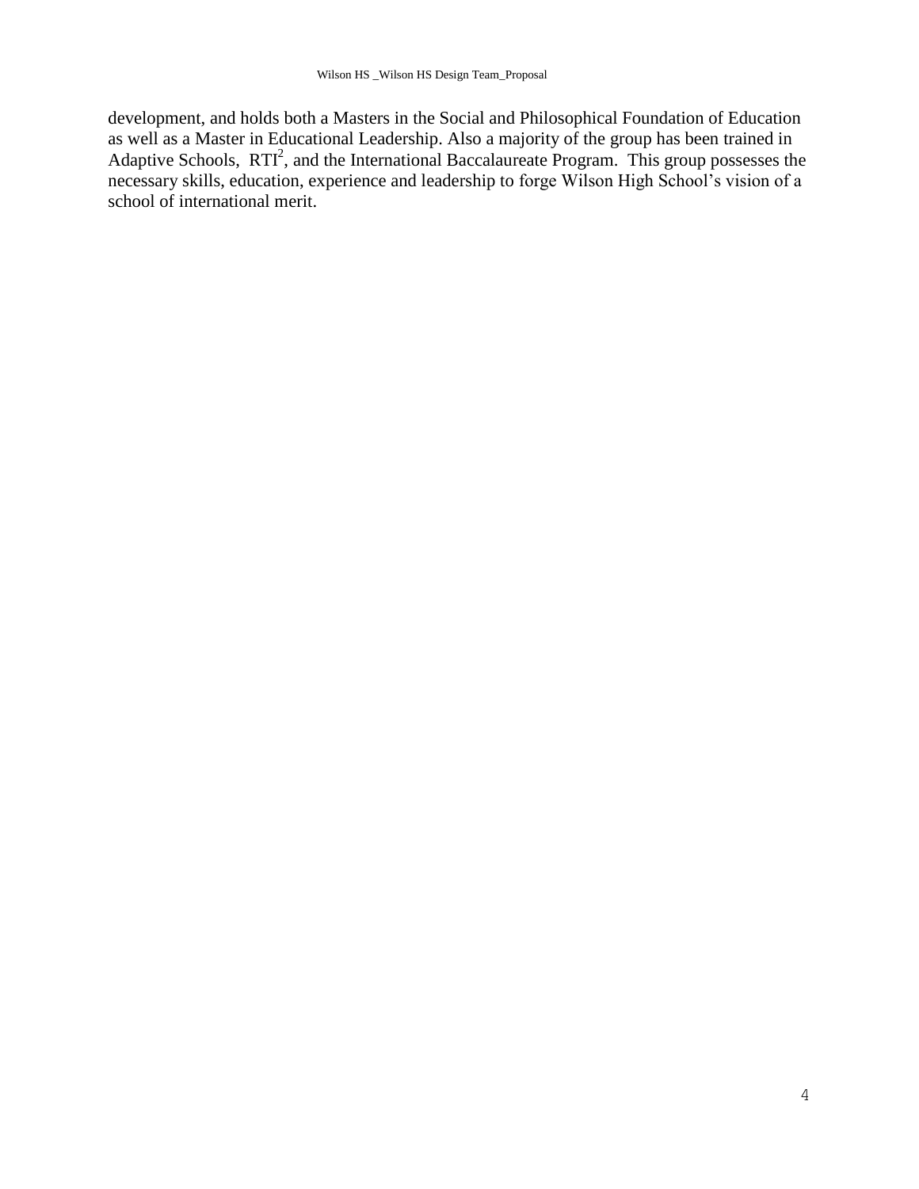development, and holds both a Masters in the Social and Philosophical Foundation of Education as well as a Master in Educational Leadership. Also a majority of the group has been trained in Adaptive Schools, $RTI^2$, and the International Baccalaureate Program. This group possesses the necessary skills, education, experience and leadership to forge Wilson High School's vision of a school of international merit.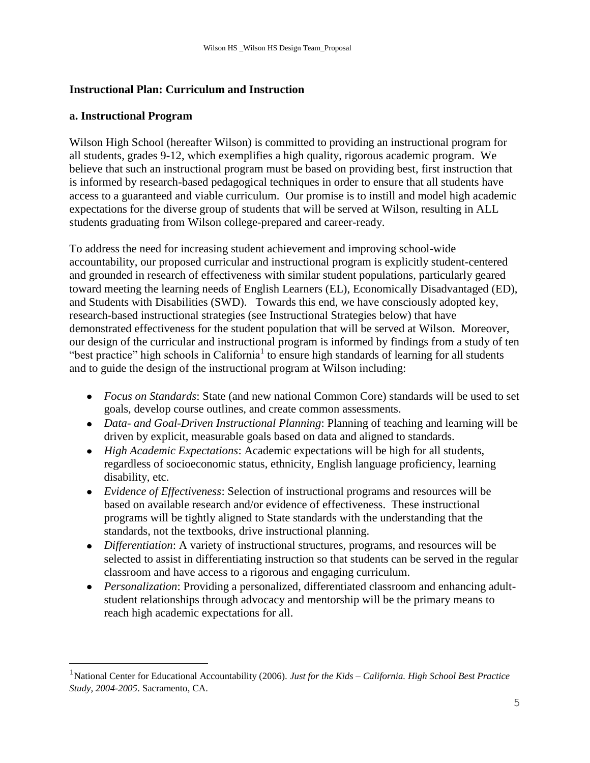## Instructional Plan: Curriculum and Instruction

### a. Instructional Program

Wilson High School (hereafter Wilson) is committed to providing an instructional program for all students, grades 9-12, which exemplifies a high quality, rigorous academic program. We believe that such an instructional program must be based on providing best, first instruction that is informed by research-based pedagogical techniques in order to ensure that all students have access to a guaranteed and viable curriculum. Our promise is to instill and model high academic expectations for the diverse group of students that will be served at Wilson, resulting in ALL students graduating from Wilson college-prepared and career-ready.

To address the need for increasing student achievement and improving school-wide accountability, our proposed curricular and instructional program is explicitly student-centered and grounded in research of effectiveness with similar student populations, particularly geared toward meeting the learning needs of English Learners (EL), Economically Disadvantaged (ED), and Students with Disabilities (SWD). Towards this end, we have consciously adopted key, research-based instructional strategies (see Instructional Strategies below) that have demonstrated effectiveness for the student population that will be served at Wilson. Moreover, our design of the curricular and instructional program is informed by findings from a study of ten "best practice" high schools in California[1] to ensure high standards of learning for all students and to guide the design of the instructional program at Wilson including:

- *Focus on Standards*: State (and new national Common Core) standards will be used to set goals, develop course outlines, and create common assessments.
- *Data- and Goal-Driven Instructional Planning*: Planning of teaching and learning will be driven by explicit, measurable goals based on data and aligned to standards.
- *High Academic Expectations*: Academic expectations will be high for all students, regardless of socioeconomic status, ethnicity, English language proficiency, learning disability, etc.
- *Evidence of Effectiveness*: Selection of instructional programs and resources will be based on available research and/or evidence of effectiveness. These instructional programs will be tightly aligned to State standards with the understanding that the standards, not the textbooks, drive instructional planning.
- *Differentiation*: A variety of instructional structures, programs, and resources will be selected to assist in differentiating instruction so that students can be served in the regular classroom and have access to a rigorous and engaging curriculum.
- *Personalization*: Providing a personalized, differentiated classroom and enhancing adult-student relationships through advocacy and mentorship will be the primary means to reach high academic expectations for all.

---

[1] National Center for Educational Accountability (2006). *Just for the Kids – California. High School Best Practice Study, 2004-2005*. Sacramento, CA.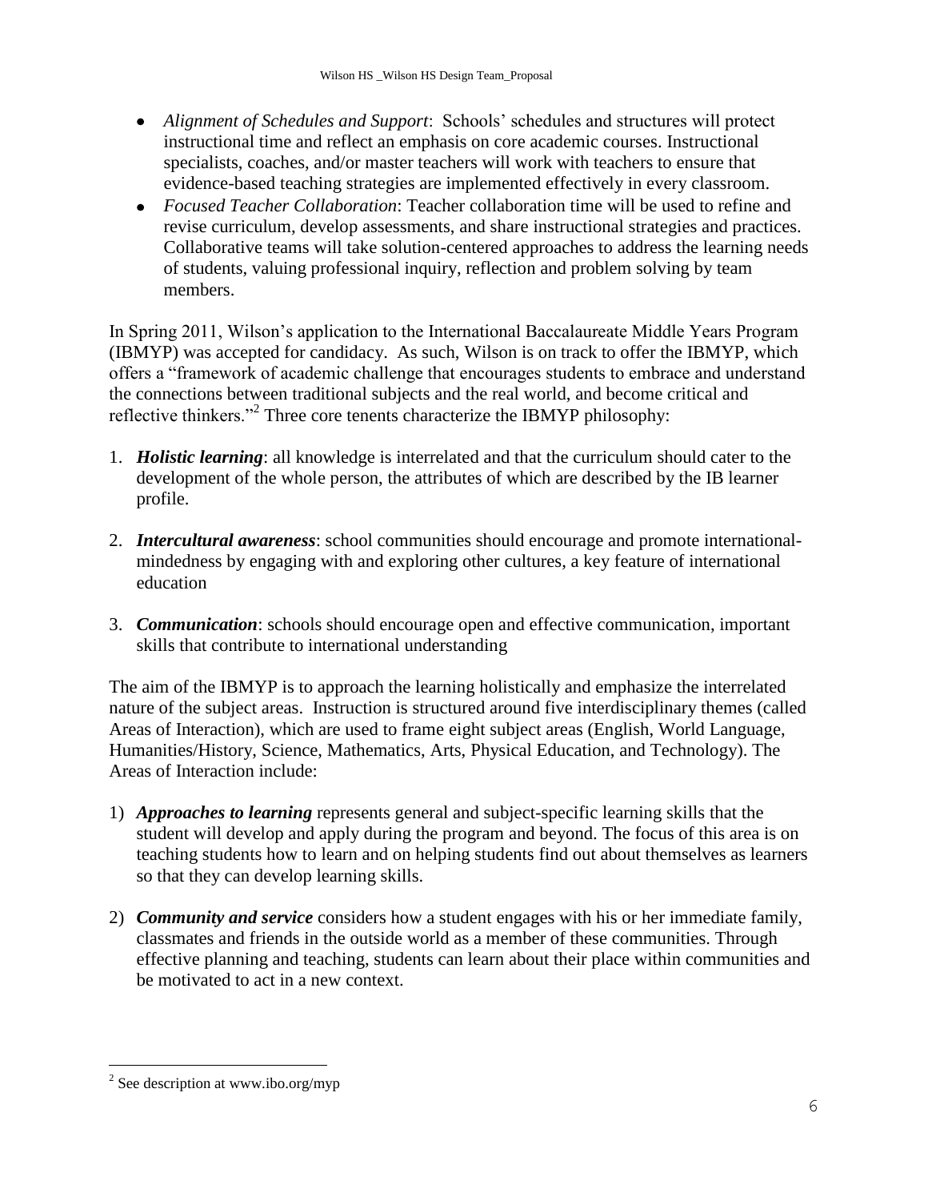- *Alignment of Schedules and Support*: Schools' schedules and structures will protect instructional time and reflect an emphasis on core academic courses. Instructional specialists, coaches, and/or master teachers will work with teachers to ensure that evidence-based teaching strategies are implemented effectively in every classroom.
- *Focused Teacher Collaboration*: Teacher collaboration time will be used to refine and revise curriculum, develop assessments, and share instructional strategies and practices. Collaborative teams will take solution-centered approaches to address the learning needs of students, valuing professional inquiry, reflection and problem solving by team members.

In Spring 2011, Wilson's application to the International Baccalaureate Middle Years Program (IBMYP) was accepted for candidacy. As such, Wilson is on track to offer the IBMYP, which offers a "framework of academic challenge that encourages students to embrace and understand the connections between traditional subjects and the real world, and become critical and reflective thinkers."[2] Three core tenents characterize the IBMYP philosophy:

1. ***Holistic learning***: all knowledge is interrelated and that the curriculum should cater to the development of the whole person, the attributes of which are described by the IB learner profile.

2. ***Intercultural awareness***: school communities should encourage and promote international-mindedness by engaging with and exploring other cultures, a key feature of international education

3. ***Communication***: schools should encourage open and effective communication, important skills that contribute to international understanding

The aim of the IBMYP is to approach the learning holistically and emphasize the interrelated nature of the subject areas. Instruction is structured around five interdisciplinary themes (called Areas of Interaction), which are used to frame eight subject areas (English, World Language, Humanities/History, Science, Mathematics, Arts, Physical Education, and Technology). The Areas of Interaction include:

1) ***Approaches to learning*** represents general and subject-specific learning skills that the student will develop and apply during the program and beyond. The focus of this area is on teaching students how to learn and on helping students find out about themselves as learners so that they can develop learning skills.

2) ***Community and service*** considers how a student engages with his or her immediate family, classmates and friends in the outside world as a member of these communities. Through effective planning and teaching, students can learn about their place within communities and be motivated to act in a new context.

[2] See description at www.ibo.org/myp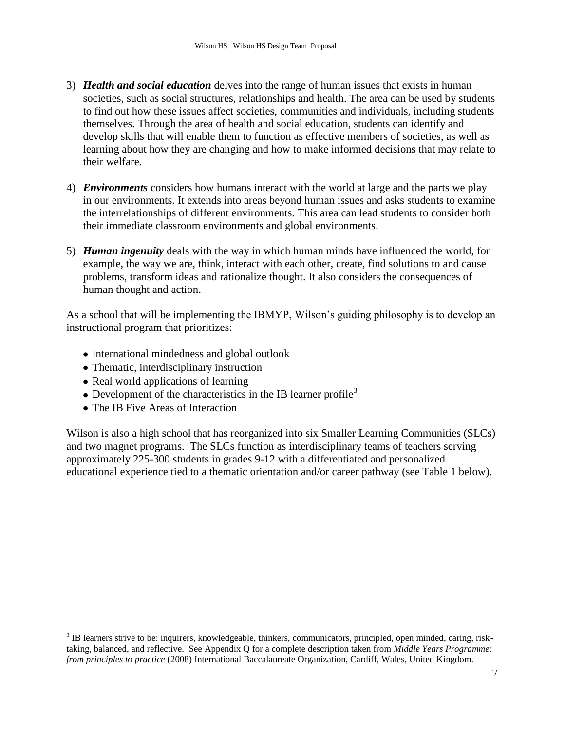3) ***Health and social education*** delves into the range of human issues that exists in human societies, such as social structures, relationships and health. The area can be used by students to find out how these issues affect societies, communities and individuals, including students themselves. Through the area of health and social education, students can identify and develop skills that will enable them to function as effective members of societies, as well as learning about how they are changing and how to make informed decisions that may relate to their welfare.

4) ***Environments*** considers how humans interact with the world at large and the parts we play in our environments. It extends into areas beyond human issues and asks students to examine the interrelationships of different environments. This area can lead students to consider both their immediate classroom environments and global environments.

5) ***Human ingenuity*** deals with the way in which human minds have influenced the world, for example, the way we are, think, interact with each other, create, find solutions to and cause problems, transform ideas and rationalize thought. It also considers the consequences of human thought and action.

As a school that will be implementing the IBMYP, Wilson's guiding philosophy is to develop an instructional program that prioritizes:

- International mindedness and global outlook
- Thematic, interdisciplinary instruction
- Real world applications of learning
- Development of the characteristics in the IB learner profile[3]
- The IB Five Areas of Interaction

Wilson is also a high school that has reorganized into six Smaller Learning Communities (SLCs) and two magnet programs. The SLCs function as interdisciplinary teams of teachers serving approximately 225-300 students in grades 9-12 with a differentiated and personalized educational experience tied to a thematic orientation and/or career pathway (see Table 1 below).

---

[3] IB learners strive to be: inquirers, knowledgeable, thinkers, communicators, principled, open minded, caring, risk-taking, balanced, and reflective. See Appendix Q for a complete description taken from *Middle Years Programme: from principles to practice* (2008) International Baccalaureate Organization, Cardiff, Wales, United Kingdom.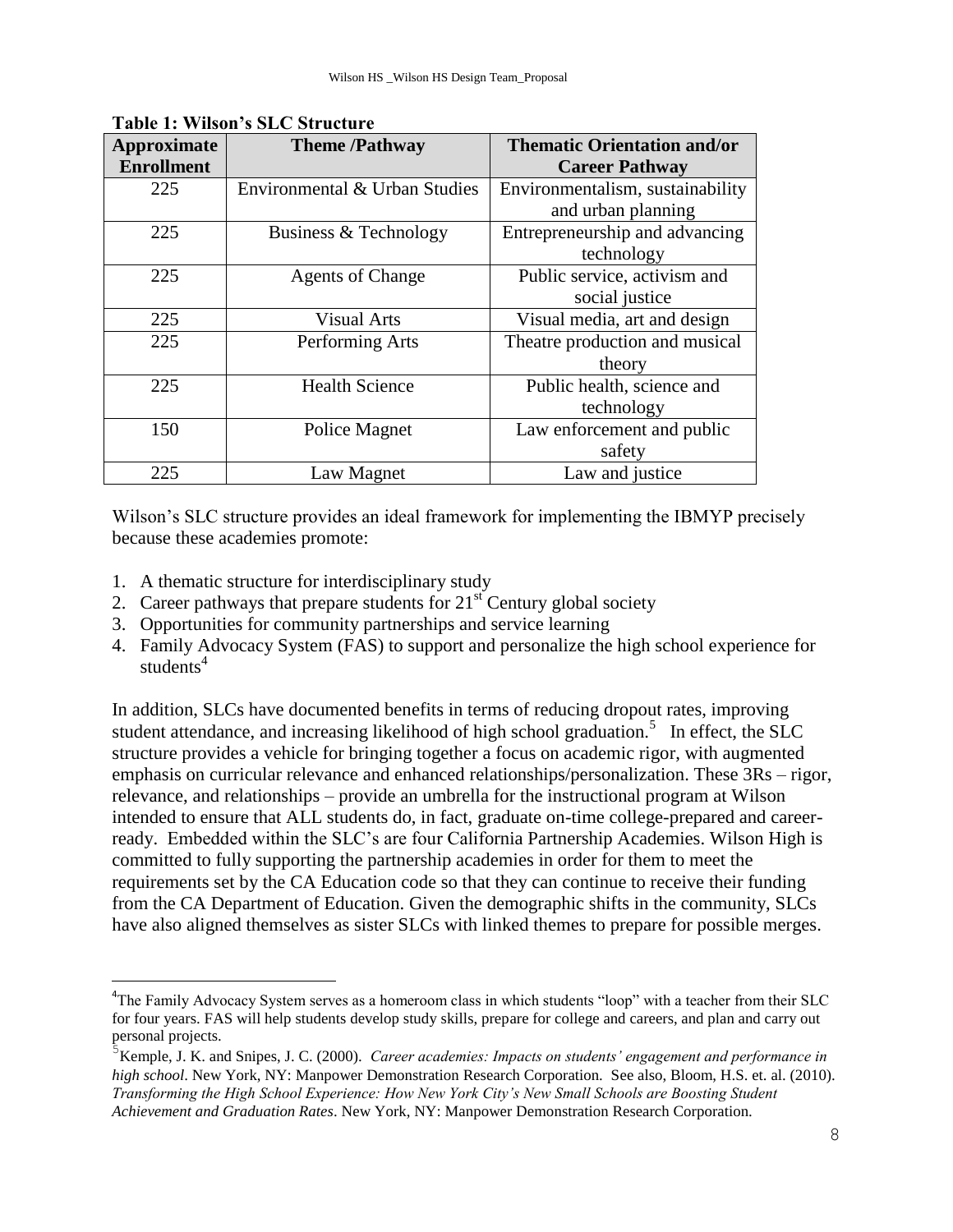**Table 1: Wilson's SLC Structure**

| Approximate Enrollment | Theme /Pathway | Thematic Orientation and/or Career Pathway |
|---|---|---|
| 225 | Environmental & Urban Studies | Environmentalism, sustainability and urban planning |
| 225 | Business & Technology | Entrepreneurship and advancing technology |
| 225 | Agents of Change | Public service, activism and social justice |
| 225 | Visual Arts | Visual media, art and design |
| 225 | Performing Arts | Theatre production and musical theory |
| 225 | Health Science | Public health, science and technology |
| 150 | Police Magnet | Law enforcement and public safety |
| 225 | Law Magnet | Law and justice |

Wilson's SLC structure provides an ideal framework for implementing the IBMYP precisely because these academies promote:

1. A thematic structure for interdisciplinary study
2. Career pathways that prepare students for 21st Century global society
3. Opportunities for community partnerships and service learning
4. Family Advocacy System (FAS) to support and personalize the high school experience for students[4]

In addition, SLCs have documented benefits in terms of reducing dropout rates, improving student attendance, and increasing likelihood of high school graduation.[5] In effect, the SLC structure provides a vehicle for bringing together a focus on academic rigor, with augmented emphasis on curricular relevance and enhanced relationships/personalization. These 3Rs – rigor, relevance, and relationships – provide an umbrella for the instructional program at Wilson intended to ensure that ALL students do, in fact, graduate on-time college-prepared and career-ready. Embedded within the SLC's are four California Partnership Academies. Wilson High is committed to fully supporting the partnership academies in order for them to meet the requirements set by the CA Education code so that they can continue to receive their funding from the CA Department of Education. Given the demographic shifts in the community, SLCs have also aligned themselves as sister SLCs with linked themes to prepare for possible merges.

---

[4] The Family Advocacy System serves as a homeroom class in which students "loop" with a teacher from their SLC for four years. FAS will help students develop study skills, prepare for college and careers, and plan and carry out personal projects.

[5] Kemple, J. K. and Snipes, J. C. (2000). *Career academies: Impacts on students' engagement and performance in high school*. New York, NY: Manpower Demonstration Research Corporation. See also, Bloom, H.S. et. al. (2010). *Transforming the High School Experience: How New York City's New Small Schools are Boosting Student Achievement and Graduation Rates*. New York, NY: Manpower Demonstration Research Corporation.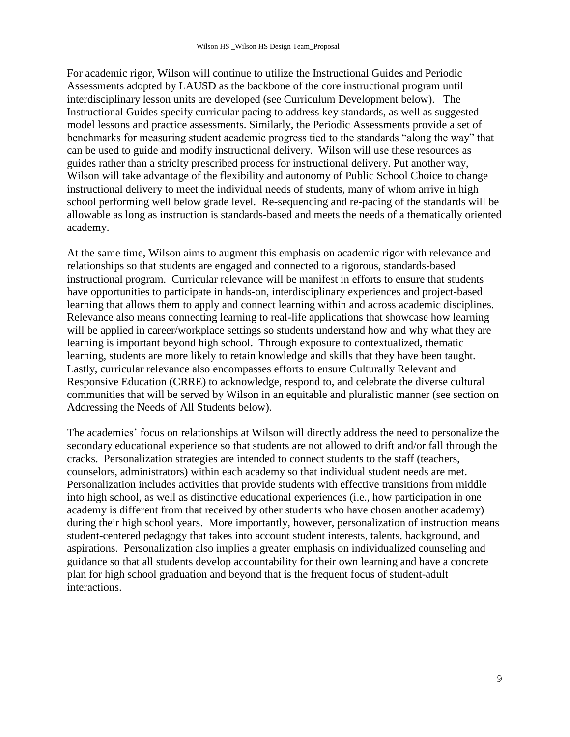For academic rigor, Wilson will continue to utilize the Instructional Guides and Periodic Assessments adopted by LAUSD as the backbone of the core instructional program until interdisciplinary lesson units are developed (see Curriculum Development below). The Instructional Guides specify curricular pacing to address key standards, as well as suggested model lessons and practice assessments. Similarly, the Periodic Assessments provide a set of benchmarks for measuring student academic progress tied to the standards "along the way" that can be used to guide and modify instructional delivery. Wilson will use these resources as guides rather than a striclty prescribed process for instructional delivery. Put another way, Wilson will take advantage of the flexibility and autonomy of Public School Choice to change instructional delivery to meet the individual needs of students, many of whom arrive in high school performing well below grade level. Re-sequencing and re-pacing of the standards will be allowable as long as instruction is standards-based and meets the needs of a thematically oriented academy.

At the same time, Wilson aims to augment this emphasis on academic rigor with relevance and relationships so that students are engaged and connected to a rigorous, standards-based instructional program. Curricular relevance will be manifest in efforts to ensure that students have opportunities to participate in hands-on, interdisciplinary experiences and project-based learning that allows them to apply and connect learning within and across academic disciplines. Relevance also means connecting learning to real-life applications that showcase how learning will be applied in career/workplace settings so students understand how and why what they are learning is important beyond high school. Through exposure to contextualized, thematic learning, students are more likely to retain knowledge and skills that they have been taught. Lastly, curricular relevance also encompasses efforts to ensure Culturally Relevant and Responsive Education (CRRE) to acknowledge, respond to, and celebrate the diverse cultural communities that will be served by Wilson in an equitable and pluralistic manner (see section on Addressing the Needs of All Students below).

The academies' focus on relationships at Wilson will directly address the need to personalize the secondary educational experience so that students are not allowed to drift and/or fall through the cracks. Personalization strategies are intended to connect students to the staff (teachers, counselors, administrators) within each academy so that individual student needs are met. Personalization includes activities that provide students with effective transitions from middle into high school, as well as distinctive educational experiences (i.e., how participation in one academy is different from that received by other students who have chosen another academy) during their high school years. More importantly, however, personalization of instruction means student-centered pedagogy that takes into account student interests, talents, background, and aspirations. Personalization also implies a greater emphasis on individualized counseling and guidance so that all students develop accountability for their own learning and have a concrete plan for high school graduation and beyond that is the frequent focus of student-adult interactions.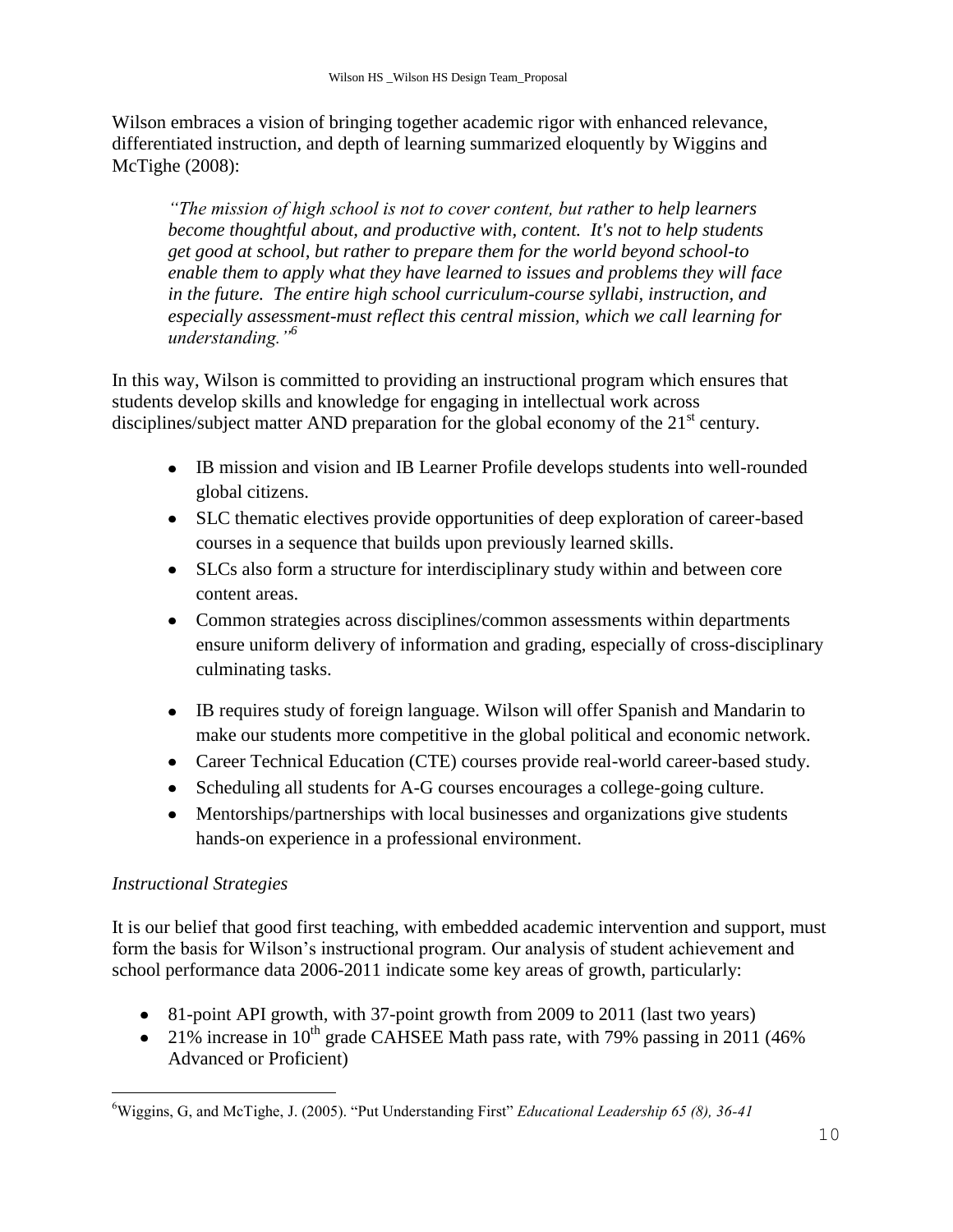Wilson embraces a vision of bringing together academic rigor with enhanced relevance, differentiated instruction, and depth of learning summarized eloquently by Wiggins and McTighe (2008):

> *"The mission of high school is not to cover content, but rather to help learners become thoughtful about, and productive with, content. It's not to help students get good at school, but rather to prepare them for the world beyond school-to enable them to apply what they have learned to issues and problems they will face in the future. The entire high school curriculum-course syllabi, instruction, and especially assessment-must reflect this central mission, which we call learning for understanding."*[6]

In this way, Wilson is committed to providing an instructional program which ensures that students develop skills and knowledge for engaging in intellectual work across disciplines/subject matter AND preparation for the global economy of the 21st century.

- IB mission and vision and IB Learner Profile develops students into well-rounded global citizens.
- SLC thematic electives provide opportunities of deep exploration of career-based courses in a sequence that builds upon previously learned skills.
- SLCs also form a structure for interdisciplinary study within and between core content areas.
- Common strategies across disciplines/common assessments within departments ensure uniform delivery of information and grading, especially of cross-disciplinary culminating tasks.
- IB requires study of foreign language. Wilson will offer Spanish and Mandarin to make our students more competitive in the global political and economic network.
- Career Technical Education (CTE) courses provide real-world career-based study.
- Scheduling all students for A-G courses encourages a college-going culture.
- Mentorships/partnerships with local businesses and organizations give students hands-on experience in a professional environment.

*Instructional Strategies*

It is our belief that good first teaching, with embedded academic intervention and support, must form the basis for Wilson's instructional program. Our analysis of student achievement and school performance data 2006-2011 indicate some key areas of growth, particularly:

- 81-point API growth, with 37-point growth from 2009 to 2011 (last two years)
- 21% increase in 10th grade CAHSEE Math pass rate, with 79% passing in 2011 (46% Advanced or Proficient)

---

[6] Wiggins, G, and McTighe, J. (2005). "Put Understanding First" *Educational Leadership 65 (8), 36-41*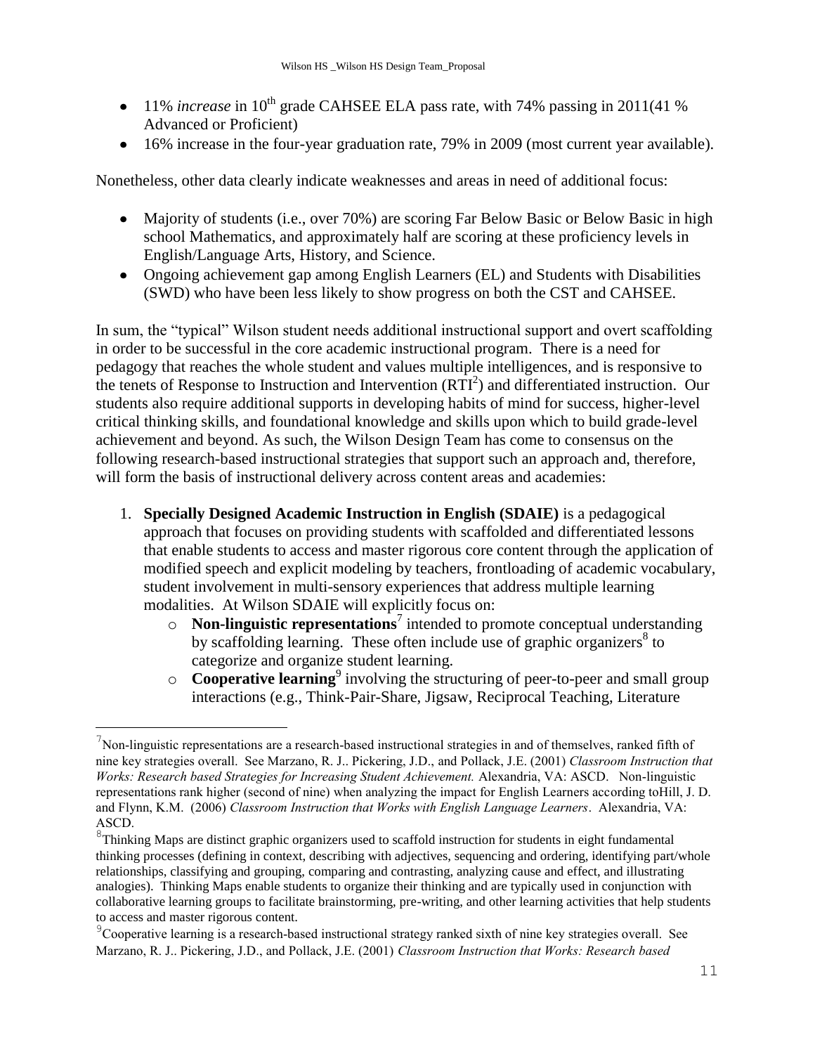- 11% *increase* in 10th grade CAHSEE ELA pass rate, with 74% passing in 2011(41 % Advanced or Proficient)
- 16% increase in the four-year graduation rate, 79% in 2009 (most current year available).

Nonetheless, other data clearly indicate weaknesses and areas in need of additional focus:

- Majority of students (i.e., over 70%) are scoring Far Below Basic or Below Basic in high school Mathematics, and approximately half are scoring at these proficiency levels in English/Language Arts, History, and Science.
- Ongoing achievement gap among English Learners (EL) and Students with Disabilities (SWD) who have been less likely to show progress on both the CST and CAHSEE.

In sum, the "typical" Wilson student needs additional instructional support and overt scaffolding in order to be successful in the core academic instructional program. There is a need for pedagogy that reaches the whole student and values multiple intelligences, and is responsive to the tenets of Response to Instruction and Intervention ($RTI^2$) and differentiated instruction. Our students also require additional supports in developing habits of mind for success, higher-level critical thinking skills, and foundational knowledge and skills upon which to build grade-level achievement and beyond. As such, the Wilson Design Team has come to consensus on the following research-based instructional strategies that support such an approach and, therefore, will form the basis of instructional delivery across content areas and academies:

1. **Specially Designed Academic Instruction in English (SDAIE)** is a pedagogical approach that focuses on providing students with scaffolded and differentiated lessons that enable students to access and master rigorous core content through the application of modified speech and explicit modeling by teachers, frontloading of academic vocabulary, student involvement in multi-sensory experiences that address multiple learning modalities. At Wilson SDAIE will explicitly focus on:
   - **Non-linguistic representations**[7] intended to promote conceptual understanding by scaffolding learning. These often include use of graphic organizers[8] to categorize and organize student learning.
   - **Cooperative learning**[9] involving the structuring of peer-to-peer and small group interactions (e.g., Think-Pair-Share, Jigsaw, Reciprocal Teaching, Literature

---

[7] Non-linguistic representations are a research-based instructional strategies in and of themselves, ranked fifth of nine key strategies overall. See Marzano, R. J.. Pickering, J.D., and Pollack, J.E. (2001) *Classroom Instruction that Works: Research based Strategies for Increasing Student Achievement.* Alexandria, VA: ASCD. Non-linguistic representations rank higher (second of nine) when analyzing the impact for English Learners according toHill, J. D. and Flynn, K.M. (2006) *Classroom Instruction that Works with English Language Learners*. Alexandria, VA: ASCD.

[8] Thinking Maps are distinct graphic organizers used to scaffold instruction for students in eight fundamental thinking processes (defining in context, describing with adjectives, sequencing and ordering, identifying part/whole relationships, classifying and grouping, comparing and contrasting, analyzing cause and effect, and illustrating analogies). Thinking Maps enable students to organize their thinking and are typically used in conjunction with collaborative learning groups to facilitate brainstorming, pre-writing, and other learning activities that help students to access and master rigorous content.

[9] Cooperative learning is a research-based instructional strategy ranked sixth of nine key strategies overall. See Marzano, R. J.. Pickering, J.D., and Pollack, J.E. (2001) *Classroom Instruction that Works: Research based*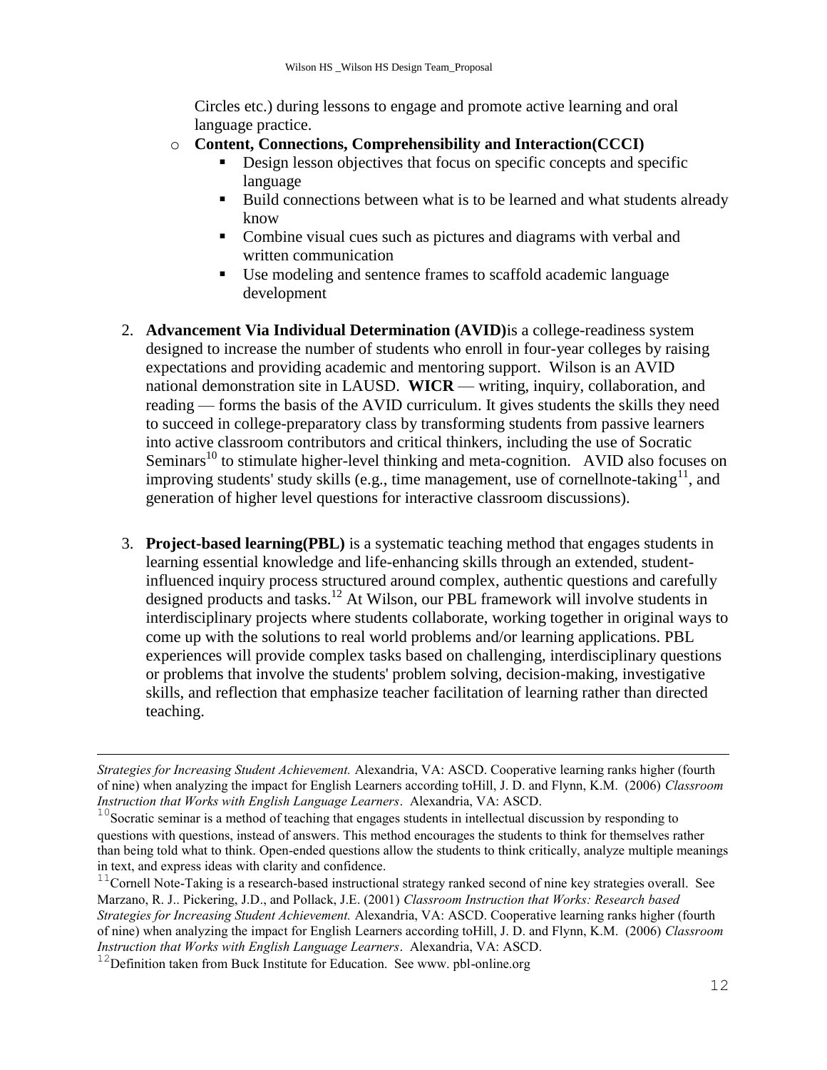Circles etc.) during lessons to engage and promote active learning and oral language practice.

- **Content, Connections, Comprehensibility and Interaction(CCCI)**
  - Design lesson objectives that focus on specific concepts and specific language
  - Build connections between what is to be learned and what students already know
  - Combine visual cues such as pictures and diagrams with verbal and written communication
  - Use modeling and sentence frames to scaffold academic language development

2. **Advancement Via Individual Determination (AVID)**is a college-readiness system designed to increase the number of students who enroll in four-year colleges by raising expectations and providing academic and mentoring support. Wilson is an AVID national demonstration site in LAUSD. **WICR** — writing, inquiry, collaboration, and reading — forms the basis of the AVID curriculum. It gives students the skills they need to succeed in college-preparatory class by transforming students from passive learners into active classroom contributors and critical thinkers, including the use of Socratic Seminars[10] to stimulate higher-level thinking and meta-cognition. AVID also focuses on improving students' study skills (e.g., time management, use of cornellnote-taking[11], and generation of higher level questions for interactive classroom discussions).

3. **Project-based learning(PBL)** is a systematic teaching method that engages students in learning essential knowledge and life-enhancing skills through an extended, student-influenced inquiry process structured around complex, authentic questions and carefully designed products and tasks.[12] At Wilson, our PBL framework will involve students in interdisciplinary projects where students collaborate, working together in original ways to come up with the solutions to real world problems and/or learning applications. PBL experiences will provide complex tasks based on challenging, interdisciplinary questions or problems that involve the students' problem solving, decision-making, investigative skills, and reflection that emphasize teacher facilitation of learning rather than directed teaching.

---

*Strategies for Increasing Student Achievement.* Alexandria, VA: ASCD. Cooperative learning ranks higher (fourth of nine) when analyzing the impact for English Learners according toHill, J. D. and Flynn, K.M. (2006) *Classroom Instruction that Works with English Language Learners*. Alexandria, VA: ASCD.

[10]Socratic seminar is a method of teaching that engages students in intellectual discussion by responding to questions with questions, instead of answers. This method encourages the students to think for themselves rather than being told what to think. Open-ended questions allow the students to think critically, analyze multiple meanings in text, and express ideas with clarity and confidence.

[11]Cornell Note-Taking is a research-based instructional strategy ranked second of nine key strategies overall. See Marzano, R. J.. Pickering, J.D., and Pollack, J.E. (2001) *Classroom Instruction that Works: Research based Strategies for Increasing Student Achievement.* Alexandria, VA: ASCD. Cooperative learning ranks higher (fourth of nine) when analyzing the impact for English Learners according toHill, J. D. and Flynn, K.M. (2006) *Classroom Instruction that Works with English Language Learners*. Alexandria, VA: ASCD.

[12]Definition taken from Buck Institute for Education. See www. pbl-online.org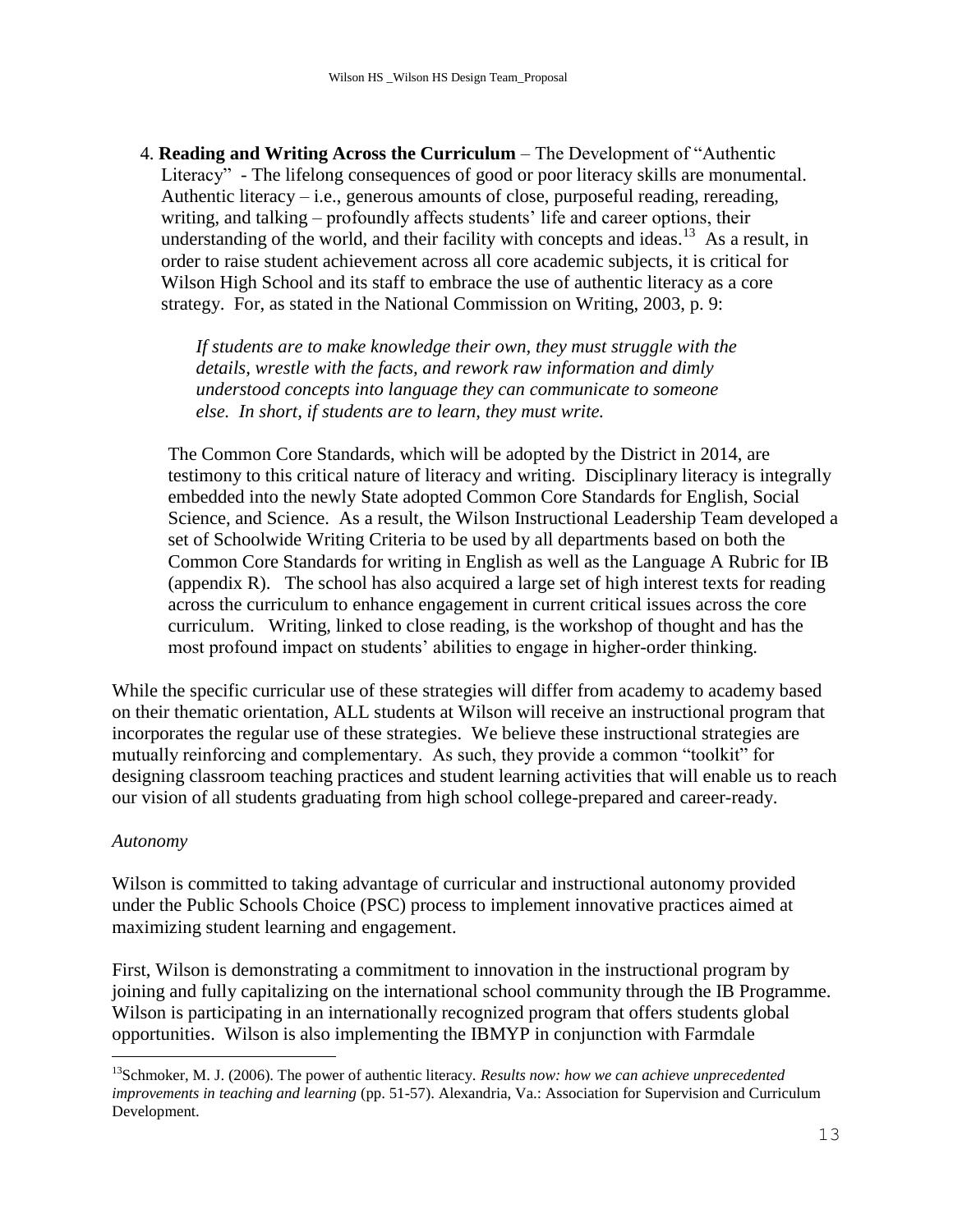4. **Reading and Writing Across the Curriculum** – The Development of "Authentic Literacy" - The lifelong consequences of good or poor literacy skills are monumental. Authentic literacy – i.e., generous amounts of close, purposeful reading, rereading, writing, and talking – profoundly affects students' life and career options, their understanding of the world, and their facility with concepts and ideas.[13] As a result, in order to raise student achievement across all core academic subjects, it is critical for Wilson High School and its staff to embrace the use of authentic literacy as a core strategy. For, as stated in the National Commission on Writing, 2003, p. 9:

   > *If students are to make knowledge their own, they must struggle with the details, wrestle with the facts, and rework raw information and dimly understood concepts into language they can communicate to someone else. In short, if students are to learn, they must write.*

   The Common Core Standards, which will be adopted by the District in 2014, are testimony to this critical nature of literacy and writing. Disciplinary literacy is integrally embedded into the newly State adopted Common Core Standards for English, Social Science, and Science. As a result, the Wilson Instructional Leadership Team developed a set of Schoolwide Writing Criteria to be used by all departments based on both the Common Core Standards for writing in English as well as the Language A Rubric for IB (appendix R). The school has also acquired a large set of high interest texts for reading across the curriculum to enhance engagement in current critical issues across the core curriculum. Writing, linked to close reading, is the workshop of thought and has the most profound impact on students' abilities to engage in higher-order thinking.

While the specific curricular use of these strategies will differ from academy to academy based on their thematic orientation, ALL students at Wilson will receive an instructional program that incorporates the regular use of these strategies. We believe these instructional strategies are mutually reinforcing and complementary. As such, they provide a common "toolkit" for designing classroom teaching practices and student learning activities that will enable us to reach our vision of all students graduating from high school college-prepared and career-ready.

*Autonomy*

Wilson is committed to taking advantage of curricular and instructional autonomy provided under the Public Schools Choice (PSC) process to implement innovative practices aimed at maximizing student learning and engagement.

First, Wilson is demonstrating a commitment to innovation in the instructional program by joining and fully capitalizing on the international school community through the IB Programme. Wilson is participating in an internationally recognized program that offers students global opportunities. Wilson is also implementing the IBMYP in conjunction with Farmdale

---

[13] Schmoker, M. J. (2006). The power of authentic literacy. *Results now: how we can achieve unprecedented improvements in teaching and learning* (pp. 51-57). Alexandria, Va.: Association for Supervision and Curriculum Development.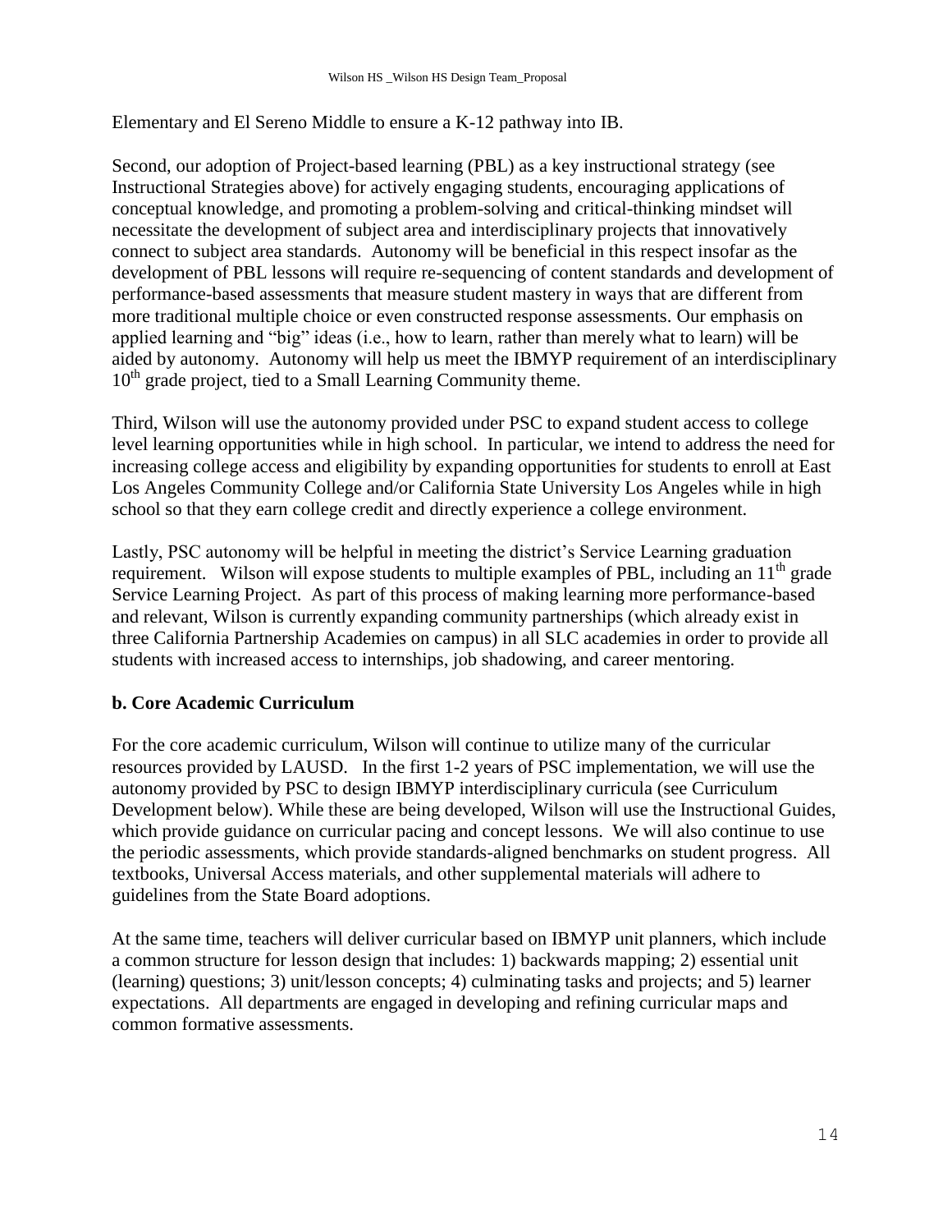Elementary and El Sereno Middle to ensure a K-12 pathway into IB.

Second, our adoption of Project-based learning (PBL) as a key instructional strategy (see Instructional Strategies above) for actively engaging students, encouraging applications of conceptual knowledge, and promoting a problem-solving and critical-thinking mindset will necessitate the development of subject area and interdisciplinary projects that innovatively connect to subject area standards. Autonomy will be beneficial in this respect insofar as the development of PBL lessons will require re-sequencing of content standards and development of performance-based assessments that measure student mastery in ways that are different from more traditional multiple choice or even constructed response assessments. Our emphasis on applied learning and "big" ideas (i.e., how to learn, rather than merely what to learn) will be aided by autonomy. Autonomy will help us meet the IBMYP requirement of an interdisciplinary 10th grade project, tied to a Small Learning Community theme.

Third, Wilson will use the autonomy provided under PSC to expand student access to college level learning opportunities while in high school. In particular, we intend to address the need for increasing college access and eligibility by expanding opportunities for students to enroll at East Los Angeles Community College and/or California State University Los Angeles while in high school so that they earn college credit and directly experience a college environment.

Lastly, PSC autonomy will be helpful in meeting the district's Service Learning graduation requirement. Wilson will expose students to multiple examples of PBL, including an 11th grade Service Learning Project. As part of this process of making learning more performance-based and relevant, Wilson is currently expanding community partnerships (which already exist in three California Partnership Academies on campus) in all SLC academies in order to provide all students with increased access to internships, job shadowing, and career mentoring.

### b. Core Academic Curriculum

For the core academic curriculum, Wilson will continue to utilize many of the curricular resources provided by LAUSD. In the first 1-2 years of PSC implementation, we will use the autonomy provided by PSC to design IBMYP interdisciplinary curricula (see Curriculum Development below). While these are being developed, Wilson will use the Instructional Guides, which provide guidance on curricular pacing and concept lessons. We will also continue to use the periodic assessments, which provide standards-aligned benchmarks on student progress. All textbooks, Universal Access materials, and other supplemental materials will adhere to guidelines from the State Board adoptions.

At the same time, teachers will deliver curricular based on IBMYP unit planners, which include a common structure for lesson design that includes: 1) backwards mapping; 2) essential unit (learning) questions; 3) unit/lesson concepts; 4) culminating tasks and projects; and 5) learner expectations. All departments are engaged in developing and refining curricular maps and common formative assessments.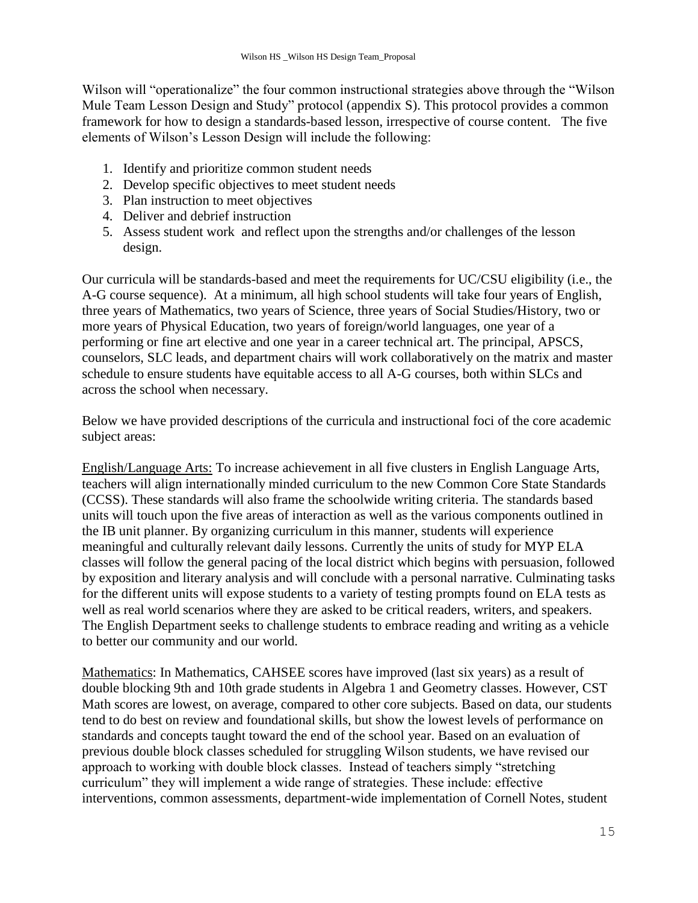Wilson will "operationalize" the four common instructional strategies above through the "Wilson Mule Team Lesson Design and Study" protocol (appendix S). This protocol provides a common framework for how to design a standards-based lesson, irrespective of course content. The five elements of Wilson's Lesson Design will include the following:

1. Identify and prioritize common student needs
2. Develop specific objectives to meet student needs
3. Plan instruction to meet objectives
4. Deliver and debrief instruction
5. Assess student work and reflect upon the strengths and/or challenges of the lesson design.

Our curricula will be standards-based and meet the requirements for UC/CSU eligibility (i.e., the A-G course sequence). At a minimum, all high school students will take four years of English, three years of Mathematics, two years of Science, three years of Social Studies/History, two or more years of Physical Education, two years of foreign/world languages, one year of a performing or fine art elective and one year in a career technical art. The principal, APSCS, counselors, SLC leads, and department chairs will work collaboratively on the matrix and master schedule to ensure students have equitable access to all A-G courses, both within SLCs and across the school when necessary.

Below we have provided descriptions of the curricula and instructional foci of the core academic subject areas:

English/Language Arts: To increase achievement in all five clusters in English Language Arts, teachers will align internationally minded curriculum to the new Common Core State Standards (CCSS). These standards will also frame the schoolwide writing criteria. The standards based units will touch upon the five areas of interaction as well as the various components outlined in the IB unit planner. By organizing curriculum in this manner, students will experience meaningful and culturally relevant daily lessons. Currently the units of study for MYP ELA classes will follow the general pacing of the local district which begins with persuasion, followed by exposition and literary analysis and will conclude with a personal narrative. Culminating tasks for the different units will expose students to a variety of testing prompts found on ELA tests as well as real world scenarios where they are asked to be critical readers, writers, and speakers. The English Department seeks to challenge students to embrace reading and writing as a vehicle to better our community and our world.

Mathematics: In Mathematics, CAHSEE scores have improved (last six years) as a result of double blocking 9th and 10th grade students in Algebra 1 and Geometry classes. However, CST Math scores are lowest, on average, compared to other core subjects. Based on data, our students tend to do best on review and foundational skills, but show the lowest levels of performance on standards and concepts taught toward the end of the school year. Based on an evaluation of previous double block classes scheduled for struggling Wilson students, we have revised our approach to working with double block classes. Instead of teachers simply "stretching curriculum" they will implement a wide range of strategies. These include: effective interventions, common assessments, department-wide implementation of Cornell Notes, student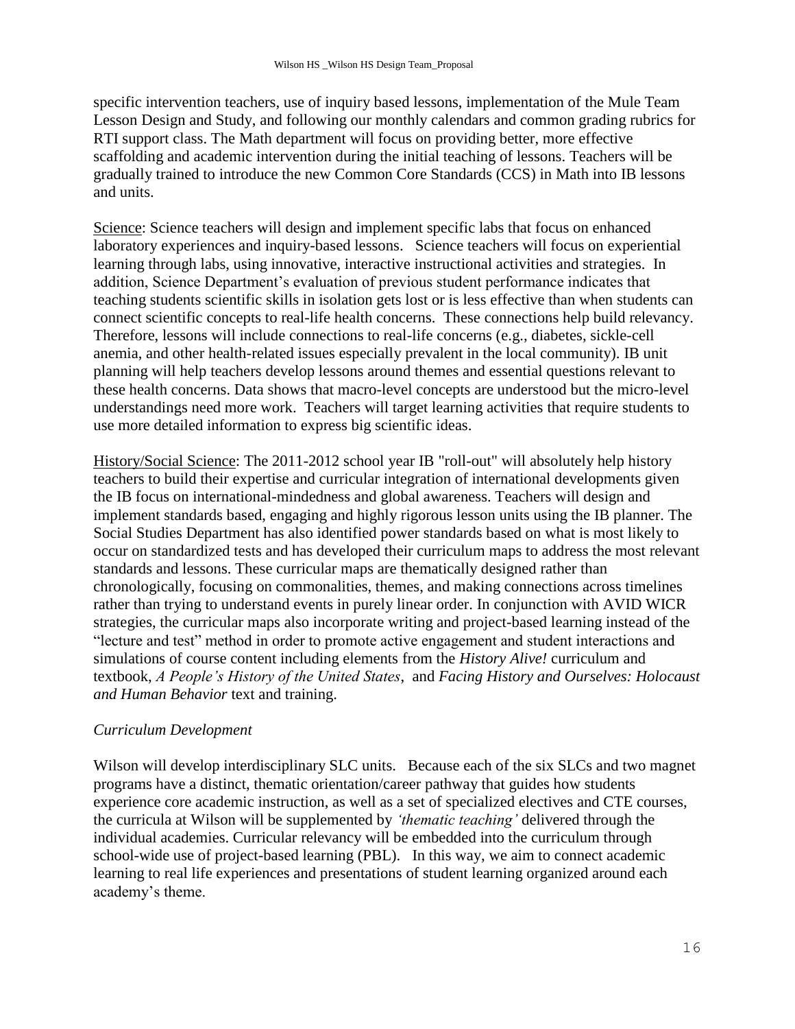specific intervention teachers, use of inquiry based lessons, implementation of the Mule Team Lesson Design and Study, and following our monthly calendars and common grading rubrics for RTI support class. The Math department will focus on providing better, more effective scaffolding and academic intervention during the initial teaching of lessons. Teachers will be gradually trained to introduce the new Common Core Standards (CCS) in Math into IB lessons and units.

<u>Science</u>: Science teachers will design and implement specific labs that focus on enhanced laboratory experiences and inquiry-based lessons. Science teachers will focus on experiential learning through labs, using innovative, interactive instructional activities and strategies. In addition, Science Department's evaluation of previous student performance indicates that teaching students scientific skills in isolation gets lost or is less effective than when students can connect scientific concepts to real-life health concerns. These connections help build relevancy. Therefore, lessons will include connections to real-life concerns (e.g., diabetes, sickle-cell anemia, and other health-related issues especially prevalent in the local community). IB unit planning will help teachers develop lessons around themes and essential questions relevant to these health concerns. Data shows that macro-level concepts are understood but the micro-level understandings need more work. Teachers will target learning activities that require students to use more detailed information to express big scientific ideas.

<u>History/Social Science</u>: The 2011-2012 school year IB "roll-out" will absolutely help history teachers to build their expertise and curricular integration of international developments given the IB focus on international-mindedness and global awareness. Teachers will design and implement standards based, engaging and highly rigorous lesson units using the IB planner. The Social Studies Department has also identified power standards based on what is most likely to occur on standardized tests and has developed their curriculum maps to address the most relevant standards and lessons. These curricular maps are thematically designed rather than chronologically, focusing on commonalities, themes, and making connections across timelines rather than trying to understand events in purely linear order. In conjunction with AVID WICR strategies, the curricular maps also incorporate writing and project-based learning instead of the "lecture and test" method in order to promote active engagement and student interactions and simulations of course content including elements from the *History Alive!* curriculum and textbook, *A People's History of the United States*, and *Facing History and Ourselves: Holocaust and Human Behavior* text and training.

*Curriculum Development*

Wilson will develop interdisciplinary SLC units. Because each of the six SLCs and two magnet programs have a distinct, thematic orientation/career pathway that guides how students experience core academic instruction, as well as a set of specialized electives and CTE courses, the curricula at Wilson will be supplemented by *'thematic teaching'* delivered through the individual academies. Curricular relevancy will be embedded into the curriculum through school-wide use of project-based learning (PBL). In this way, we aim to connect academic learning to real life experiences and presentations of student learning organized around each academy's theme.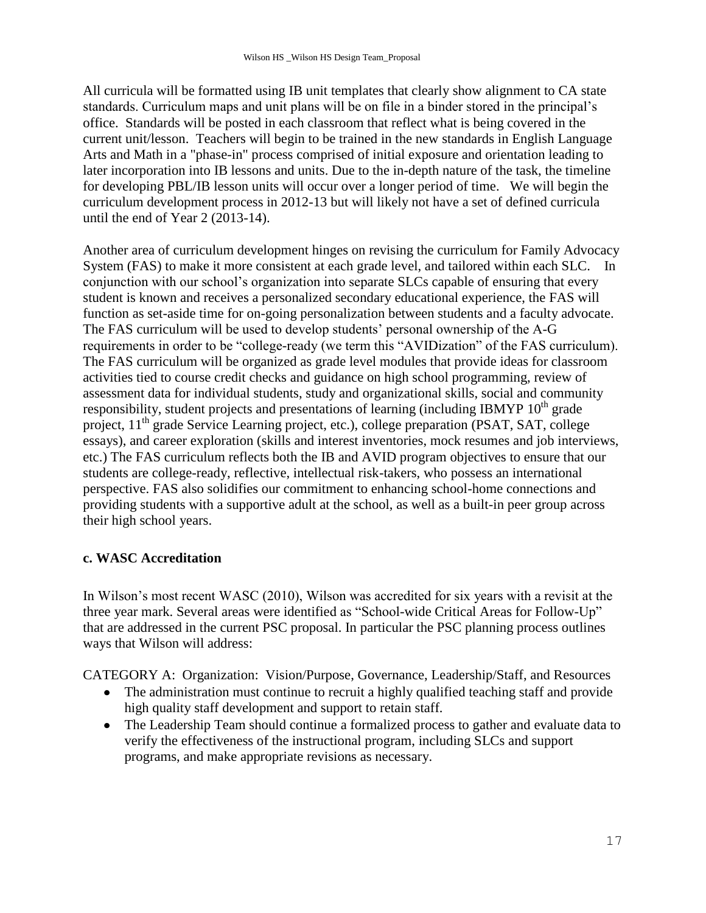All curricula will be formatted using IB unit templates that clearly show alignment to CA state standards. Curriculum maps and unit plans will be on file in a binder stored in the principal's office. Standards will be posted in each classroom that reflect what is being covered in the current unit/lesson. Teachers will begin to be trained in the new standards in English Language Arts and Math in a "phase-in" process comprised of initial exposure and orientation leading to later incorporation into IB lessons and units. Due to the in-depth nature of the task, the timeline for developing PBL/IB lesson units will occur over a longer period of time. We will begin the curriculum development process in 2012-13 but will likely not have a set of defined curricula until the end of Year 2 (2013-14).

Another area of curriculum development hinges on revising the curriculum for Family Advocacy System (FAS) to make it more consistent at each grade level, and tailored within each SLC. In conjunction with our school's organization into separate SLCs capable of ensuring that every student is known and receives a personalized secondary educational experience, the FAS will function as set-aside time for on-going personalization between students and a faculty advocate. The FAS curriculum will be used to develop students' personal ownership of the A-G requirements in order to be "college-ready (we term this "AVIDization" of the FAS curriculum). The FAS curriculum will be organized as grade level modules that provide ideas for classroom activities tied to course credit checks and guidance on high school programming, review of assessment data for individual students, study and organizational skills, social and community responsibility, student projects and presentations of learning (including IBMYP 10th grade project, 11th grade Service Learning project, etc.), college preparation (PSAT, SAT, college essays), and career exploration (skills and interest inventories, mock resumes and job interviews, etc.) The FAS curriculum reflects both the IB and AVID program objectives to ensure that our students are college-ready, reflective, intellectual risk-takers, who possess an international perspective. FAS also solidifies our commitment to enhancing school-home connections and providing students with a supportive adult at the school, as well as a built-in peer group across their high school years.

### c. WASC Accreditation

In Wilson's most recent WASC (2010), Wilson was accredited for six years with a revisit at the three year mark. Several areas were identified as "School-wide Critical Areas for Follow-Up" that are addressed in the current PSC proposal. In particular the PSC planning process outlines ways that Wilson will address:

CATEGORY A: Organization: Vision/Purpose, Governance, Leadership/Staff, and Resources

- The administration must continue to recruit a highly qualified teaching staff and provide high quality staff development and support to retain staff.
- The Leadership Team should continue a formalized process to gather and evaluate data to verify the effectiveness of the instructional program, including SLCs and support programs, and make appropriate revisions as necessary.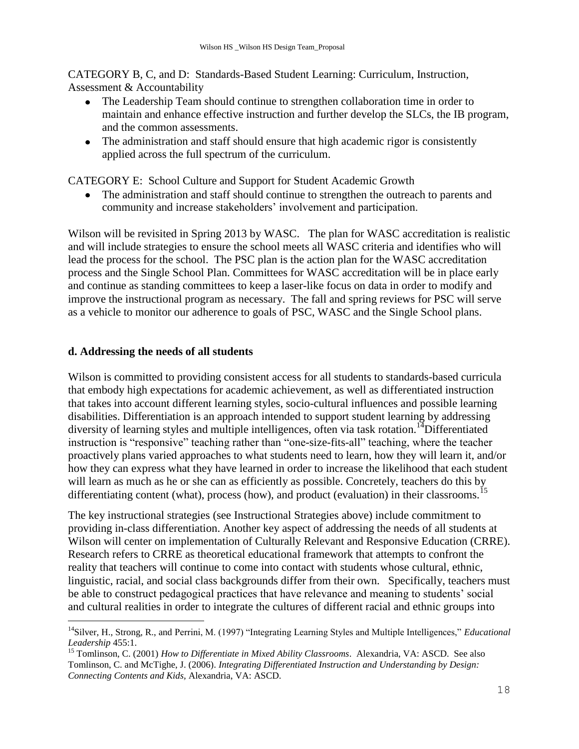CATEGORY B, C, and D: Standards-Based Student Learning: Curriculum, Instruction, Assessment & Accountability

- The Leadership Team should continue to strengthen collaboration time in order to maintain and enhance effective instruction and further develop the SLCs, the IB program, and the common assessments.
- The administration and staff should ensure that high academic rigor is consistently applied across the full spectrum of the curriculum.

CATEGORY E: School Culture and Support for Student Academic Growth

- The administration and staff should continue to strengthen the outreach to parents and community and increase stakeholders' involvement and participation.

Wilson will be revisited in Spring 2013 by WASC. The plan for WASC accreditation is realistic and will include strategies to ensure the school meets all WASC criteria and identifies who will lead the process for the school. The PSC plan is the action plan for the WASC accreditation process and the Single School Plan. Committees for WASC accreditation will be in place early and continue as standing committees to keep a laser-like focus on data in order to modify and improve the instructional program as necessary. The fall and spring reviews for PSC will serve as a vehicle to monitor our adherence to goals of PSC, WASC and the Single School plans.

### d. Addressing the needs of all students

Wilson is committed to providing consistent access for all students to standards-based curricula that embody high expectations for academic achievement, as well as differentiated instruction that takes into account different learning styles, socio-cultural influences and possible learning disabilities. Differentiation is an approach intended to support student learning by addressing diversity of learning styles and multiple intelligences, often via task rotation.[14] Differentiated instruction is "responsive" teaching rather than "one-size-fits-all" teaching, where the teacher proactively plans varied approaches to what students need to learn, how they will learn it, and/or how they can express what they have learned in order to increase the likelihood that each student will learn as much as he or she can as efficiently as possible. Concretely, teachers do this by differentiating content (what), process (how), and product (evaluation) in their classrooms.[15]

The key instructional strategies (see Instructional Strategies above) include commitment to providing in-class differentiation. Another key aspect of addressing the needs of all students at Wilson will center on implementation of Culturally Relevant and Responsive Education (CRRE). Research refers to CRRE as theoretical educational framework that attempts to confront the reality that teachers will continue to come into contact with students whose cultural, ethnic, linguistic, racial, and social class backgrounds differ from their own. Specifically, teachers must be able to construct pedagogical practices that have relevance and meaning to students' social and cultural realities in order to integrate the cultures of different racial and ethnic groups into

---

[14] Silver, H., Strong, R., and Perrini, M. (1997) "Integrating Learning Styles and Multiple Intelligences," *Educational Leadership* 455:1.

[15] Tomlinson, C. (2001) *How to Differentiate in Mixed Ability Classrooms*. Alexandria, VA: ASCD. See also Tomlinson, C. and McTighe, J. (2006). *Integrating Differentiated Instruction and Understanding by Design: Connecting Contents and Kids,* Alexandria, VA: ASCD.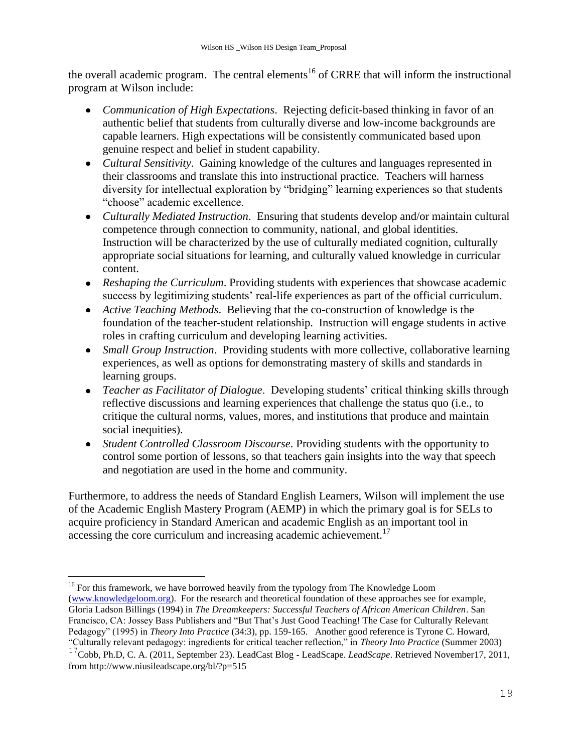the overall academic program. The central elements[16] of CRRE that will inform the instructional program at Wilson include:

- *Communication of High Expectations*. Rejecting deficit-based thinking in favor of an authentic belief that students from culturally diverse and low-income backgrounds are capable learners. High expectations will be consistently communicated based upon genuine respect and belief in student capability.
- *Cultural Sensitivity*. Gaining knowledge of the cultures and languages represented in their classrooms and translate this into instructional practice. Teachers will harness diversity for intellectual exploration by "bridging" learning experiences so that students "choose" academic excellence.
- *Culturally Mediated Instruction*. Ensuring that students develop and/or maintain cultural competence through connection to community, national, and global identities. Instruction will be characterized by the use of culturally mediated cognition, culturally appropriate social situations for learning, and culturally valued knowledge in curricular content.
- *Reshaping the Curriculum*. Providing students with experiences that showcase academic success by legitimizing students' real-life experiences as part of the official curriculum.
- *Active Teaching Methods*. Believing that the co-construction of knowledge is the foundation of the teacher-student relationship. Instruction will engage students in active roles in crafting curriculum and developing learning activities.
- *Small Group Instruction*. Providing students with more collective, collaborative learning experiences, as well as options for demonstrating mastery of skills and standards in learning groups.
- *Teacher as Facilitator of Dialogue*. Developing students' critical thinking skills through reflective discussions and learning experiences that challenge the status quo (i.e., to critique the cultural norms, values, mores, and institutions that produce and maintain social inequities).
- *Student Controlled Classroom Discourse*. Providing students with the opportunity to control some portion of lessons, so that teachers gain insights into the way that speech and negotiation are used in the home and community.

Furthermore, to address the needs of Standard English Learners, Wilson will implement the use of the Academic English Mastery Program (AEMP) in which the primary goal is for SELs to acquire proficiency in Standard American and academic English as an important tool in accessing the core curriculum and increasing academic achievement.[17]

---

[16] For this framework, we have borrowed heavily from the typology from The Knowledge Loom (www.knowledgeloom.org). For the research and theoretical foundation of these approaches see for example, Gloria Ladson Billings (1994) in *The Dreamkeepers: Successful Teachers of African American Children*. San Francisco, CA: Jossey Bass Publishers and "But That's Just Good Teaching! The Case for Culturally Relevant Pedagogy" (1995) in *Theory Into Practice* (34:3), pp. 159-165. Another good reference is Tyrone C. Howard, "Culturally relevant pedagogy: ingredients for critical teacher reflection," in *Theory Into Practice* (Summer 2003)

[17] Cobb, Ph.D, C. A. (2011, September 23). LeadCast Blog - LeadScape. *LeadScape*. Retrieved November17, 2011, from http://www.niusileadscape.org/bl/?p=515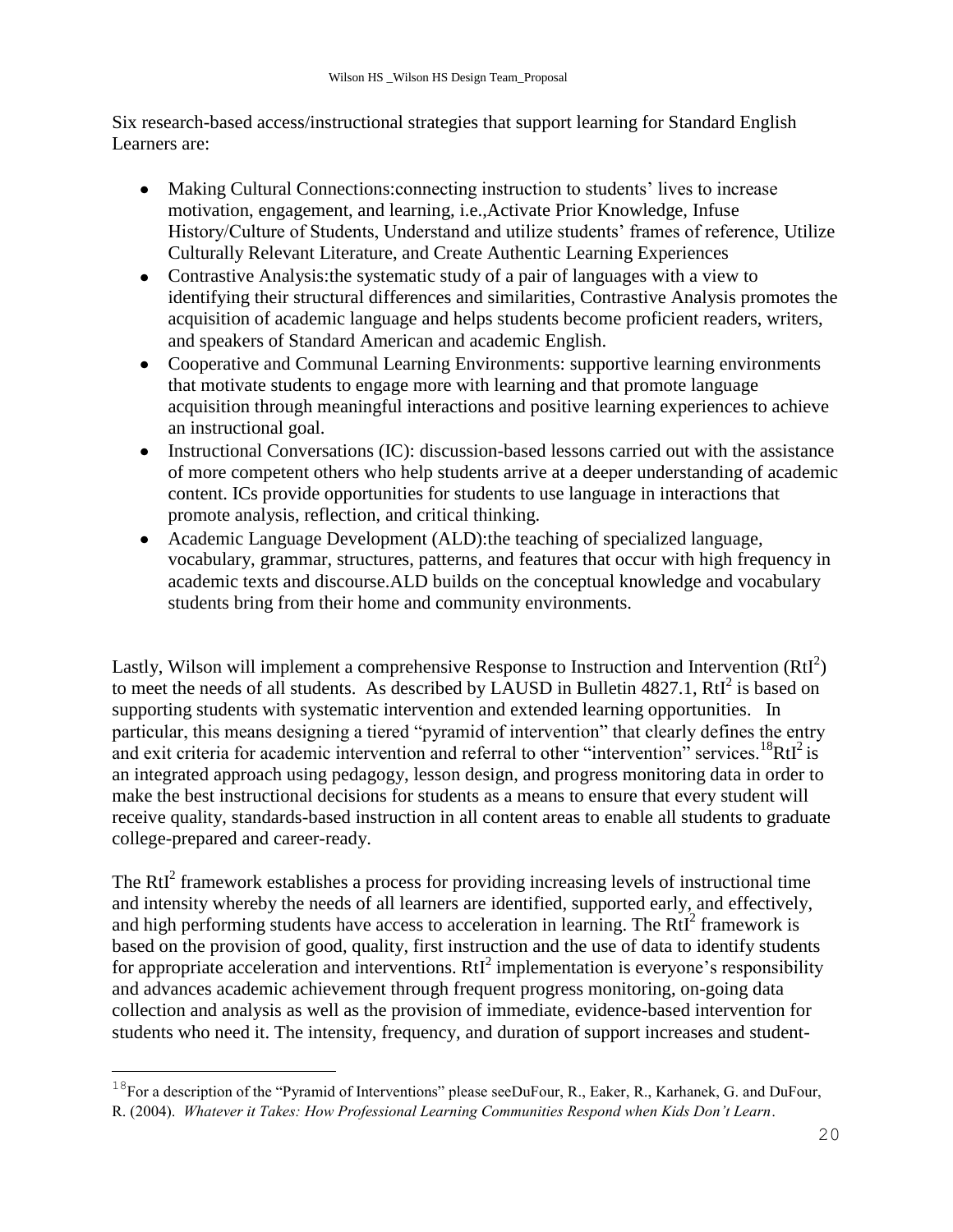Six research-based access/instructional strategies that support learning for Standard English Learners are:

- Making Cultural Connections:connecting instruction to students' lives to increase motivation, engagement, and learning, i.e.,Activate Prior Knowledge, Infuse History/Culture of Students, Understand and utilize students' frames of reference, Utilize Culturally Relevant Literature, and Create Authentic Learning Experiences
- Contrastive Analysis:the systematic study of a pair of languages with a view to identifying their structural differences and similarities, Contrastive Analysis promotes the acquisition of academic language and helps students become proficient readers, writers, and speakers of Standard American and academic English.
- Cooperative and Communal Learning Environments: supportive learning environments that motivate students to engage more with learning and that promote language acquisition through meaningful interactions and positive learning experiences to achieve an instructional goal.
- Instructional Conversations (IC): discussion-based lessons carried out with the assistance of more competent others who help students arrive at a deeper understanding of academic content. ICs provide opportunities for students to use language in interactions that promote analysis, reflection, and critical thinking.
- Academic Language Development (ALD):the teaching of specialized language, vocabulary, grammar, structures, patterns, and features that occur with high frequency in academic texts and discourse.ALD builds on the conceptual knowledge and vocabulary students bring from their home and community environments.

Lastly, Wilson will implement a comprehensive Response to Instruction and Intervention ($RtI^2$) to meet the needs of all students. As described by LAUSD in Bulletin 4827.1, $RtI^2$ is based on supporting students with systematic intervention and extended learning opportunities. In particular, this means designing a tiered "pyramid of intervention" that clearly defines the entry and exit criteria for academic intervention and referral to other "intervention" services.[18] $RtI^2$ is an integrated approach using pedagogy, lesson design, and progress monitoring data in order to make the best instructional decisions for students as a means to ensure that every student will receive quality, standards-based instruction in all content areas to enable all students to graduate college-prepared and career-ready.

The $RtI^2$ framework establishes a process for providing increasing levels of instructional time and intensity whereby the needs of all learners are identified, supported early, and effectively, and high performing students have access to acceleration in learning. The $RtI^2$ framework is based on the provision of good, quality, first instruction and the use of data to identify students for appropriate acceleration and interventions. $RtI^2$ implementation is everyone's responsibility and advances academic achievement through frequent progress monitoring, on-going data collection and analysis as well as the provision of immediate, evidence-based intervention for students who need it. The intensity, frequency, and duration of support increases and student-

---

[18] For a description of the "Pyramid of Interventions" please seeDuFour, R., Eaker, R., Karhanek, G. and DuFour, R. (2004). *Whatever it Takes: How Professional Learning Communities Respond when Kids Don't Learn*.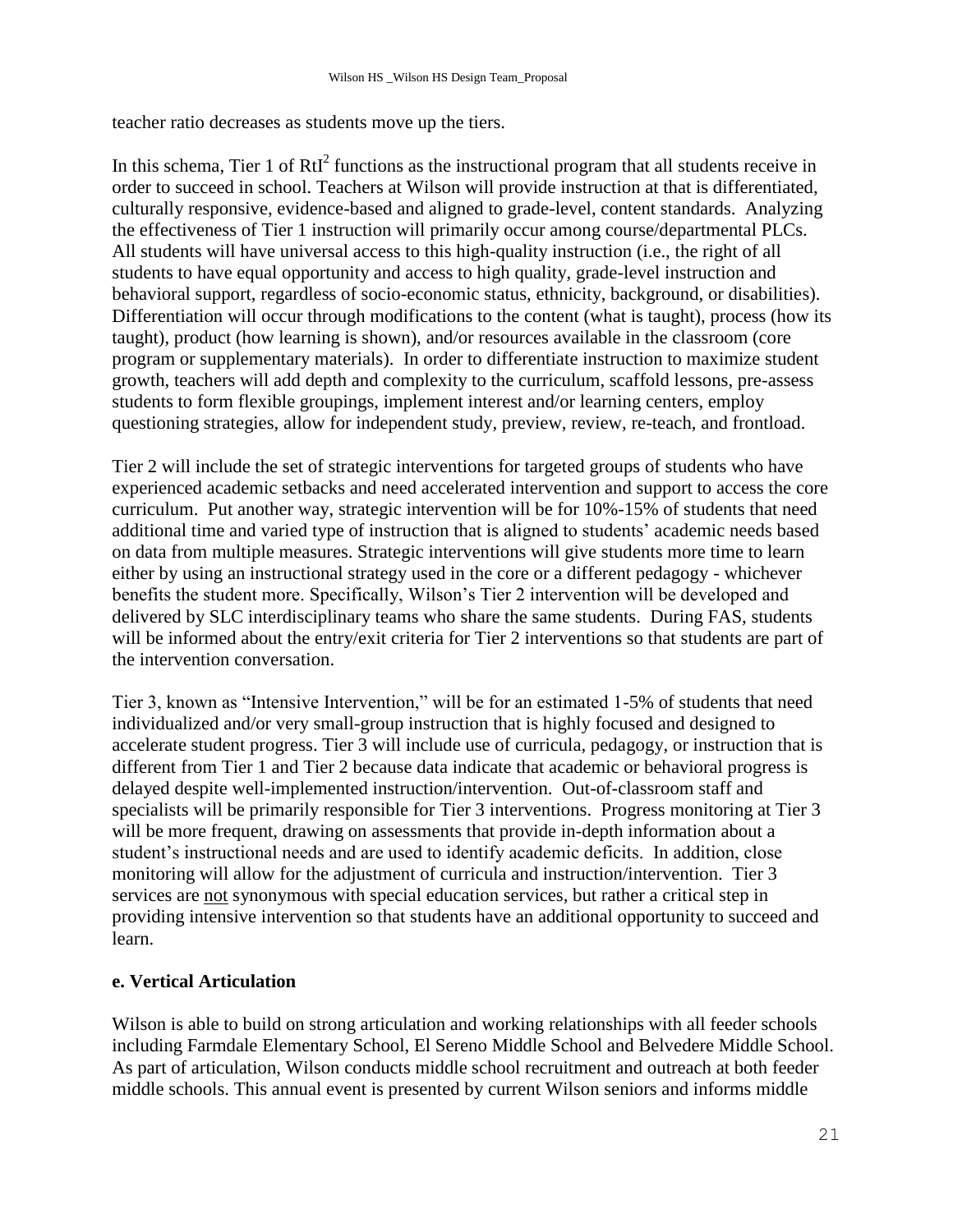teacher ratio decreases as students move up the tiers.

In this schema, Tier 1 of $RtI^2$ functions as the instructional program that all students receive in order to succeed in school. Teachers at Wilson will provide instruction at that is differentiated, culturally responsive, evidence-based and aligned to grade-level, content standards. Analyzing the effectiveness of Tier 1 instruction will primarily occur among course/departmental PLCs. All students will have universal access to this high-quality instruction (i.e., the right of all students to have equal opportunity and access to high quality, grade-level instruction and behavioral support, regardless of socio-economic status, ethnicity, background, or disabilities). Differentiation will occur through modifications to the content (what is taught), process (how its taught), product (how learning is shown), and/or resources available in the classroom (core program or supplementary materials). In order to differentiate instruction to maximize student growth, teachers will add depth and complexity to the curriculum, scaffold lessons, pre-assess students to form flexible groupings, implement interest and/or learning centers, employ questioning strategies, allow for independent study, preview, review, re-teach, and frontload.

Tier 2 will include the set of strategic interventions for targeted groups of students who have experienced academic setbacks and need accelerated intervention and support to access the core curriculum. Put another way, strategic intervention will be for 10%-15% of students that need additional time and varied type of instruction that is aligned to students' academic needs based on data from multiple measures. Strategic interventions will give students more time to learn either by using an instructional strategy used in the core or a different pedagogy - whichever benefits the student more. Specifically, Wilson's Tier 2 intervention will be developed and delivered by SLC interdisciplinary teams who share the same students. During FAS, students will be informed about the entry/exit criteria for Tier 2 interventions so that students are part of the intervention conversation.

Tier 3, known as "Intensive Intervention," will be for an estimated 1-5% of students that need individualized and/or very small-group instruction that is highly focused and designed to accelerate student progress. Tier 3 will include use of curricula, pedagogy, or instruction that is different from Tier 1 and Tier 2 because data indicate that academic or behavioral progress is delayed despite well-implemented instruction/intervention. Out-of-classroom staff and specialists will be primarily responsible for Tier 3 interventions. Progress monitoring at Tier 3 will be more frequent, drawing on assessments that provide in-depth information about a student's instructional needs and are used to identify academic deficits. In addition, close monitoring will allow for the adjustment of curricula and instruction/intervention. Tier 3 services are not synonymous with special education services, but rather a critical step in providing intensive intervention so that students have an additional opportunity to succeed and learn.

**e. Vertical Articulation**

Wilson is able to build on strong articulation and working relationships with all feeder schools including Farmdale Elementary School, El Sereno Middle School and Belvedere Middle School. As part of articulation, Wilson conducts middle school recruitment and outreach at both feeder middle schools. This annual event is presented by current Wilson seniors and informs middle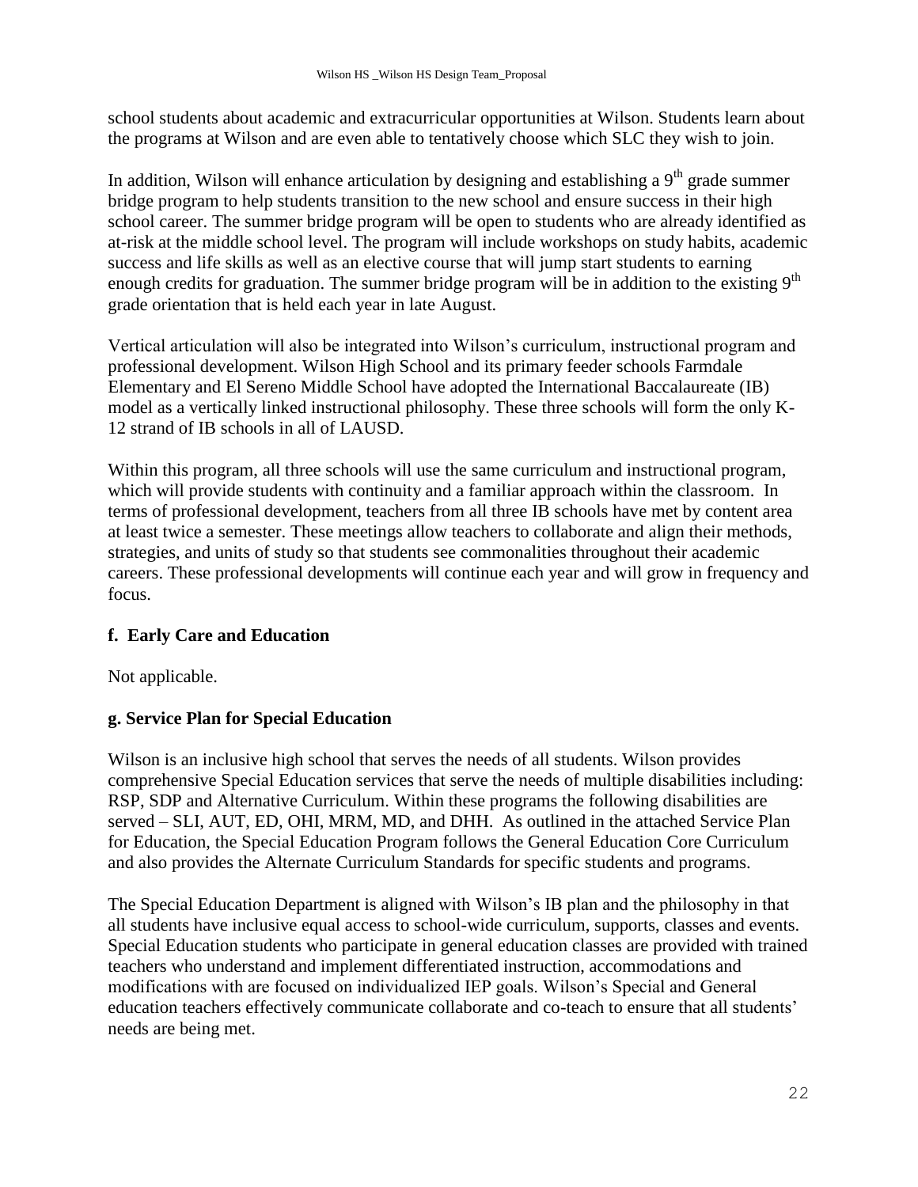school students about academic and extracurricular opportunities at Wilson. Students learn about the programs at Wilson and are even able to tentatively choose which SLC they wish to join.

In addition, Wilson will enhance articulation by designing and establishing a 9th grade summer bridge program to help students transition to the new school and ensure success in their high school career. The summer bridge program will be open to students who are already identified as at-risk at the middle school level. The program will include workshops on study habits, academic success and life skills as well as an elective course that will jump start students to earning enough credits for graduation. The summer bridge program will be in addition to the existing 9th grade orientation that is held each year in late August.

Vertical articulation will also be integrated into Wilson's curriculum, instructional program and professional development. Wilson High School and its primary feeder schools Farmdale Elementary and El Sereno Middle School have adopted the International Baccalaureate (IB) model as a vertically linked instructional philosophy. These three schools will form the only K-12 strand of IB schools in all of LAUSD.

Within this program, all three schools will use the same curriculum and instructional program, which will provide students with continuity and a familiar approach within the classroom. In terms of professional development, teachers from all three IB schools have met by content area at least twice a semester. These meetings allow teachers to collaborate and align their methods, strategies, and units of study so that students see commonalities throughout their academic careers. These professional developments will continue each year and will grow in frequency and focus.

### f. Early Care and Education

Not applicable.

### g. Service Plan for Special Education

Wilson is an inclusive high school that serves the needs of all students. Wilson provides comprehensive Special Education services that serve the needs of multiple disabilities including: RSP, SDP and Alternative Curriculum. Within these programs the following disabilities are served – SLI, AUT, ED, OHI, MRM, MD, and DHH. As outlined in the attached Service Plan for Education, the Special Education Program follows the General Education Core Curriculum and also provides the Alternate Curriculum Standards for specific students and programs.

The Special Education Department is aligned with Wilson's IB plan and the philosophy in that all students have inclusive equal access to school-wide curriculum, supports, classes and events. Special Education students who participate in general education classes are provided with trained teachers who understand and implement differentiated instruction, accommodations and modifications with are focused on individualized IEP goals. Wilson's Special and General education teachers effectively communicate collaborate and co-teach to ensure that all students' needs are being met.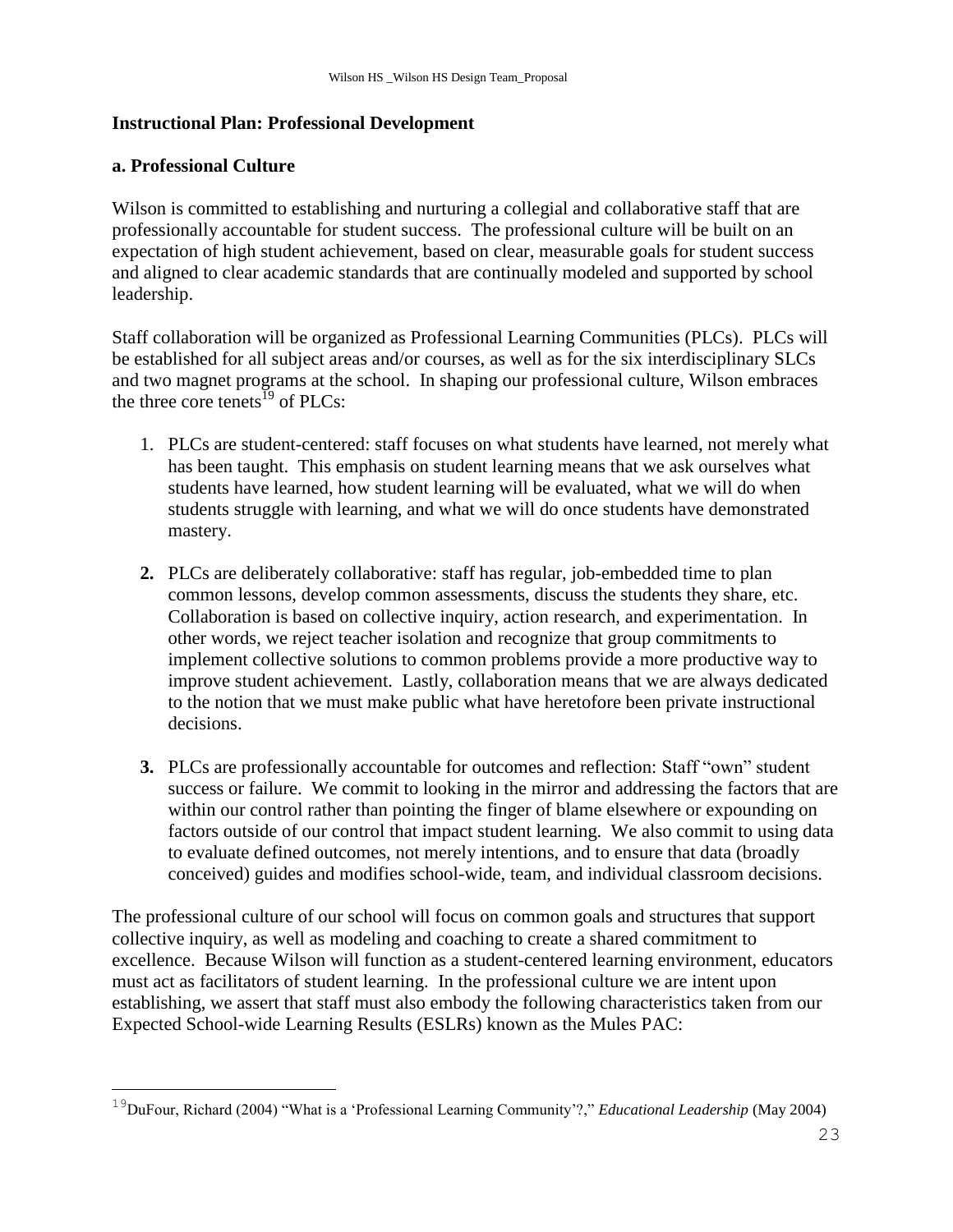**Instructional Plan: Professional Development**

**a. Professional Culture**

Wilson is committed to establishing and nurturing a collegial and collaborative staff that are professionally accountable for student success. The professional culture will be built on an expectation of high student achievement, based on clear, measurable goals for student success and aligned to clear academic standards that are continually modeled and supported by school leadership.

Staff collaboration will be organized as Professional Learning Communities (PLCs). PLCs will be established for all subject areas and/or courses, as well as for the six interdisciplinary SLCs and two magnet programs at the school. In shaping our professional culture, Wilson embraces the three core tenets[19] of PLCs:

1. PLCs are student-centered: staff focuses on what students have learned, not merely what has been taught. This emphasis on student learning means that we ask ourselves what students have learned, how student learning will be evaluated, what we will do when students struggle with learning, and what we will do once students have demonstrated mastery.

2. PLCs are deliberately collaborative: staff has regular, job-embedded time to plan common lessons, develop common assessments, discuss the students they share, etc. Collaboration is based on collective inquiry, action research, and experimentation. In other words, we reject teacher isolation and recognize that group commitments to implement collective solutions to common problems provide a more productive way to improve student achievement. Lastly, collaboration means that we are always dedicated to the notion that we must make public what have heretofore been private instructional decisions.

3. PLCs are professionally accountable for outcomes and reflection: Staff "own" student success or failure. We commit to looking in the mirror and addressing the factors that are within our control rather than pointing the finger of blame elsewhere or expounding on factors outside of our control that impact student learning. We also commit to using data to evaluate defined outcomes, not merely intentions, and to ensure that data (broadly conceived) guides and modifies school-wide, team, and individual classroom decisions.

The professional culture of our school will focus on common goals and structures that support collective inquiry, as well as modeling and coaching to create a shared commitment to excellence. Because Wilson will function as a student-centered learning environment, educators must act as facilitators of student learning. In the professional culture we are intent upon establishing, we assert that staff must also embody the following characteristics taken from our Expected School-wide Learning Results (ESLRs) known as the Mules PAC:

---

[19] DuFour, Richard (2004) "What is a 'Professional Learning Community'?," *Educational Leadership* (May 2004)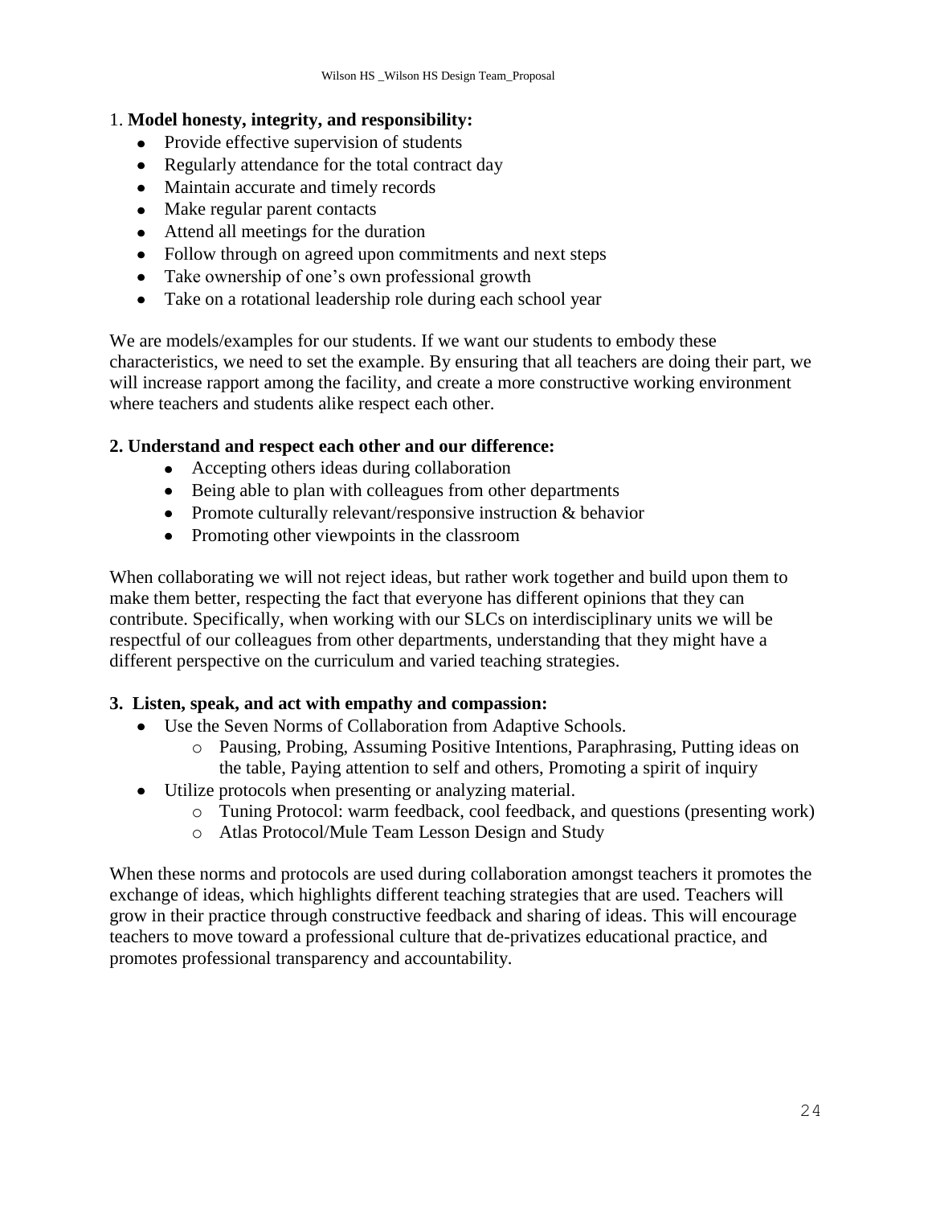1. **Model honesty, integrity, and responsibility:**

- Provide effective supervision of students
- Regularly attendance for the total contract day
- Maintain accurate and timely records
- Make regular parent contacts
- Attend all meetings for the duration
- Follow through on agreed upon commitments and next steps
- Take ownership of one's own professional growth
- Take on a rotational leadership role during each school year

We are models/examples for our students. If we want our students to embody these characteristics, we need to set the example. By ensuring that all teachers are doing their part, we will increase rapport among the facility, and create a more constructive working environment where teachers and students alike respect each other.

**2. Understand and respect each other and our difference:**

- Accepting others ideas during collaboration
- Being able to plan with colleagues from other departments
- Promote culturally relevant/responsive instruction & behavior
- Promoting other viewpoints in the classroom

When collaborating we will not reject ideas, but rather work together and build upon them to make them better, respecting the fact that everyone has different opinions that they can contribute. Specifically, when working with our SLCs on interdisciplinary units we will be respectful of our colleagues from other departments, understanding that they might have a different perspective on the curriculum and varied teaching strategies.

**3. Listen, speak, and act with empathy and compassion:**

- Use the Seven Norms of Collaboration from Adaptive Schools.
  - Pausing, Probing, Assuming Positive Intentions, Paraphrasing, Putting ideas on the table, Paying attention to self and others, Promoting a spirit of inquiry
- Utilize protocols when presenting or analyzing material.
  - Tuning Protocol: warm feedback, cool feedback, and questions (presenting work)
  - Atlas Protocol/Mule Team Lesson Design and Study

When these norms and protocols are used during collaboration amongst teachers it promotes the exchange of ideas, which highlights different teaching strategies that are used. Teachers will grow in their practice through constructive feedback and sharing of ideas. This will encourage teachers to move toward a professional culture that de-privatizes educational practice, and promotes professional transparency and accountability.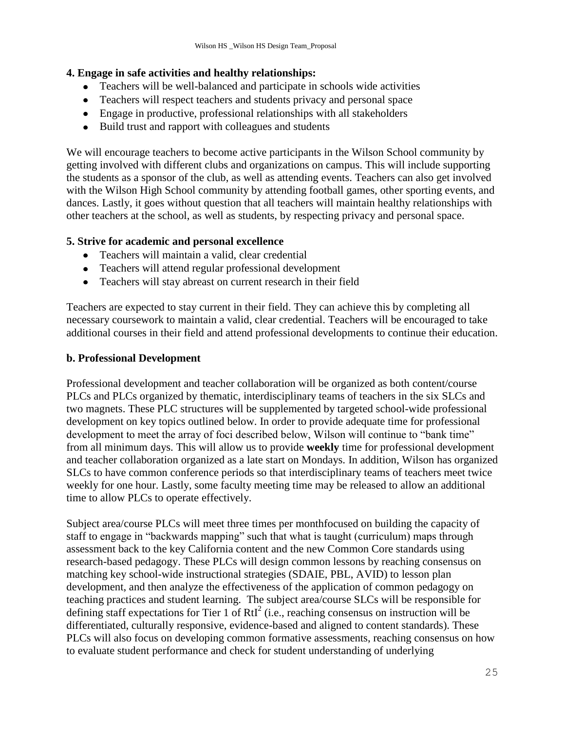**4. Engage in safe activities and healthy relationships:**

- Teachers will be well-balanced and participate in schools wide activities
- Teachers will respect teachers and students privacy and personal space
- Engage in productive, professional relationships with all stakeholders
- Build trust and rapport with colleagues and students

We will encourage teachers to become active participants in the Wilson School community by getting involved with different clubs and organizations on campus. This will include supporting the students as a sponsor of the club, as well as attending events. Teachers can also get involved with the Wilson High School community by attending football games, other sporting events, and dances. Lastly, it goes without question that all teachers will maintain healthy relationships with other teachers at the school, as well as students, by respecting privacy and personal space.

**5. Strive for academic and personal excellence**

- Teachers will maintain a valid, clear credential
- Teachers will attend regular professional development
- Teachers will stay abreast on current research in their field

Teachers are expected to stay current in their field. They can achieve this by completing all necessary coursework to maintain a valid, clear credential. Teachers will be encouraged to take additional courses in their field and attend professional developments to continue their education.

**b. Professional Development**

Professional development and teacher collaboration will be organized as both content/course PLCs and PLCs organized by thematic, interdisciplinary teams of teachers in the six SLCs and two magnets. These PLC structures will be supplemented by targeted school-wide professional development on key topics outlined below. In order to provide adequate time for professional development to meet the array of foci described below, Wilson will continue to "bank time" from all minimum days. This will allow us to provide **weekly** time for professional development and teacher collaboration organized as a late start on Mondays. In addition, Wilson has organized SLCs to have common conference periods so that interdisciplinary teams of teachers meet twice weekly for one hour. Lastly, some faculty meeting time may be released to allow an additional time to allow PLCs to operate effectively.

Subject area/course PLCs will meet three times per monthfocused on building the capacity of staff to engage in "backwards mapping" such that what is taught (curriculum) maps through assessment back to the key California content and the new Common Core standards using research-based pedagogy. These PLCs will design common lessons by reaching consensus on matching key school-wide instructional strategies (SDAIE, PBL, AVID) to lesson plan development, and then analyze the effectiveness of the application of common pedagogy on teaching practices and student learning. The subject area/course SLCs will be responsible for defining staff expectations for Tier 1 of RtI[2] (i.e., reaching consensus on instruction will be differentiated, culturally responsive, evidence-based and aligned to content standards). These PLCs will also focus on developing common formative assessments, reaching consensus on how to evaluate student performance and check for student understanding of underlying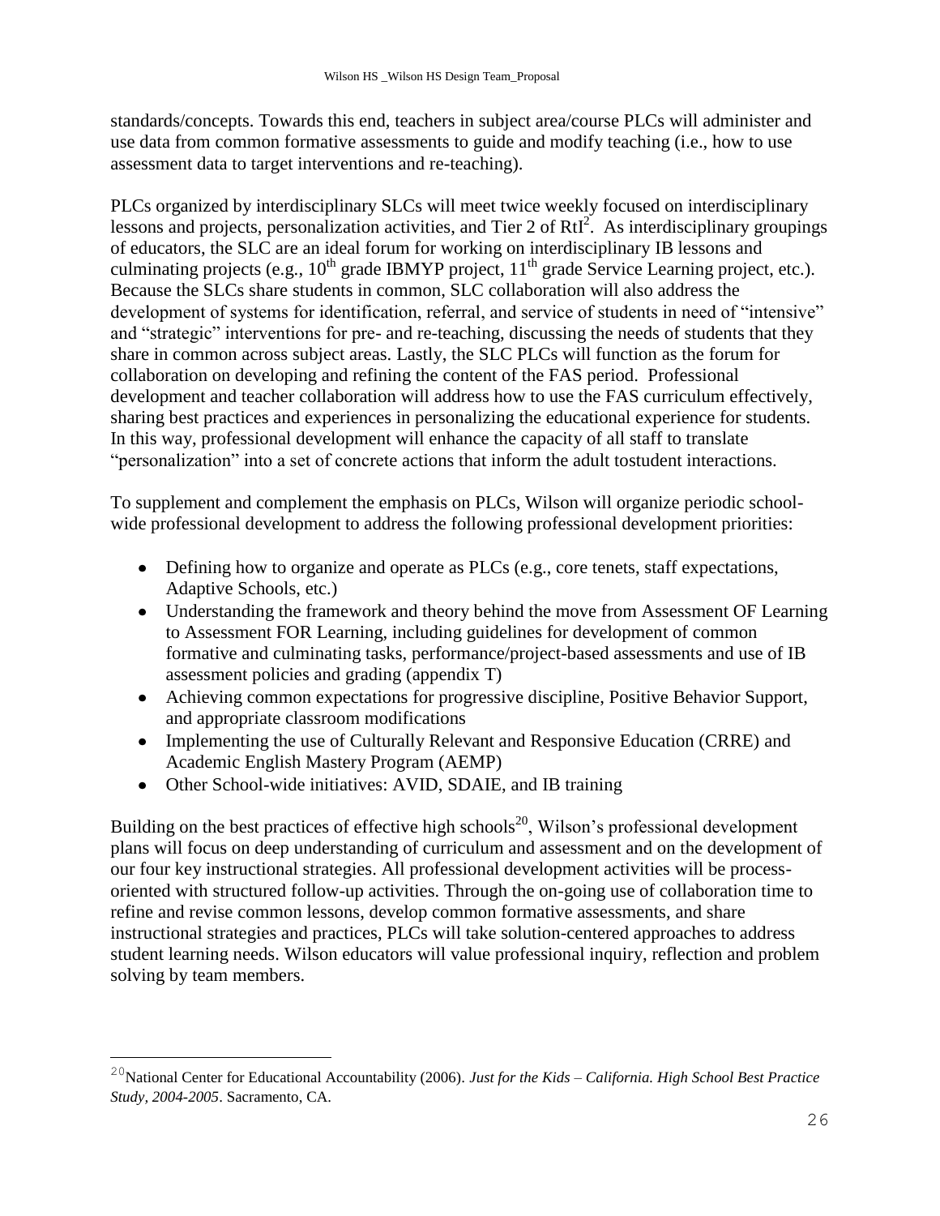standards/concepts. Towards this end, teachers in subject area/course PLCs will administer and use data from common formative assessments to guide and modify teaching (i.e., how to use assessment data to target interventions and re-teaching).

PLCs organized by interdisciplinary SLCs will meet twice weekly focused on interdisciplinary lessons and projects, personalization activities, and Tier 2 of $RtI^2$. As interdisciplinary groupings of educators, the SLC are an ideal forum for working on interdisciplinary IB lessons and culminating projects (e.g., 10th grade IBMYP project, 11th grade Service Learning project, etc.). Because the SLCs share students in common, SLC collaboration will also address the development of systems for identification, referral, and service of students in need of "intensive" and "strategic" interventions for pre- and re-teaching, discussing the needs of students that they share in common across subject areas. Lastly, the SLC PLCs will function as the forum for collaboration on developing and refining the content of the FAS period. Professional development and teacher collaboration will address how to use the FAS curriculum effectively, sharing best practices and experiences in personalizing the educational experience for students. In this way, professional development will enhance the capacity of all staff to translate "personalization" into a set of concrete actions that inform the adult tostudent interactions.

To supplement and complement the emphasis on PLCs, Wilson will organize periodic school-wide professional development to address the following professional development priorities:

- Defining how to organize and operate as PLCs (e.g., core tenets, staff expectations, Adaptive Schools, etc.)
- Understanding the framework and theory behind the move from Assessment OF Learning to Assessment FOR Learning, including guidelines for development of common formative and culminating tasks, performance/project-based assessments and use of IB assessment policies and grading (appendix T)
- Achieving common expectations for progressive discipline, Positive Behavior Support, and appropriate classroom modifications
- Implementing the use of Culturally Relevant and Responsive Education (CRRE) and Academic English Mastery Program (AEMP)
- Other School-wide initiatives: AVID, SDAIE, and IB training

Building on the best practices of effective high schools[20], Wilson's professional development plans will focus on deep understanding of curriculum and assessment and on the development of our four key instructional strategies. All professional development activities will be process-oriented with structured follow-up activities. Through the on-going use of collaboration time to refine and revise common lessons, develop common formative assessments, and share instructional strategies and practices, PLCs will take solution-centered approaches to address student learning needs. Wilson educators will value professional inquiry, reflection and problem solving by team members.

---

[20] National Center for Educational Accountability (2006). *Just for the Kids – California. High School Best Practice Study, 2004-2005*. Sacramento, CA.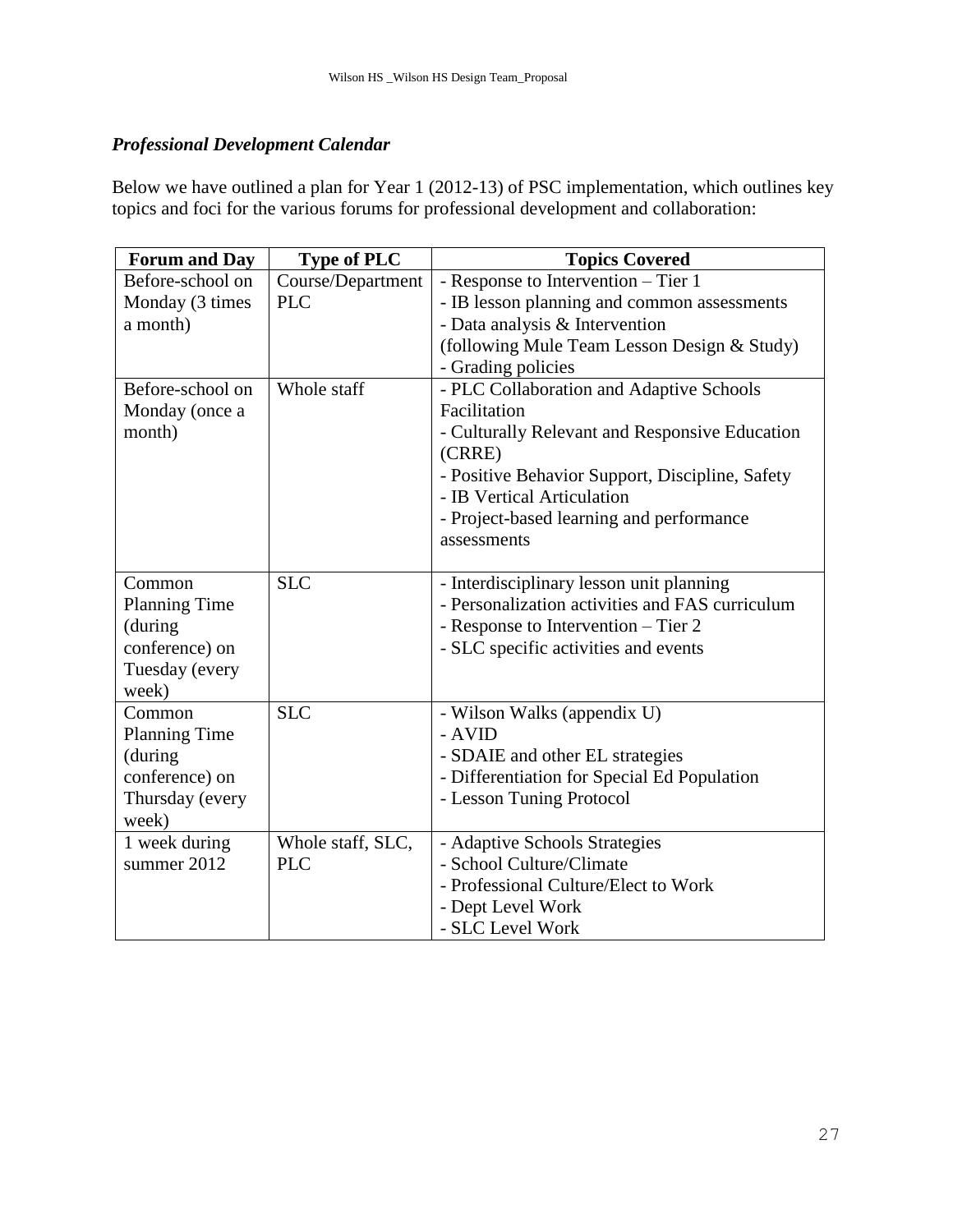### *Professional Development Calendar*

Below we have outlined a plan for Year 1 (2012-13) of PSC implementation, which outlines key topics and foci for the various forums for professional development and collaboration:

| Forum and Day | Type of PLC | Topics Covered |
|---|---|---|
| Before-school on Monday (3 times a month) | Course/Department PLC | - Response to Intervention – Tier 1<br>- IB lesson planning and common assessments<br>- Data analysis & Intervention (following Mule Team Lesson Design & Study)<br>- Grading policies |
| Before-school on Monday (once a month) | Whole staff | - PLC Collaboration and Adaptive Schools Facilitation<br>- Culturally Relevant and Responsive Education (CRRE)<br>- Positive Behavior Support, Discipline, Safety<br>- IB Vertical Articulation<br>- Project-based learning and performance assessments |
| Common Planning Time (during conference) on Tuesday (every week) | SLC | - Interdisciplinary lesson unit planning<br>- Personalization activities and FAS curriculum<br>- Response to Intervention – Tier 2<br>- SLC specific activities and events |
| Common Planning Time (during conference) on Thursday (every week) | SLC | - Wilson Walks (appendix U)<br>- AVID<br>- SDAIE and other EL strategies<br>- Differentiation for Special Ed Population<br>- Lesson Tuning Protocol |
| 1 week during summer 2012 | Whole staff, SLC, PLC | - Adaptive Schools Strategies<br>- School Culture/Climate<br>- Professional Culture/Elect to Work<br>- Dept Level Work<br>- SLC Level Work |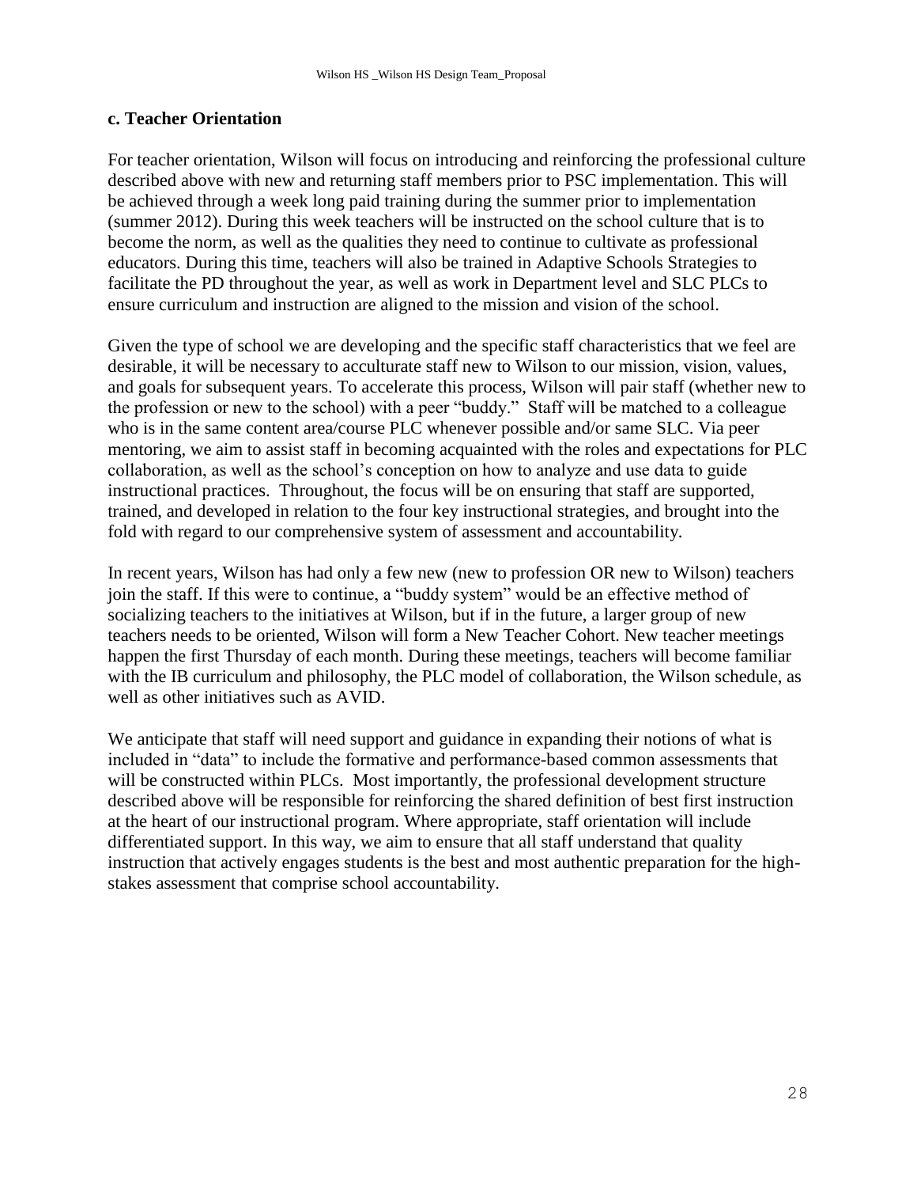### c. Teacher Orientation

For teacher orientation, Wilson will focus on introducing and reinforcing the professional culture described above with new and returning staff members prior to PSC implementation. This will be achieved through a week long paid training during the summer prior to implementation (summer 2012). During this week teachers will be instructed on the school culture that is to become the norm, as well as the qualities they need to continue to cultivate as professional educators. During this time, teachers will also be trained in Adaptive Schools Strategies to facilitate the PD throughout the year, as well as work in Department level and SLC PLCs to ensure curriculum and instruction are aligned to the mission and vision of the school.

Given the type of school we are developing and the specific staff characteristics that we feel are desirable, it will be necessary to acculturate staff new to Wilson to our mission, vision, values, and goals for subsequent years. To accelerate this process, Wilson will pair staff (whether new to the profession or new to the school) with a peer "buddy." Staff will be matched to a colleague who is in the same content area/course PLC whenever possible and/or same SLC. Via peer mentoring, we aim to assist staff in becoming acquainted with the roles and expectations for PLC collaboration, as well as the school's conception on how to analyze and use data to guide instructional practices. Throughout, the focus will be on ensuring that staff are supported, trained, and developed in relation to the four key instructional strategies, and brought into the fold with regard to our comprehensive system of assessment and accountability.

In recent years, Wilson has had only a few new (new to profession OR new to Wilson) teachers join the staff. If this were to continue, a "buddy system" would be an effective method of socializing teachers to the initiatives at Wilson, but if in the future, a larger group of new teachers needs to be oriented, Wilson will form a New Teacher Cohort. New teacher meetings happen the first Thursday of each month. During these meetings, teachers will become familiar with the IB curriculum and philosophy, the PLC model of collaboration, the Wilson schedule, as well as other initiatives such as AVID.

We anticipate that staff will need support and guidance in expanding their notions of what is included in "data" to include the formative and performance-based common assessments that will be constructed within PLCs. Most importantly, the professional development structure described above will be responsible for reinforcing the shared definition of best first instruction at the heart of our instructional program. Where appropriate, staff orientation will include differentiated support. In this way, we aim to ensure that all staff understand that quality instruction that actively engages students is the best and most authentic preparation for the high-stakes assessment that comprise school accountability.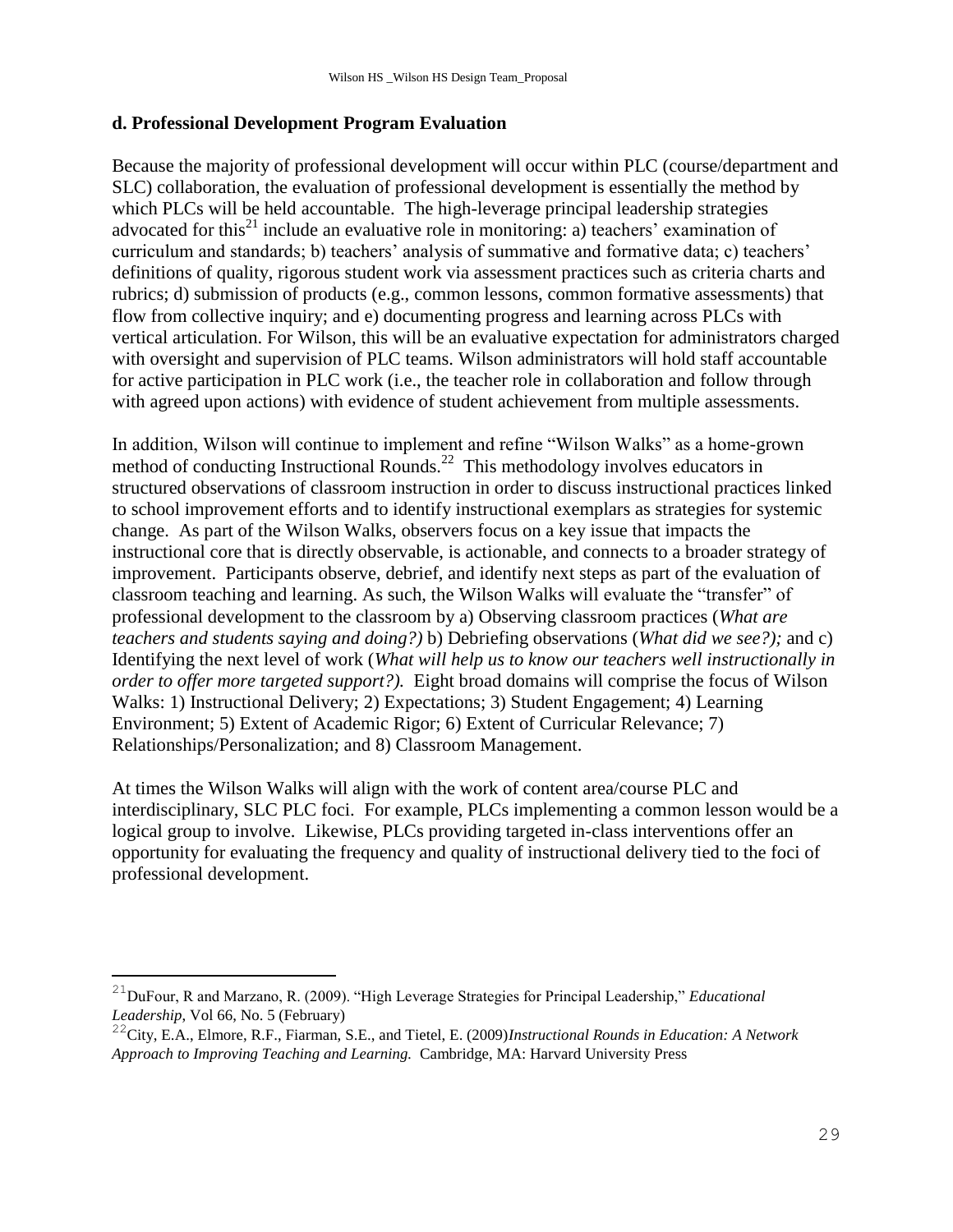### d. Professional Development Program Evaluation

Because the majority of professional development will occur within PLC (course/department and SLC) collaboration, the evaluation of professional development is essentially the method by which PLCs will be held accountable. The high-leverage principal leadership strategies advocated for this[21] include an evaluative role in monitoring: a) teachers' examination of curriculum and standards; b) teachers' analysis of summative and formative data; c) teachers' definitions of quality, rigorous student work via assessment practices such as criteria charts and rubrics; d) submission of products (e.g., common lessons, common formative assessments) that flow from collective inquiry; and e) documenting progress and learning across PLCs with vertical articulation. For Wilson, this will be an evaluative expectation for administrators charged with oversight and supervision of PLC teams. Wilson administrators will hold staff accountable for active participation in PLC work (i.e., the teacher role in collaboration and follow through with agreed upon actions) with evidence of student achievement from multiple assessments.

In addition, Wilson will continue to implement and refine "Wilson Walks" as a home-grown method of conducting Instructional Rounds.[22] This methodology involves educators in structured observations of classroom instruction in order to discuss instructional practices linked to school improvement efforts and to identify instructional exemplars as strategies for systemic change. As part of the Wilson Walks, observers focus on a key issue that impacts the instructional core that is directly observable, is actionable, and connects to a broader strategy of improvement. Participants observe, debrief, and identify next steps as part of the evaluation of classroom teaching and learning. As such, the Wilson Walks will evaluate the "transfer" of professional development to the classroom by a) Observing classroom practices (*What are teachers and students saying and doing?)* b) Debriefing observations (*What did we see?);* and c) Identifying the next level of work (*What will help us to know our teachers well instructionally in order to offer more targeted support?).* Eight broad domains will comprise the focus of Wilson Walks: 1) Instructional Delivery; 2) Expectations; 3) Student Engagement; 4) Learning Environment; 5) Extent of Academic Rigor; 6) Extent of Curricular Relevance; 7) Relationships/Personalization; and 8) Classroom Management.

At times the Wilson Walks will align with the work of content area/course PLC and interdisciplinary, SLC PLC foci. For example, PLCs implementing a common lesson would be a logical group to involve. Likewise, PLCs providing targeted in-class interventions offer an opportunity for evaluating the frequency and quality of instructional delivery tied to the foci of professional development.

---

[21] DuFour, R and Marzano, R. (2009). "High Leverage Strategies for Principal Leadership," *Educational Leadership*, Vol 66, No. 5 (February)

[22] City, E.A., Elmore, R.F., Fiarman, S.E., and Tietel, E. (2009) *Instructional Rounds in Education: A Network Approach to Improving Teaching and Learning.* Cambridge, MA: Harvard University Press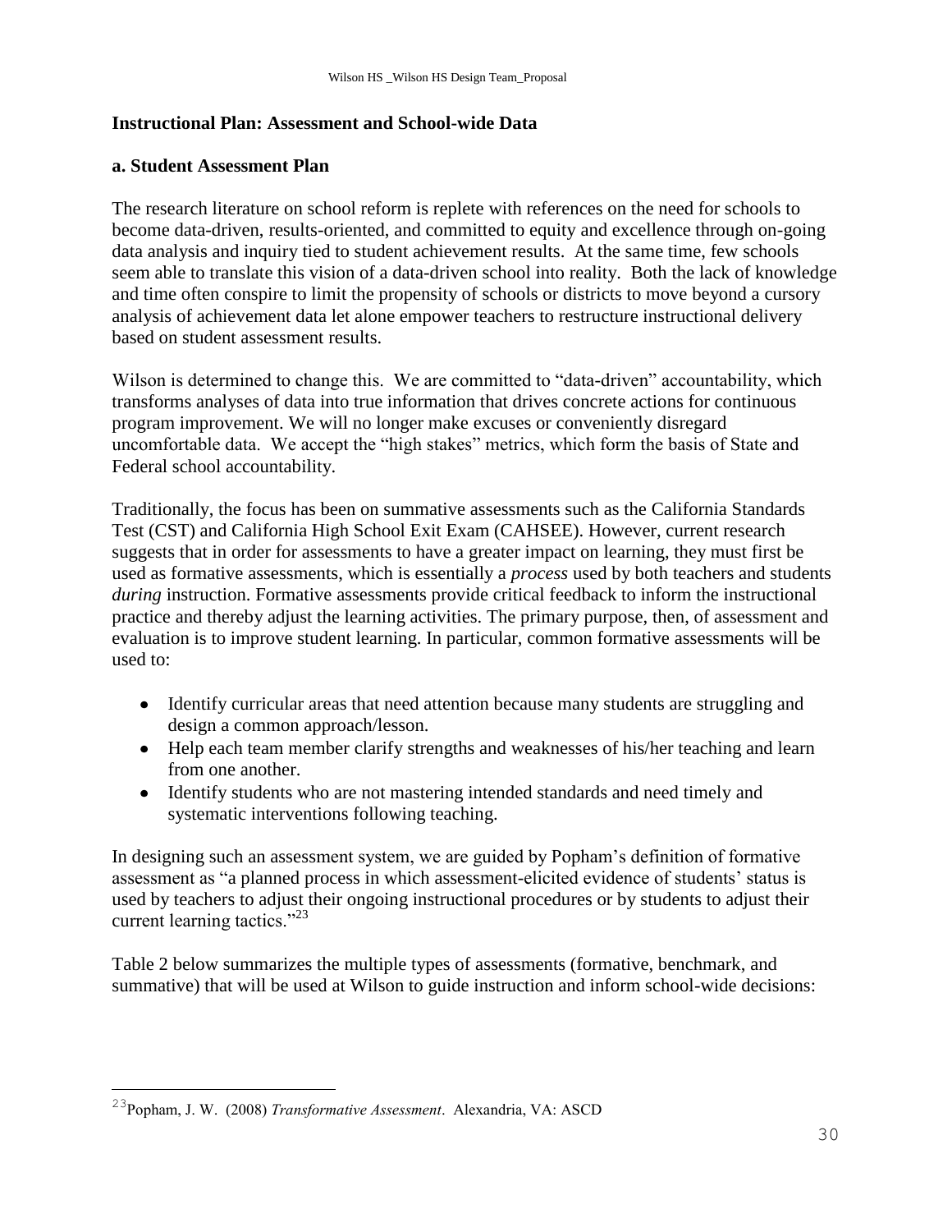## Instructional Plan: Assessment and School-wide Data

### a. Student Assessment Plan

The research literature on school reform is replete with references on the need for schools to become data-driven, results-oriented, and committed to equity and excellence through on-going data analysis and inquiry tied to student achievement results. At the same time, few schools seem able to translate this vision of a data-driven school into reality. Both the lack of knowledge and time often conspire to limit the propensity of schools or districts to move beyond a cursory analysis of achievement data let alone empower teachers to restructure instructional delivery based on student assessment results.

Wilson is determined to change this. We are committed to "data-driven" accountability, which transforms analyses of data into true information that drives concrete actions for continuous program improvement. We will no longer make excuses or conveniently disregard uncomfortable data. We accept the "high stakes" metrics, which form the basis of State and Federal school accountability.

Traditionally, the focus has been on summative assessments such as the California Standards Test (CST) and California High School Exit Exam (CAHSEE). However, current research suggests that in order for assessments to have a greater impact on learning, they must first be used as formative assessments, which is essentially a *process* used by both teachers and students *during* instruction. Formative assessments provide critical feedback to inform the instructional practice and thereby adjust the learning activities. The primary purpose, then, of assessment and evaluation is to improve student learning. In particular, common formative assessments will be used to:

- Identify curricular areas that need attention because many students are struggling and design a common approach/lesson.
- Help each team member clarify strengths and weaknesses of his/her teaching and learn from one another.
- Identify students who are not mastering intended standards and need timely and systematic interventions following teaching.

In designing such an assessment system, we are guided by Popham's definition of formative assessment as "a planned process in which assessment-elicited evidence of students' status is used by teachers to adjust their ongoing instructional procedures or by students to adjust their current learning tactics."[23]

Table 2 below summarizes the multiple types of assessments (formative, benchmark, and summative) that will be used at Wilson to guide instruction and inform school-wide decisions:

[23] Popham, J. W. (2008) *Transformative Assessment*. Alexandria, VA: ASCD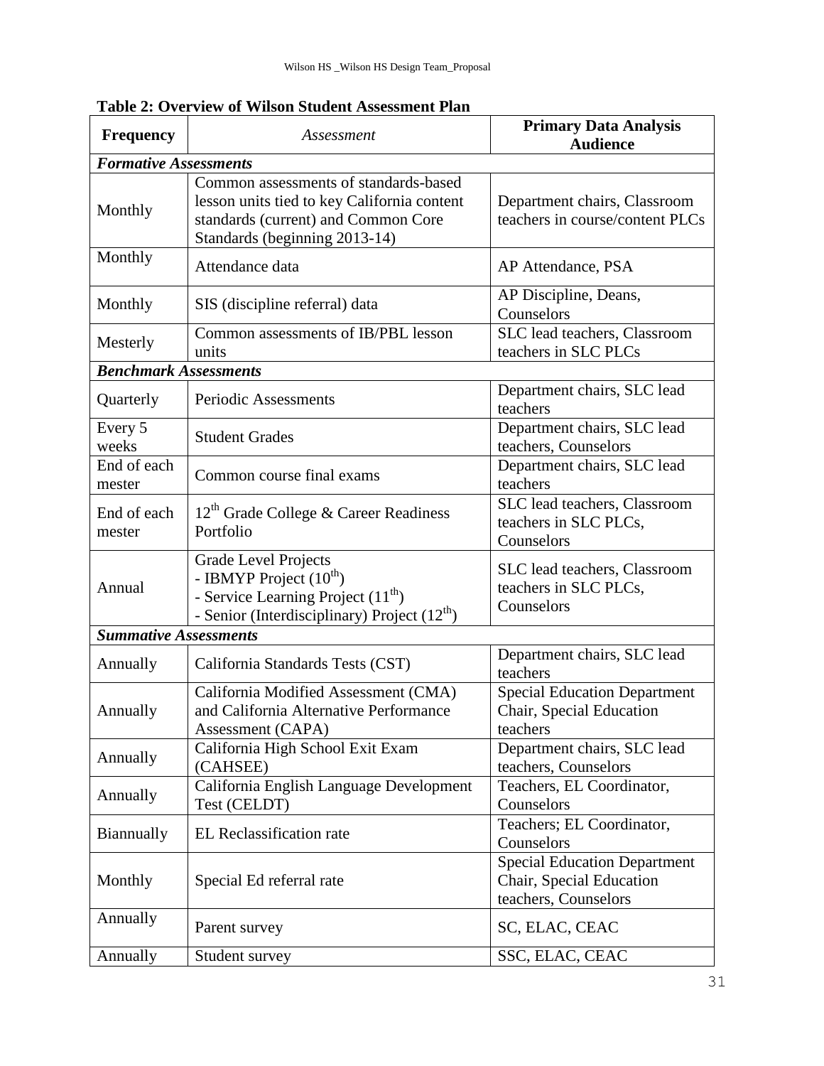**Table 2: Overview of Wilson Student Assessment Plan**

| Frequency | *Assessment* | Primary Data Analysis Audience |
|---|---|---|
| ***Formative Assessments*** | | |
| Monthly | Common assessments of standards-based lesson units tied to key California content standards (current) and Common Core Standards (beginning 2013-14) | Department chairs, Classroom teachers in course/content PLCs |
| Monthly | Attendance data | AP Attendance, PSA |
| Monthly | SIS (discipline referral) data | AP Discipline, Deans, Counselors |
| Mesterly | Common assessments of IB/PBL lesson units | SLC lead teachers, Classroom teachers in SLC PLCs |
| ***Benchmark Assessments*** | | |
| Quarterly | Periodic Assessments | Department chairs, SLC lead teachers |
| Every 5 weeks | Student Grades | Department chairs, SLC lead teachers, Counselors |
| End of each mester | Common course final exams | Department chairs, SLC lead teachers |
| End of each mester | 12th Grade College & Career Readiness Portfolio | SLC lead teachers, Classroom teachers in SLC PLCs, Counselors |
| Annual | Grade Level Projects<br>- IBMYP Project (10th)<br>- Service Learning Project (11th)<br>- Senior (Interdisciplinary) Project (12th) | SLC lead teachers, Classroom teachers in SLC PLCs, Counselors |
| ***Summative Assessments*** | | |
| Annually | California Standards Tests (CST) | Department chairs, SLC lead teachers |
| Annually | California Modified Assessment (CMA) and California Alternative Performance Assessment (CAPA) | Special Education Department Chair, Special Education teachers |
| Annually | California High School Exit Exam (CAHSEE) | Department chairs, SLC lead teachers, Counselors |
| Annually | California English Language Development Test (CELDT) | Teachers, EL Coordinator, Counselors |
| Biannually | EL Reclassification rate | Teachers; EL Coordinator, Counselors |
| Monthly | Special Ed referral rate | Special Education Department Chair, Special Education teachers, Counselors |
| Annually | Parent survey | SC, ELAC, CEAC |
| Annually | Student survey | SSC, ELAC, CEAC |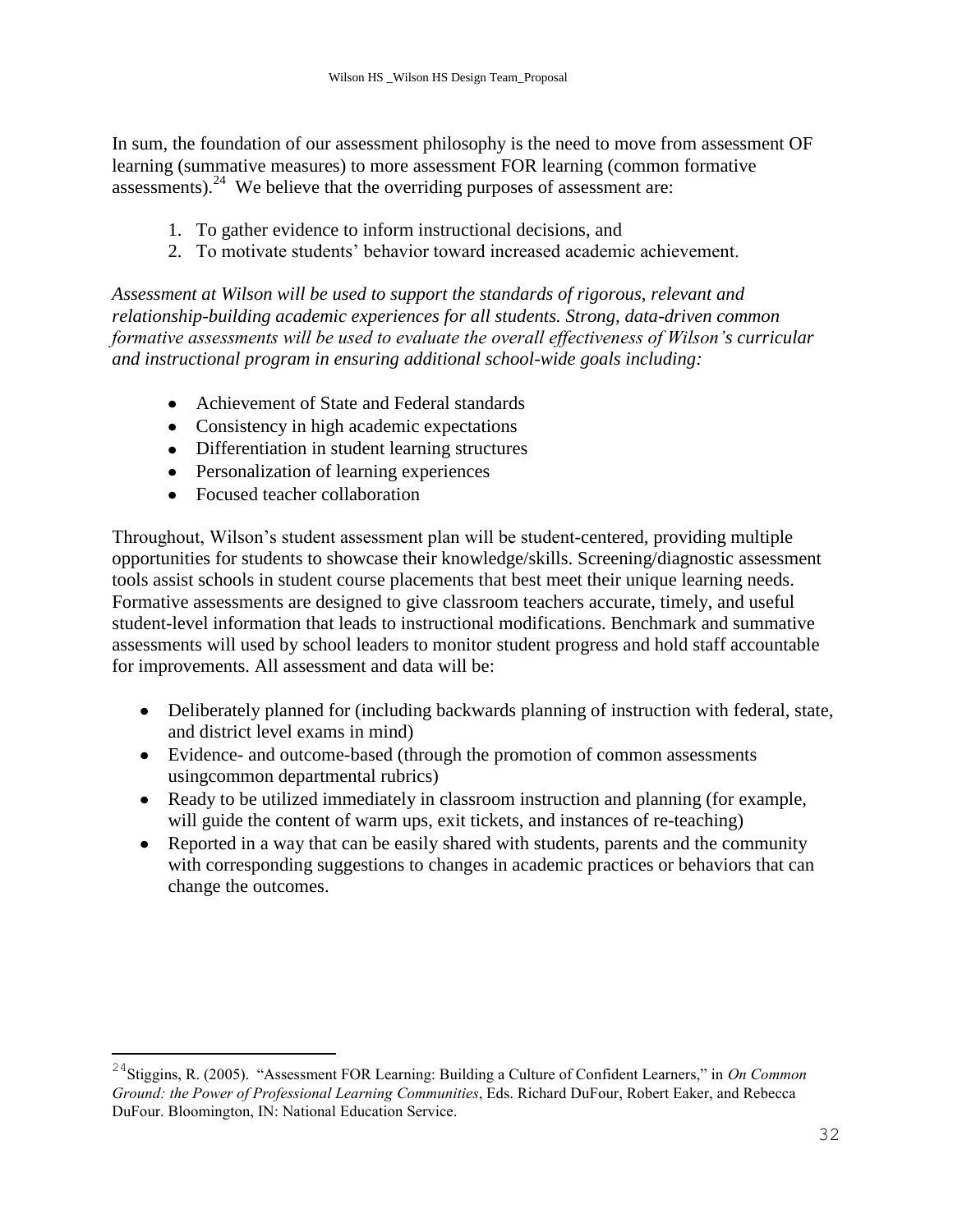In sum, the foundation of our assessment philosophy is the need to move from assessment OF learning (summative measures) to more assessment FOR learning (common formative assessments).[24] We believe that the overriding purposes of assessment are:

1. To gather evidence to inform instructional decisions, and
2. To motivate students' behavior toward increased academic achievement.

*Assessment at Wilson will be used to support the standards of rigorous, relevant and relationship-building academic experiences for all students. Strong, data-driven common formative assessments will be used to evaluate the overall effectiveness of Wilson's curricular and instructional program in ensuring additional school-wide goals including:*

- Achievement of State and Federal standards
- Consistency in high academic expectations
- Differentiation in student learning structures
- Personalization of learning experiences
- Focused teacher collaboration

Throughout, Wilson's student assessment plan will be student-centered, providing multiple opportunities for students to showcase their knowledge/skills. Screening/diagnostic assessment tools assist schools in student course placements that best meet their unique learning needs. Formative assessments are designed to give classroom teachers accurate, timely, and useful student-level information that leads to instructional modifications. Benchmark and summative assessments will used by school leaders to monitor student progress and hold staff accountable for improvements. All assessment and data will be:

- Deliberately planned for (including backwards planning of instruction with federal, state, and district level exams in mind)
- Evidence- and outcome-based (through the promotion of common assessments usingcommon departmental rubrics)
- Ready to be utilized immediately in classroom instruction and planning (for example, will guide the content of warm ups, exit tickets, and instances of re-teaching)
- Reported in a way that can be easily shared with students, parents and the community with corresponding suggestions to changes in academic practices or behaviors that can change the outcomes.

---

[24] Stiggins, R. (2005). "Assessment FOR Learning: Building a Culture of Confident Learners," in *On Common Ground: the Power of Professional Learning Communities*, Eds. Richard DuFour, Robert Eaker, and Rebecca DuFour. Bloomington, IN: National Education Service.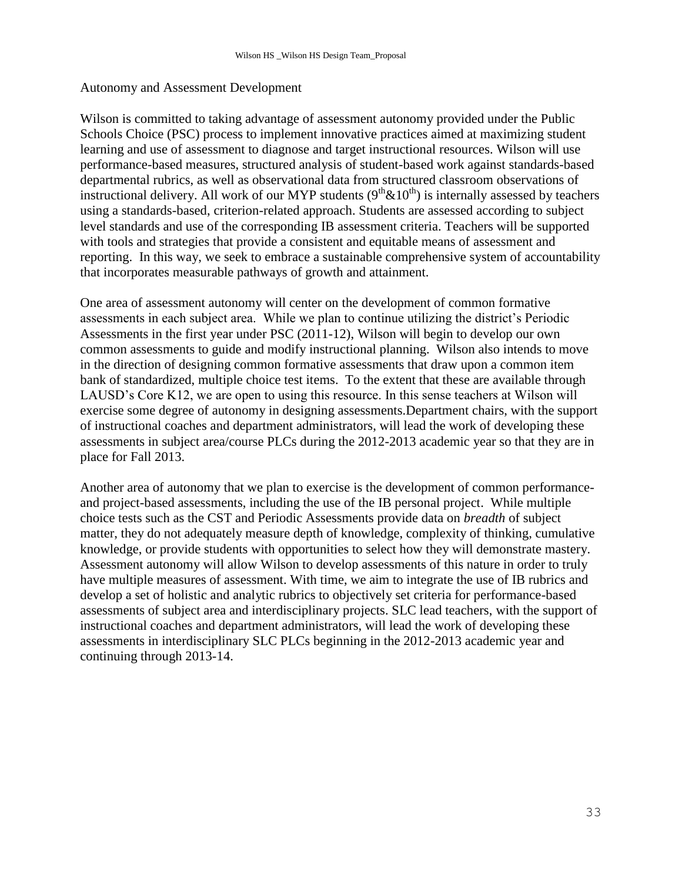## Autonomy and Assessment Development

Wilson is committed to taking advantage of assessment autonomy provided under the Public Schools Choice (PSC) process to implement innovative practices aimed at maximizing student learning and use of assessment to diagnose and target instructional resources. Wilson will use performance-based measures, structured analysis of student-based work against standards-based departmental rubrics, as well as observational data from structured classroom observations of instructional delivery. All work of our MYP students ($9^{th}$&$10^{th}$) is internally assessed by teachers using a standards-based, criterion-related approach. Students are assessed according to subject level standards and use of the corresponding IB assessment criteria. Teachers will be supported with tools and strategies that provide a consistent and equitable means of assessment and reporting. In this way, we seek to embrace a sustainable comprehensive system of accountability that incorporates measurable pathways of growth and attainment.

One area of assessment autonomy will center on the development of common formative assessments in each subject area. While we plan to continue utilizing the district's Periodic Assessments in the first year under PSC (2011-12), Wilson will begin to develop our own common assessments to guide and modify instructional planning. Wilson also intends to move in the direction of designing common formative assessments that draw upon a common item bank of standardized, multiple choice test items. To the extent that these are available through LAUSD's Core K12, we are open to using this resource. In this sense teachers at Wilson will exercise some degree of autonomy in designing assessments.Department chairs, with the support of instructional coaches and department administrators, will lead the work of developing these assessments in subject area/course PLCs during the 2012-2013 academic year so that they are in place for Fall 2013.

Another area of autonomy that we plan to exercise is the development of common performance- and project-based assessments, including the use of the IB personal project. While multiple choice tests such as the CST and Periodic Assessments provide data on *breadth* of subject matter, they do not adequately measure depth of knowledge, complexity of thinking, cumulative knowledge, or provide students with opportunities to select how they will demonstrate mastery. Assessment autonomy will allow Wilson to develop assessments of this nature in order to truly have multiple measures of assessment. With time, we aim to integrate the use of IB rubrics and develop a set of holistic and analytic rubrics to objectively set criteria for performance-based assessments of subject area and interdisciplinary projects. SLC lead teachers, with the support of instructional coaches and department administrators, will lead the work of developing these assessments in interdisciplinary SLC PLCs beginning in the 2012-2013 academic year and continuing through 2013-14.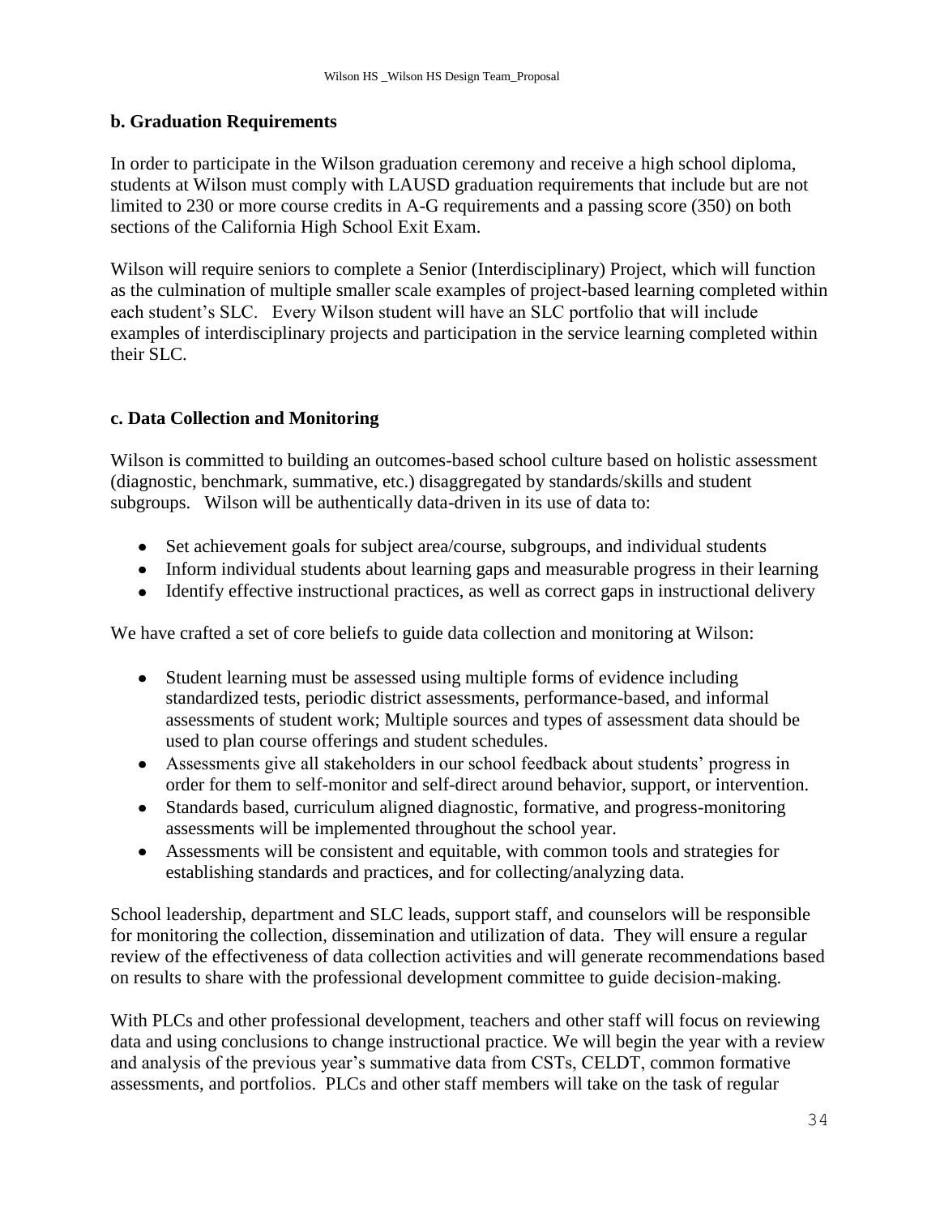### b. Graduation Requirements

In order to participate in the Wilson graduation ceremony and receive a high school diploma, students at Wilson must comply with LAUSD graduation requirements that include but are not limited to 230 or more course credits in A-G requirements and a passing score (350) on both sections of the California High School Exit Exam.

Wilson will require seniors to complete a Senior (Interdisciplinary) Project, which will function as the culmination of multiple smaller scale examples of project-based learning completed within each student's SLC. Every Wilson student will have an SLC portfolio that will include examples of interdisciplinary projects and participation in the service learning completed within their SLC.

### c. Data Collection and Monitoring

Wilson is committed to building an outcomes-based school culture based on holistic assessment (diagnostic, benchmark, summative, etc.) disaggregated by standards/skills and student subgroups. Wilson will be authentically data-driven in its use of data to:

- Set achievement goals for subject area/course, subgroups, and individual students
- Inform individual students about learning gaps and measurable progress in their learning
- Identify effective instructional practices, as well as correct gaps in instructional delivery

We have crafted a set of core beliefs to guide data collection and monitoring at Wilson:

- Student learning must be assessed using multiple forms of evidence including standardized tests, periodic district assessments, performance-based, and informal assessments of student work; Multiple sources and types of assessment data should be used to plan course offerings and student schedules.
- Assessments give all stakeholders in our school feedback about students' progress in order for them to self-monitor and self-direct around behavior, support, or intervention.
- Standards based, curriculum aligned diagnostic, formative, and progress-monitoring assessments will be implemented throughout the school year.
- Assessments will be consistent and equitable, with common tools and strategies for establishing standards and practices, and for collecting/analyzing data.

School leadership, department and SLC leads, support staff, and counselors will be responsible for monitoring the collection, dissemination and utilization of data. They will ensure a regular review of the effectiveness of data collection activities and will generate recommendations based on results to share with the professional development committee to guide decision-making.

With PLCs and other professional development, teachers and other staff will focus on reviewing data and using conclusions to change instructional practice. We will begin the year with a review and analysis of the previous year's summative data from CSTs, CELDT, common formative assessments, and portfolios. PLCs and other staff members will take on the task of regular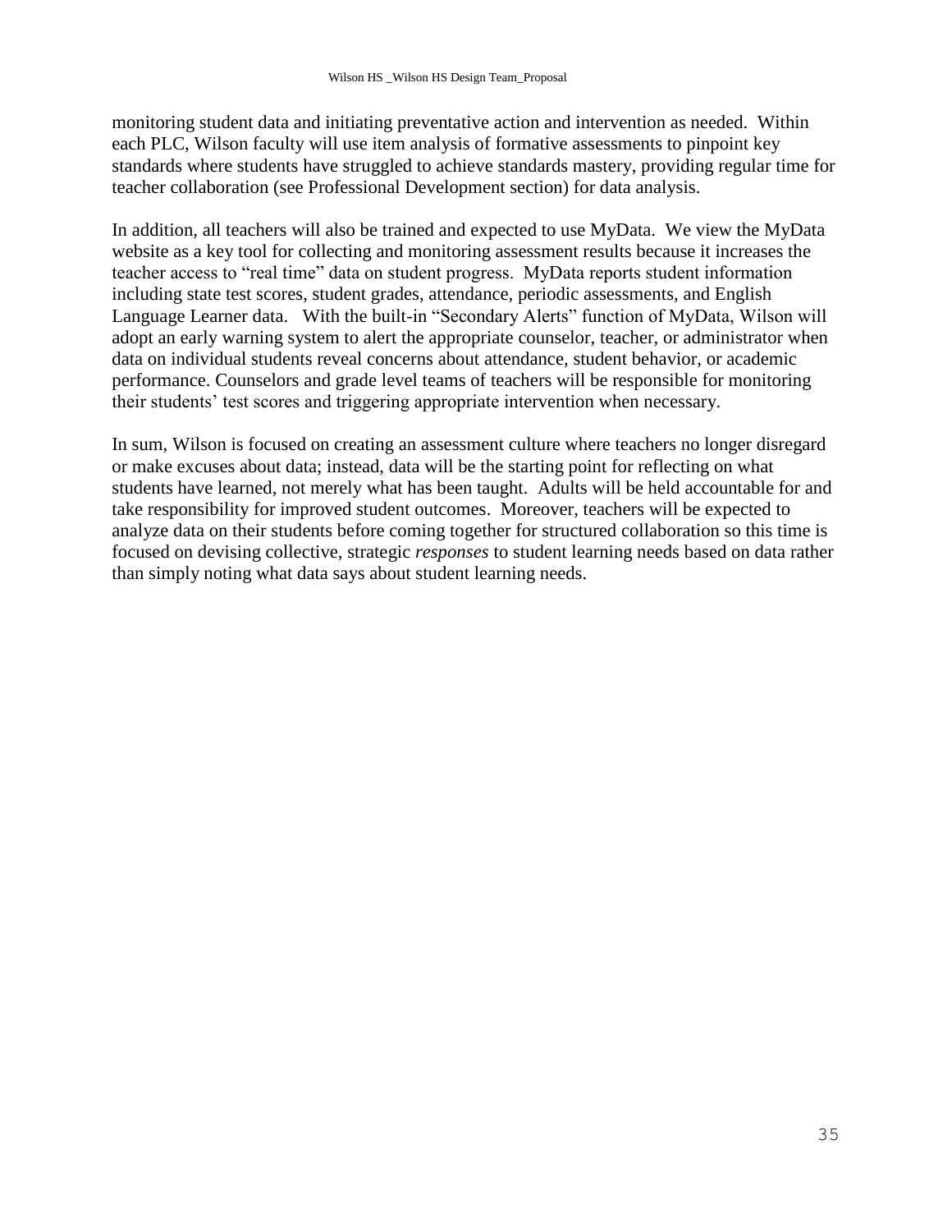monitoring student data and initiating preventative action and intervention as needed. Within each PLC, Wilson faculty will use item analysis of formative assessments to pinpoint key standards where students have struggled to achieve standards mastery, providing regular time for teacher collaboration (see Professional Development section) for data analysis.

In addition, all teachers will also be trained and expected to use MyData. We view the MyData website as a key tool for collecting and monitoring assessment results because it increases the teacher access to "real time" data on student progress. MyData reports student information including state test scores, student grades, attendance, periodic assessments, and English Language Learner data. With the built-in "Secondary Alerts" function of MyData, Wilson will adopt an early warning system to alert the appropriate counselor, teacher, or administrator when data on individual students reveal concerns about attendance, student behavior, or academic performance. Counselors and grade level teams of teachers will be responsible for monitoring their students' test scores and triggering appropriate intervention when necessary.

In sum, Wilson is focused on creating an assessment culture where teachers no longer disregard or make excuses about data; instead, data will be the starting point for reflecting on what students have learned, not merely what has been taught. Adults will be held accountable for and take responsibility for improved student outcomes. Moreover, teachers will be expected to analyze data on their students before coming together for structured collaboration so this time is focused on devising collective, strategic *responses* to student learning needs based on data rather than simply noting what data says about student learning needs.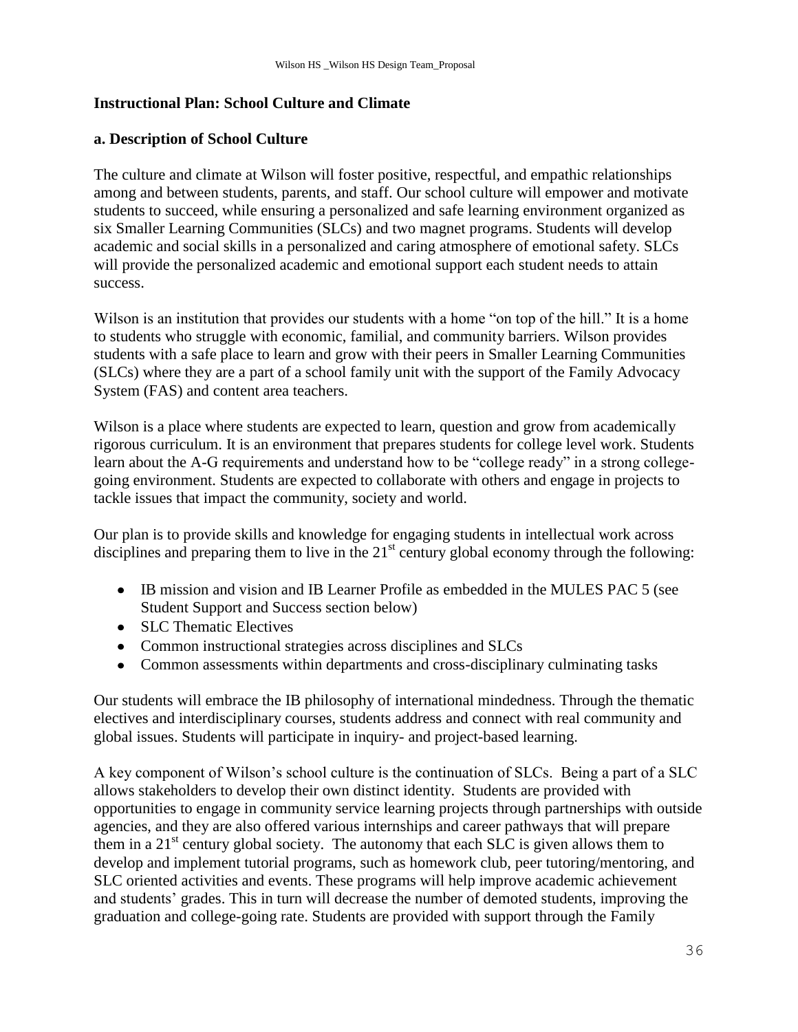## Instructional Plan: School Culture and Climate

### a. Description of School Culture

The culture and climate at Wilson will foster positive, respectful, and empathic relationships among and between students, parents, and staff. Our school culture will empower and motivate students to succeed, while ensuring a personalized and safe learning environment organized as six Smaller Learning Communities (SLCs) and two magnet programs. Students will develop academic and social skills in a personalized and caring atmosphere of emotional safety. SLCs will provide the personalized academic and emotional support each student needs to attain success.

Wilson is an institution that provides our students with a home "on top of the hill." It is a home to students who struggle with economic, familial, and community barriers. Wilson provides students with a safe place to learn and grow with their peers in Smaller Learning Communities (SLCs) where they are a part of a school family unit with the support of the Family Advocacy System (FAS) and content area teachers.

Wilson is a place where students are expected to learn, question and grow from academically rigorous curriculum. It is an environment that prepares students for college level work. Students learn about the A-G requirements and understand how to be "college ready" in a strong college-going environment. Students are expected to collaborate with others and engage in projects to tackle issues that impact the community, society and world.

Our plan is to provide skills and knowledge for engaging students in intellectual work across disciplines and preparing them to live in the 21st century global economy through the following:

- IB mission and vision and IB Learner Profile as embedded in the MULES PAC 5 (see Student Support and Success section below)
- SLC Thematic Electives
- Common instructional strategies across disciplines and SLCs
- Common assessments within departments and cross-disciplinary culminating tasks

Our students will embrace the IB philosophy of international mindedness. Through the thematic electives and interdisciplinary courses, students address and connect with real community and global issues. Students will participate in inquiry- and project-based learning.

A key component of Wilson's school culture is the continuation of SLCs. Being a part of a SLC allows stakeholders to develop their own distinct identity. Students are provided with opportunities to engage in community service learning projects through partnerships with outside agencies, and they are also offered various internships and career pathways that will prepare them in a 21st century global society. The autonomy that each SLC is given allows them to develop and implement tutorial programs, such as homework club, peer tutoring/mentoring, and SLC oriented activities and events. These programs will help improve academic achievement and students' grades. This in turn will decrease the number of demoted students, improving the graduation and college-going rate. Students are provided with support through the Family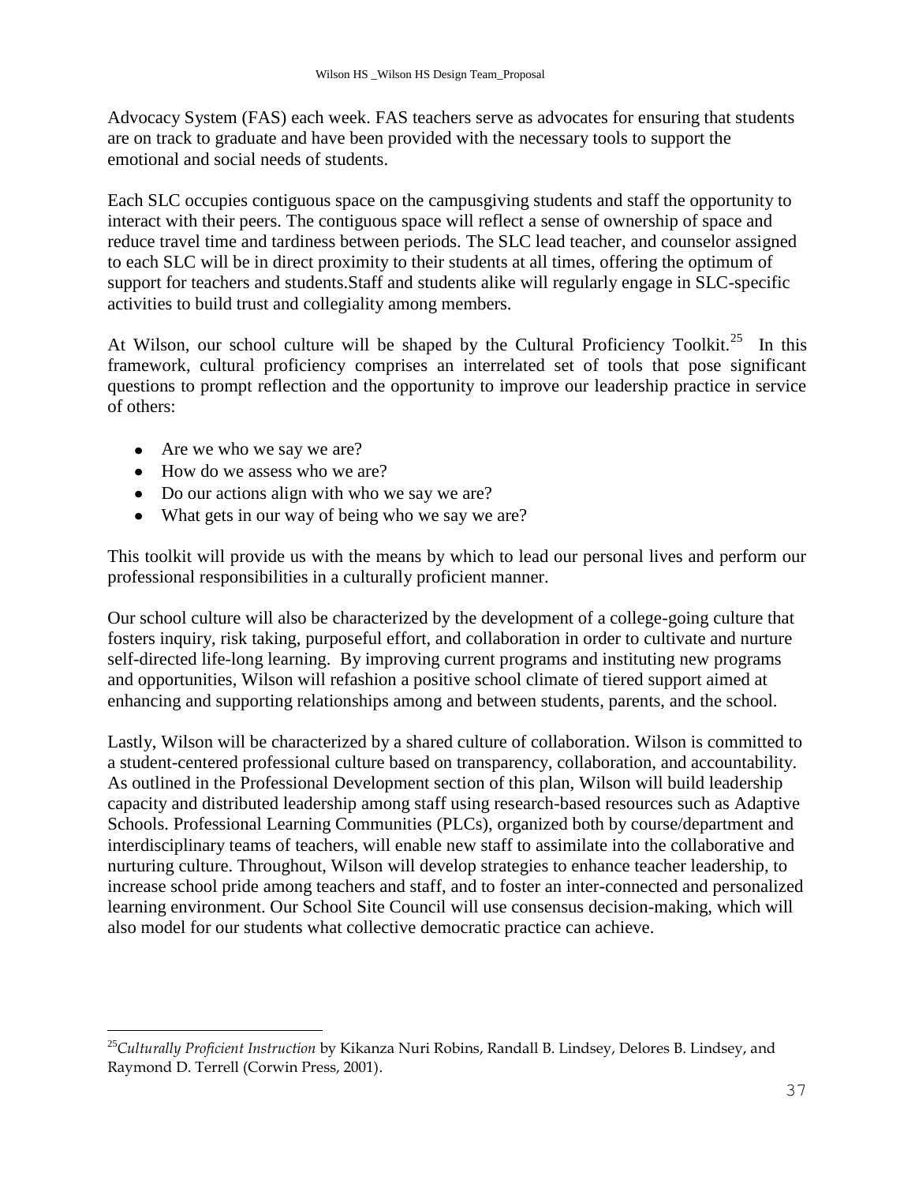Advocacy System (FAS) each week. FAS teachers serve as advocates for ensuring that students are on track to graduate and have been provided with the necessary tools to support the emotional and social needs of students.

Each SLC occupies contiguous space on the campusgiving students and staff the opportunity to interact with their peers. The contiguous space will reflect a sense of ownership of space and reduce travel time and tardiness between periods. The SLC lead teacher, and counselor assigned to each SLC will be in direct proximity to their students at all times, offering the optimum of support for teachers and students.Staff and students alike will regularly engage in SLC-specific activities to build trust and collegiality among members.

At Wilson, our school culture will be shaped by the Cultural Proficiency Toolkit.[25] In this framework, cultural proficiency comprises an interrelated set of tools that pose significant questions to prompt reflection and the opportunity to improve our leadership practice in service of others:

- Are we who we say we are?
- How do we assess who we are?
- Do our actions align with who we say we are?
- What gets in our way of being who we say we are?

This toolkit will provide us with the means by which to lead our personal lives and perform our professional responsibilities in a culturally proficient manner.

Our school culture will also be characterized by the development of a college-going culture that fosters inquiry, risk taking, purposeful effort, and collaboration in order to cultivate and nurture self-directed life-long learning. By improving current programs and instituting new programs and opportunities, Wilson will refashion a positive school climate of tiered support aimed at enhancing and supporting relationships among and between students, parents, and the school.

Lastly, Wilson will be characterized by a shared culture of collaboration. Wilson is committed to a student-centered professional culture based on transparency, collaboration, and accountability. As outlined in the Professional Development section of this plan, Wilson will build leadership capacity and distributed leadership among staff using research-based resources such as Adaptive Schools. Professional Learning Communities (PLCs), organized both by course/department and interdisciplinary teams of teachers, will enable new staff to assimilate into the collaborative and nurturing culture. Throughout, Wilson will develop strategies to enhance teacher leadership, to increase school pride among teachers and staff, and to foster an inter-connected and personalized learning environment. Our School Site Council will use consensus decision-making, which will also model for our students what collective democratic practice can achieve.

---

[25] *Culturally Proficient Instruction* by Kikanza Nuri Robins, Randall B. Lindsey, Delores B. Lindsey, and Raymond D. Terrell (Corwin Press, 2001).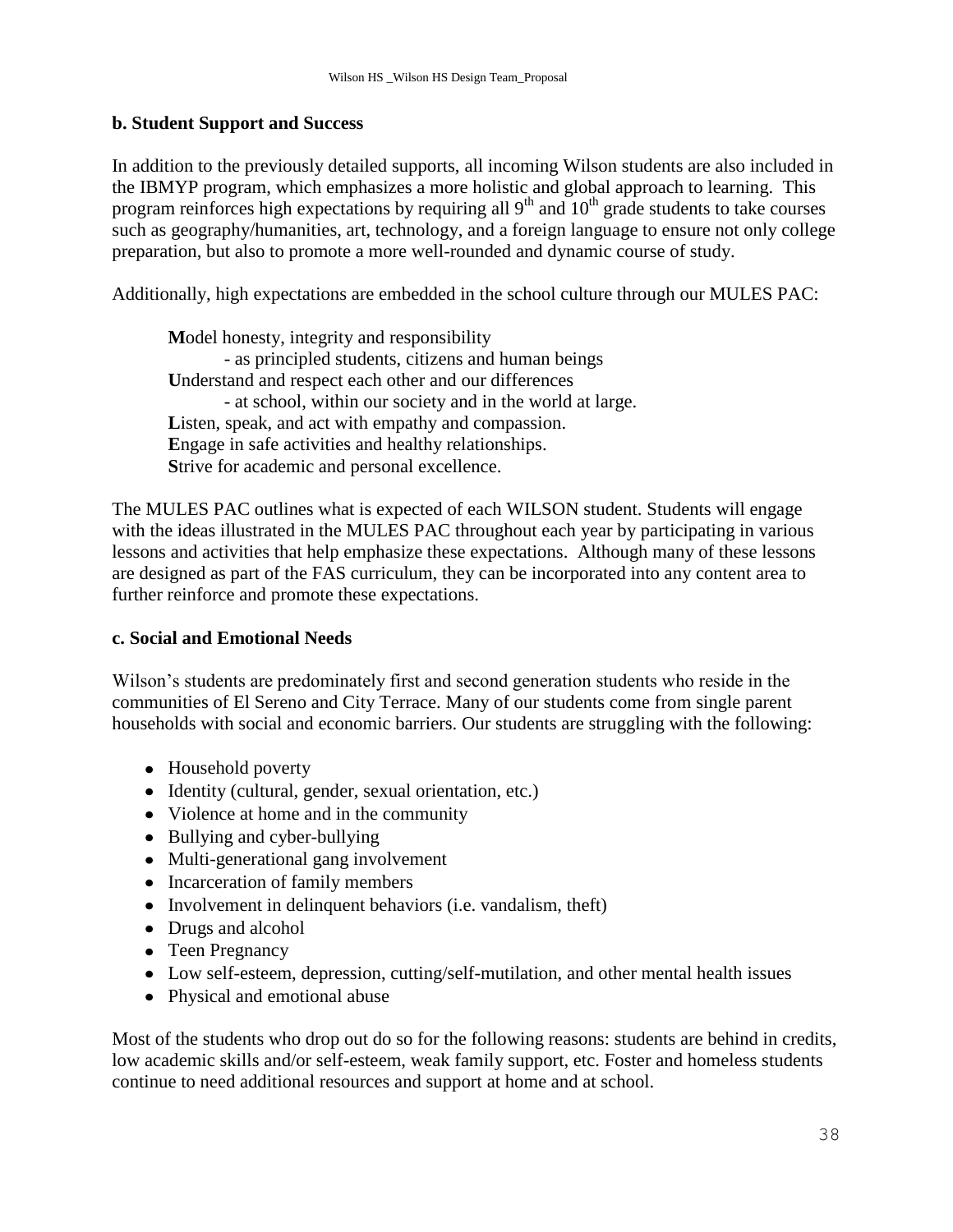### b. Student Support and Success

In addition to the previously detailed supports, all incoming Wilson students are also included in the IBMYP program, which emphasizes a more holistic and global approach to learning. This program reinforces high expectations by requiring all 9th and 10th grade students to take courses such as geography/humanities, art, technology, and a foreign language to ensure not only college preparation, but also to promote a more well-rounded and dynamic course of study.

Additionally, high expectations are embedded in the school culture through our MULES PAC:

> **M**odel honesty, integrity and responsibility
> - as principled students, citizens and human beings
>
> **U**nderstand and respect each other and our differences
> - at school, within our society and in the world at large.
>
> **L**isten, speak, and act with empathy and compassion.
> **E**ngage in safe activities and healthy relationships.
> **S**trive for academic and personal excellence.

The MULES PAC outlines what is expected of each WILSON student. Students will engage with the ideas illustrated in the MULES PAC throughout each year by participating in various lessons and activities that help emphasize these expectations. Although many of these lessons are designed as part of the FAS curriculum, they can be incorporated into any content area to further reinforce and promote these expectations.

### c. Social and Emotional Needs

Wilson's students are predominately first and second generation students who reside in the communities of El Sereno and City Terrace. Many of our students come from single parent households with social and economic barriers. Our students are struggling with the following:

- Household poverty
- Identity (cultural, gender, sexual orientation, etc.)
- Violence at home and in the community
- Bullying and cyber-bullying
- Multi-generational gang involvement
- Incarceration of family members
- Involvement in delinquent behaviors (i.e. vandalism, theft)
- Drugs and alcohol
- Teen Pregnancy
- Low self-esteem, depression, cutting/self-mutilation, and other mental health issues
- Physical and emotional abuse

Most of the students who drop out do so for the following reasons: students are behind in credits, low academic skills and/or self-esteem, weak family support, etc. Foster and homeless students continue to need additional resources and support at home and at school.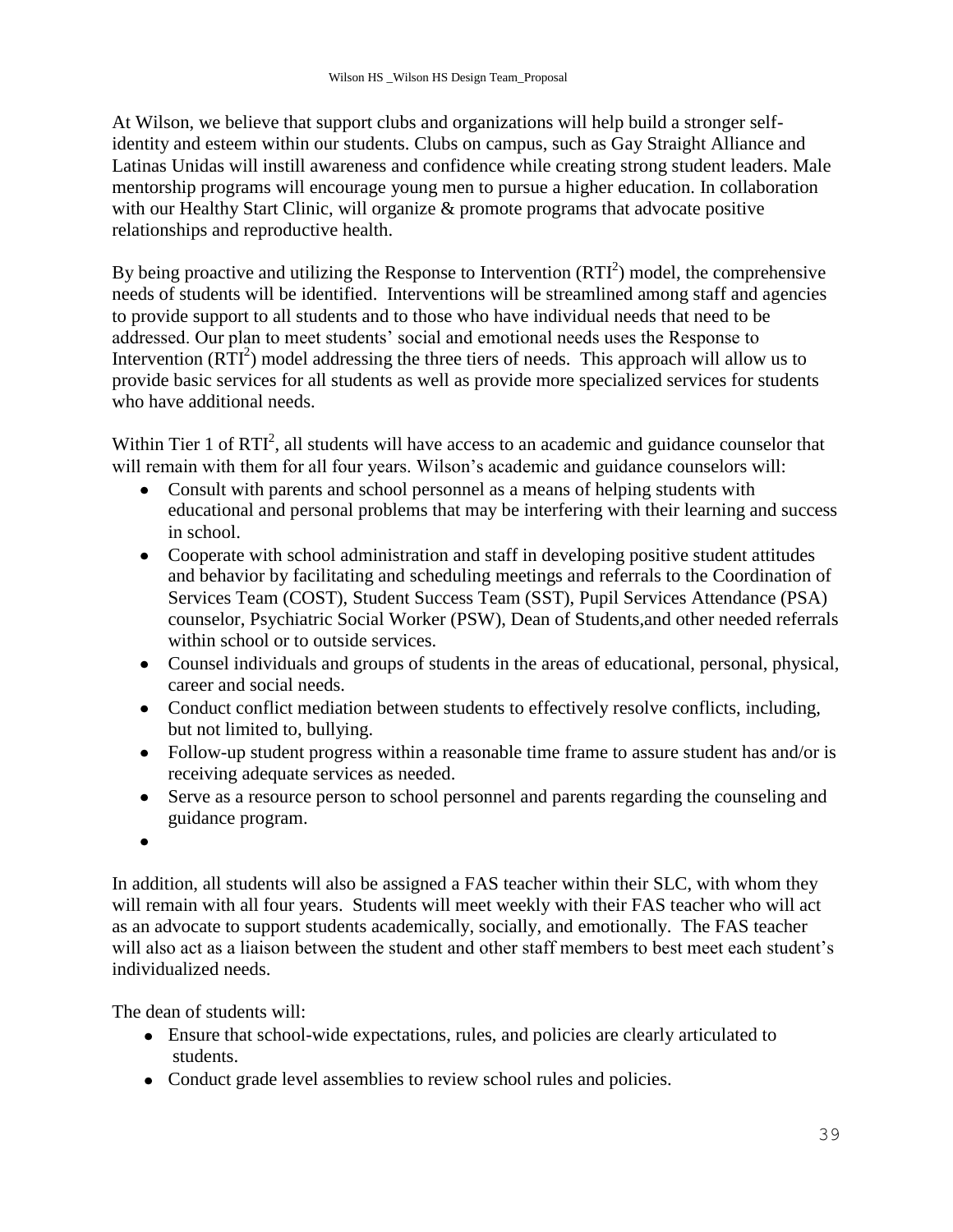At Wilson, we believe that support clubs and organizations will help build a stronger self-identity and esteem within our students. Clubs on campus, such as Gay Straight Alliance and Latinas Unidas will instill awareness and confidence while creating strong student leaders. Male mentorship programs will encourage young men to pursue a higher education. In collaboration with our Healthy Start Clinic, will organize & promote programs that advocate positive relationships and reproductive health.

By being proactive and utilizing the Response to Intervention ($RTI^2$) model, the comprehensive needs of students will be identified. Interventions will be streamlined among staff and agencies to provide support to all students and to those who have individual needs that need to be addressed. Our plan to meet students' social and emotional needs uses the Response to Intervention ($RTI^2$) model addressing the three tiers of needs. This approach will allow us to provide basic services for all students as well as provide more specialized services for students who have additional needs.

Within Tier 1 of $RTI^2$, all students will have access to an academic and guidance counselor that will remain with them for all four years. Wilson's academic and guidance counselors will:

- Consult with parents and school personnel as a means of helping students with educational and personal problems that may be interfering with their learning and success in school.
- Cooperate with school administration and staff in developing positive student attitudes and behavior by facilitating and scheduling meetings and referrals to the Coordination of Services Team (COST), Student Success Team (SST), Pupil Services Attendance (PSA) counselor, Psychiatric Social Worker (PSW), Dean of Students,and other needed referrals within school or to outside services.
- Counsel individuals and groups of students in the areas of educational, personal, physical, career and social needs.
- Conduct conflict mediation between students to effectively resolve conflicts, including, but not limited to, bullying.
- Follow-up student progress within a reasonable time frame to assure student has and/or is receiving adequate services as needed.
- Serve as a resource person to school personnel and parents regarding the counseling and guidance program.

In addition, all students will also be assigned a FAS teacher within their SLC, with whom they will remain with all four years. Students will meet weekly with their FAS teacher who will act as an advocate to support students academically, socially, and emotionally. The FAS teacher will also act as a liaison between the student and other staff members to best meet each student's individualized needs.

The dean of students will:

- Ensure that school-wide expectations, rules, and policies are clearly articulated to students.
- Conduct grade level assemblies to review school rules and policies.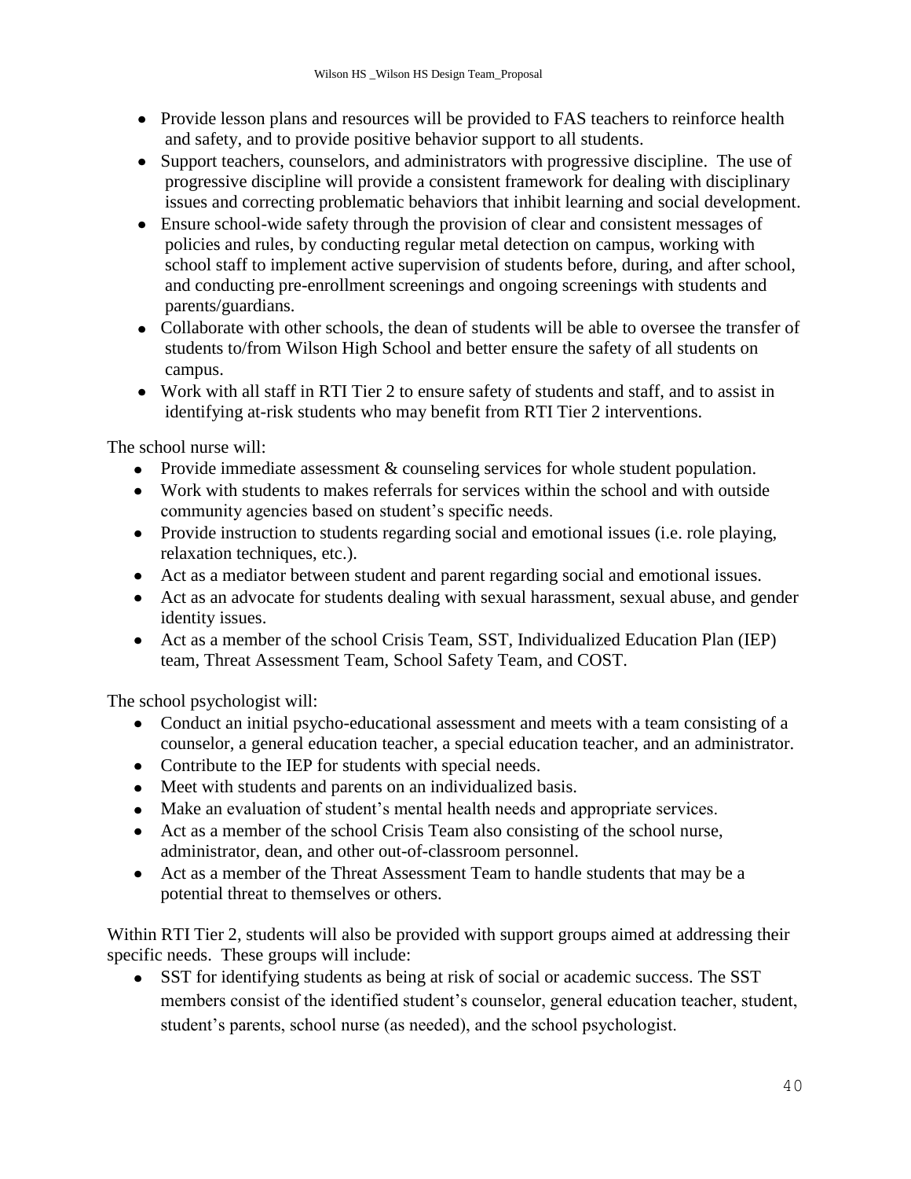- Provide lesson plans and resources will be provided to FAS teachers to reinforce health and safety, and to provide positive behavior support to all students.
- Support teachers, counselors, and administrators with progressive discipline. The use of progressive discipline will provide a consistent framework for dealing with disciplinary issues and correcting problematic behaviors that inhibit learning and social development.
- Ensure school-wide safety through the provision of clear and consistent messages of policies and rules, by conducting regular metal detection on campus, working with school staff to implement active supervision of students before, during, and after school, and conducting pre-enrollment screenings and ongoing screenings with students and parents/guardians.
- Collaborate with other schools, the dean of students will be able to oversee the transfer of students to/from Wilson High School and better ensure the safety of all students on campus.
- Work with all staff in RTI Tier 2 to ensure safety of students and staff, and to assist in identifying at-risk students who may benefit from RTI Tier 2 interventions.

The school nurse will:

- Provide immediate assessment & counseling services for whole student population.
- Work with students to makes referrals for services within the school and with outside community agencies based on student's specific needs.
- Provide instruction to students regarding social and emotional issues (i.e. role playing, relaxation techniques, etc.).
- Act as a mediator between student and parent regarding social and emotional issues.
- Act as an advocate for students dealing with sexual harassment, sexual abuse, and gender identity issues.
- Act as a member of the school Crisis Team, SST, Individualized Education Plan (IEP) team, Threat Assessment Team, School Safety Team, and COST.

The school psychologist will:

- Conduct an initial psycho-educational assessment and meets with a team consisting of a counselor, a general education teacher, a special education teacher, and an administrator.
- Contribute to the IEP for students with special needs.
- Meet with students and parents on an individualized basis.
- Make an evaluation of student's mental health needs and appropriate services.
- Act as a member of the school Crisis Team also consisting of the school nurse, administrator, dean, and other out-of-classroom personnel.
- Act as a member of the Threat Assessment Team to handle students that may be a potential threat to themselves or others.

Within RTI Tier 2, students will also be provided with support groups aimed at addressing their specific needs. These groups will include:

- SST for identifying students as being at risk of social or academic success. The SST members consist of the identified student's counselor, general education teacher, student, student's parents, school nurse (as needed), and the school psychologist.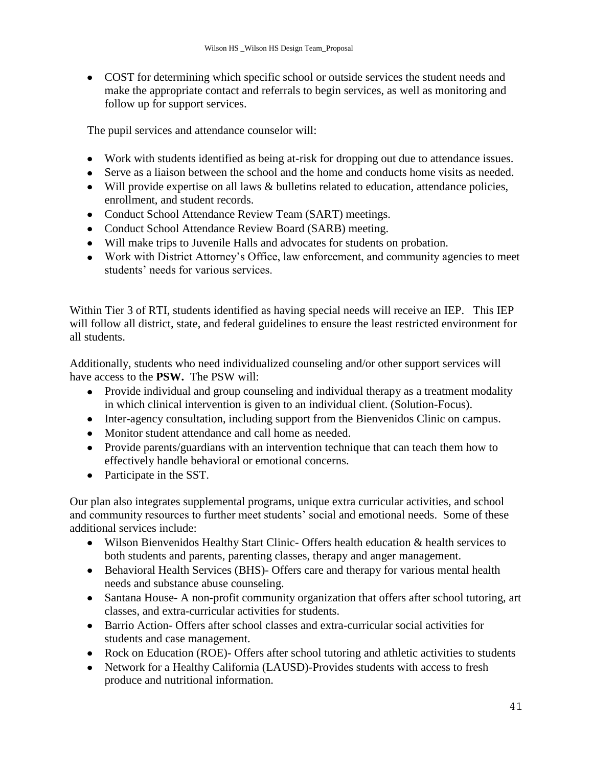- COST for determining which specific school or outside services the student needs and make the appropriate contact and referrals to begin services, as well as monitoring and follow up for support services.

The pupil services and attendance counselor will:

- Work with students identified as being at-risk for dropping out due to attendance issues.
- Serve as a liaison between the school and the home and conducts home visits as needed.
- Will provide expertise on all laws & bulletins related to education, attendance policies, enrollment, and student records.
- Conduct School Attendance Review Team (SART) meetings.
- Conduct School Attendance Review Board (SARB) meeting.
- Will make trips to Juvenile Halls and advocates for students on probation.
- Work with District Attorney's Office, law enforcement, and community agencies to meet students' needs for various services.

Within Tier 3 of RTI, students identified as having special needs will receive an IEP. This IEP will follow all district, state, and federal guidelines to ensure the least restricted environment for all students.

Additionally, students who need individualized counseling and/or other support services will have access to the **PSW.** The PSW will:

- Provide individual and group counseling and individual therapy as a treatment modality in which clinical intervention is given to an individual client. (Solution-Focus).
- Inter-agency consultation, including support from the Bienvenidos Clinic on campus.
- Monitor student attendance and call home as needed.
- Provide parents/guardians with an intervention technique that can teach them how to effectively handle behavioral or emotional concerns.
- Participate in the SST.

Our plan also integrates supplemental programs, unique extra curricular activities, and school and community resources to further meet students' social and emotional needs. Some of these additional services include:

- Wilson Bienvenidos Healthy Start Clinic- Offers health education & health services to both students and parents, parenting classes, therapy and anger management.
- Behavioral Health Services (BHS)- Offers care and therapy for various mental health needs and substance abuse counseling.
- Santana House- A non-profit community organization that offers after school tutoring, art classes, and extra-curricular activities for students.
- Barrio Action- Offers after school classes and extra-curricular social activities for students and case management.
- Rock on Education (ROE)- Offers after school tutoring and athletic activities to students
- Network for a Healthy California (LAUSD)-Provides students with access to fresh produce and nutritional information.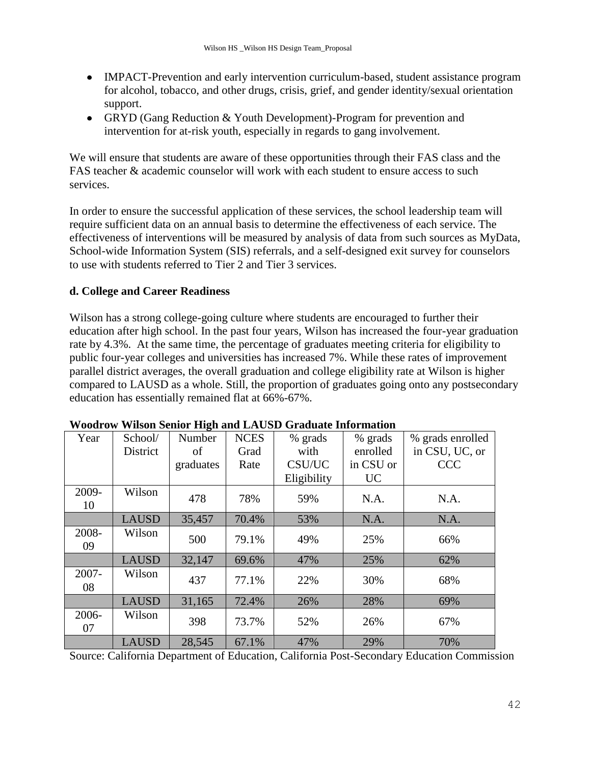- IMPACT-Prevention and early intervention curriculum-based, student assistance program for alcohol, tobacco, and other drugs, crisis, grief, and gender identity/sexual orientation support.
- GRYD (Gang Reduction & Youth Development)-Program for prevention and intervention for at-risk youth, especially in regards to gang involvement.

We will ensure that students are aware of these opportunities through their FAS class and the FAS teacher & academic counselor will work with each student to ensure access to such services.

In order to ensure the successful application of these services, the school leadership team will require sufficient data on an annual basis to determine the effectiveness of each service. The effectiveness of interventions will be measured by analysis of data from such sources as MyData, School-wide Information System (SIS) referrals, and a self-designed exit survey for counselors to use with students referred to Tier 2 and Tier 3 services.

**d. College and Career Readiness**

Wilson has a strong college-going culture where students are encouraged to further their education after high school. In the past four years, Wilson has increased the four-year graduation rate by 4.3%. At the same time, the percentage of graduates meeting criteria for eligibility to public four-year colleges and universities has increased 7%. While these rates of improvement parallel district averages, the overall graduation and college eligibility rate at Wilson is higher compared to LAUSD as a whole. Still, the proportion of graduates going onto any postsecondary education has essentially remained flat at 66%-67%.

**Woodrow Wilson Senior High and LAUSD Graduate Information**

| Year | School/ District | Number of graduates | NCES Grad Rate | % grads with CSU/UC Eligibility | % grads enrolled in CSU or UC | % grads enrolled in CSU, UC, or CCC |
|---|---|---|---|---|---|---|
| 2009-10 | Wilson | 478 | 78% | 59% | N.A. | N.A. |
| | LAUSD | 35,457 | 70.4% | 53% | N.A. | N.A. |
| 2008-09 | Wilson | 500 | 79.1% | 49% | 25% | 66% |
| | LAUSD | 32,147 | 69.6% | 47% | 25% | 62% |
| 2007-08 | Wilson | 437 | 77.1% | 22% | 30% | 68% |
| | LAUSD | 31,165 | 72.4% | 26% | 28% | 69% |
| 2006-07 | Wilson | 398 | 73.7% | 52% | 26% | 67% |
| | LAUSD | 28,545 | 67.1% | 47% | 29% | 70% |

Source: California Department of Education, California Post-Secondary Education Commission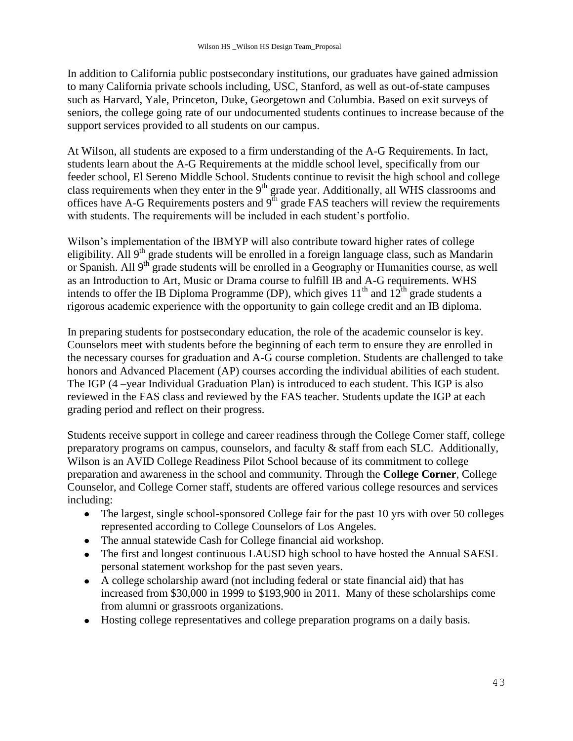In addition to California public postsecondary institutions, our graduates have gained admission to many California private schools including, USC, Stanford, as well as out-of-state campuses such as Harvard, Yale, Princeton, Duke, Georgetown and Columbia. Based on exit surveys of seniors, the college going rate of our undocumented students continues to increase because of the support services provided to all students on our campus.

At Wilson, all students are exposed to a firm understanding of the A-G Requirements. In fact, students learn about the A-G Requirements at the middle school level, specifically from our feeder school, El Sereno Middle School. Students continue to revisit the high school and college class requirements when they enter in the 9th grade year. Additionally, all WHS classrooms and offices have A-G Requirements posters and 9th grade FAS teachers will review the requirements with students. The requirements will be included in each student's portfolio.

Wilson's implementation of the IBMYP will also contribute toward higher rates of college eligibility. All 9th grade students will be enrolled in a foreign language class, such as Mandarin or Spanish. All 9th grade students will be enrolled in a Geography or Humanities course, as well as an Introduction to Art, Music or Drama course to fulfill IB and A-G requirements. WHS intends to offer the IB Diploma Programme (DP), which gives 11th and 12th grade students a rigorous academic experience with the opportunity to gain college credit and an IB diploma.

In preparing students for postsecondary education, the role of the academic counselor is key. Counselors meet with students before the beginning of each term to ensure they are enrolled in the necessary courses for graduation and A-G course completion. Students are challenged to take honors and Advanced Placement (AP) courses according the individual abilities of each student. The IGP (4 –year Individual Graduation Plan) is introduced to each student. This IGP is also reviewed in the FAS class and reviewed by the FAS teacher. Students update the IGP at each grading period and reflect on their progress.

Students receive support in college and career readiness through the College Corner staff, college preparatory programs on campus, counselors, and faculty & staff from each SLC. Additionally, Wilson is an AVID College Readiness Pilot School because of its commitment to college preparation and awareness in the school and community. Through the **College Corner**, College Counselor, and College Corner staff, students are offered various college resources and services including:

- The largest, single school-sponsored College fair for the past 10 yrs with over 50 colleges represented according to College Counselors of Los Angeles.
- The annual statewide Cash for College financial aid workshop.
- The first and longest continuous LAUSD high school to have hosted the Annual SAESL personal statement workshop for the past seven years.
- A college scholarship award (not including federal or state financial aid) that has increased from $30,000 in 1999 to $193,900 in 2011. Many of these scholarships come from alumni or grassroots organizations.
- Hosting college representatives and college preparation programs on a daily basis.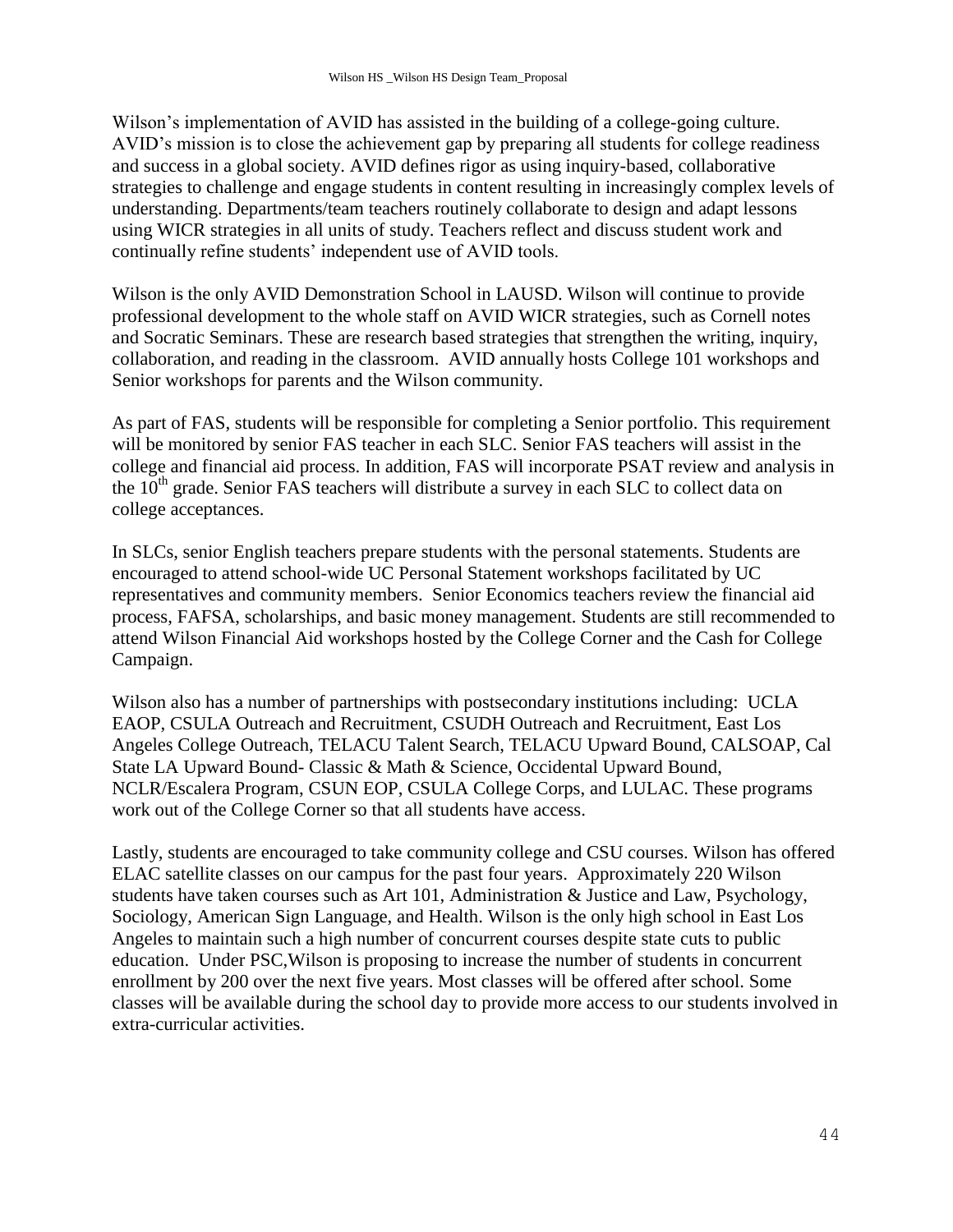Wilson's implementation of AVID has assisted in the building of a college-going culture. AVID's mission is to close the achievement gap by preparing all students for college readiness and success in a global society. AVID defines rigor as using inquiry-based, collaborative strategies to challenge and engage students in content resulting in increasingly complex levels of understanding. Departments/team teachers routinely collaborate to design and adapt lessons using WICR strategies in all units of study. Teachers reflect and discuss student work and continually refine students' independent use of AVID tools.

Wilson is the only AVID Demonstration School in LAUSD. Wilson will continue to provide professional development to the whole staff on AVID WICR strategies, such as Cornell notes and Socratic Seminars. These are research based strategies that strengthen the writing, inquiry, collaboration, and reading in the classroom. AVID annually hosts College 101 workshops and Senior workshops for parents and the Wilson community.

As part of FAS, students will be responsible for completing a Senior portfolio. This requirement will be monitored by senior FAS teacher in each SLC. Senior FAS teachers will assist in the college and financial aid process. In addition, FAS will incorporate PSAT review and analysis in the 10th grade. Senior FAS teachers will distribute a survey in each SLC to collect data on college acceptances.

In SLCs, senior English teachers prepare students with the personal statements. Students are encouraged to attend school-wide UC Personal Statement workshops facilitated by UC representatives and community members. Senior Economics teachers review the financial aid process, FAFSA, scholarships, and basic money management. Students are still recommended to attend Wilson Financial Aid workshops hosted by the College Corner and the Cash for College Campaign.

Wilson also has a number of partnerships with postsecondary institutions including: UCLA EAOP, CSULA Outreach and Recruitment, CSUDH Outreach and Recruitment, East Los Angeles College Outreach, TELACU Talent Search, TELACU Upward Bound, CALSOAP, Cal State LA Upward Bound- Classic & Math & Science, Occidental Upward Bound, NCLR/Escalera Program, CSUN EOP, CSULA College Corps, and LULAC. These programs work out of the College Corner so that all students have access.

Lastly, students are encouraged to take community college and CSU courses. Wilson has offered ELAC satellite classes on our campus for the past four years. Approximately 220 Wilson students have taken courses such as Art 101, Administration & Justice and Law, Psychology, Sociology, American Sign Language, and Health. Wilson is the only high school in East Los Angeles to maintain such a high number of concurrent courses despite state cuts to public education. Under PSC,Wilson is proposing to increase the number of students in concurrent enrollment by 200 over the next five years. Most classes will be offered after school. Some classes will be available during the school day to provide more access to our students involved in extra-curricular activities.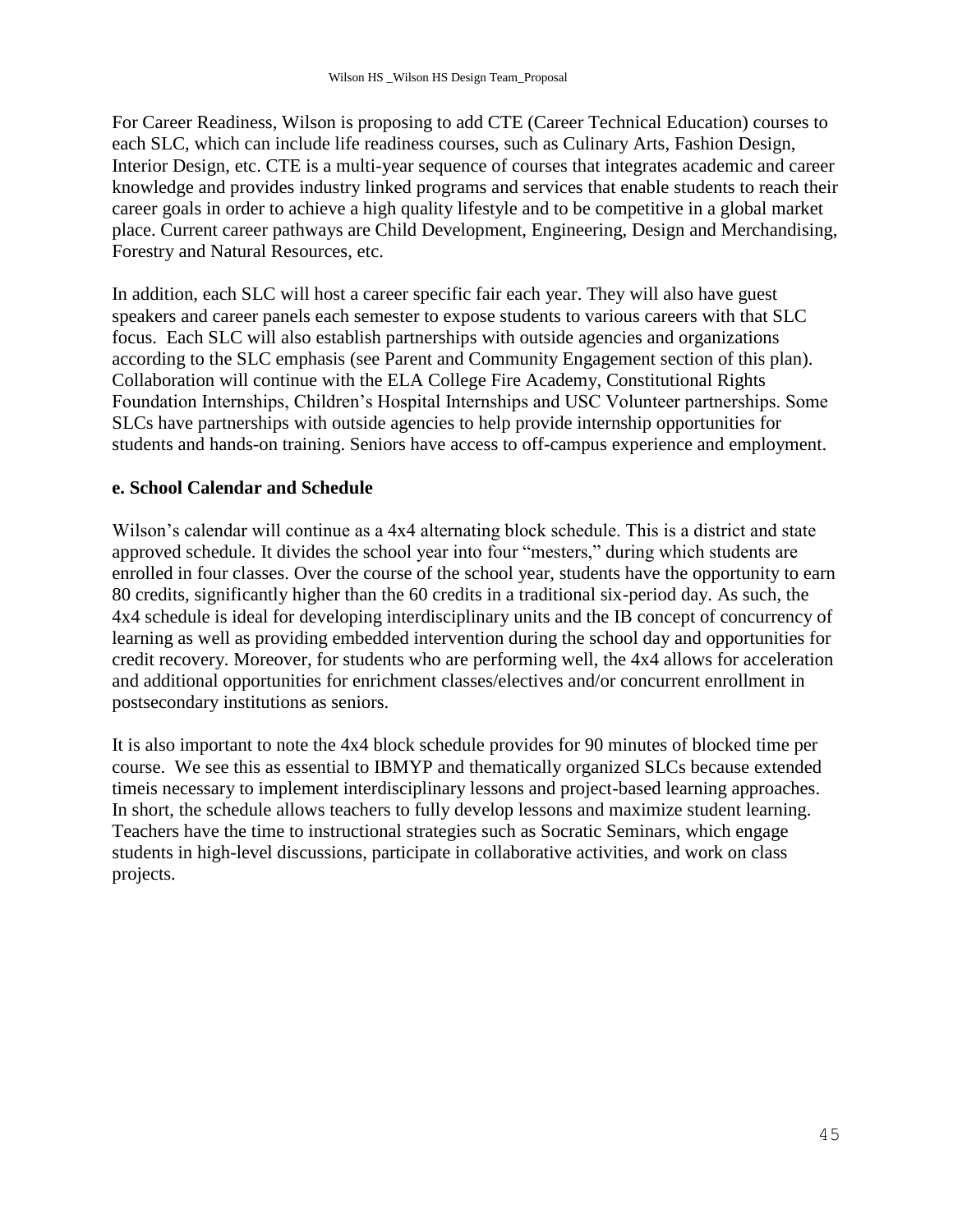For Career Readiness, Wilson is proposing to add CTE (Career Technical Education) courses to each SLC, which can include life readiness courses, such as Culinary Arts, Fashion Design, Interior Design, etc. CTE is a multi-year sequence of courses that integrates academic and career knowledge and provides industry linked programs and services that enable students to reach their career goals in order to achieve a high quality lifestyle and to be competitive in a global market place. Current career pathways are Child Development, Engineering, Design and Merchandising, Forestry and Natural Resources, etc.

In addition, each SLC will host a career specific fair each year. They will also have guest speakers and career panels each semester to expose students to various careers with that SLC focus. Each SLC will also establish partnerships with outside agencies and organizations according to the SLC emphasis (see Parent and Community Engagement section of this plan). Collaboration will continue with the ELA College Fire Academy, Constitutional Rights Foundation Internships, Children's Hospital Internships and USC Volunteer partnerships. Some SLCs have partnerships with outside agencies to help provide internship opportunities for students and hands-on training. Seniors have access to off-campus experience and employment.

### e. School Calendar and Schedule

Wilson's calendar will continue as a 4x4 alternating block schedule. This is a district and state approved schedule. It divides the school year into four "mesters," during which students are enrolled in four classes. Over the course of the school year, students have the opportunity to earn 80 credits, significantly higher than the 60 credits in a traditional six-period day. As such, the 4x4 schedule is ideal for developing interdisciplinary units and the IB concept of concurrency of learning as well as providing embedded intervention during the school day and opportunities for credit recovery. Moreover, for students who are performing well, the 4x4 allows for acceleration and additional opportunities for enrichment classes/electives and/or concurrent enrollment in postsecondary institutions as seniors.

It is also important to note the 4x4 block schedule provides for 90 minutes of blocked time per course. We see this as essential to IBMYP and thematically organized SLCs because extended timeis necessary to implement interdisciplinary lessons and project-based learning approaches. In short, the schedule allows teachers to fully develop lessons and maximize student learning. Teachers have the time to instructional strategies such as Socratic Seminars, which engage students in high-level discussions, participate in collaborative activities, and work on class projects.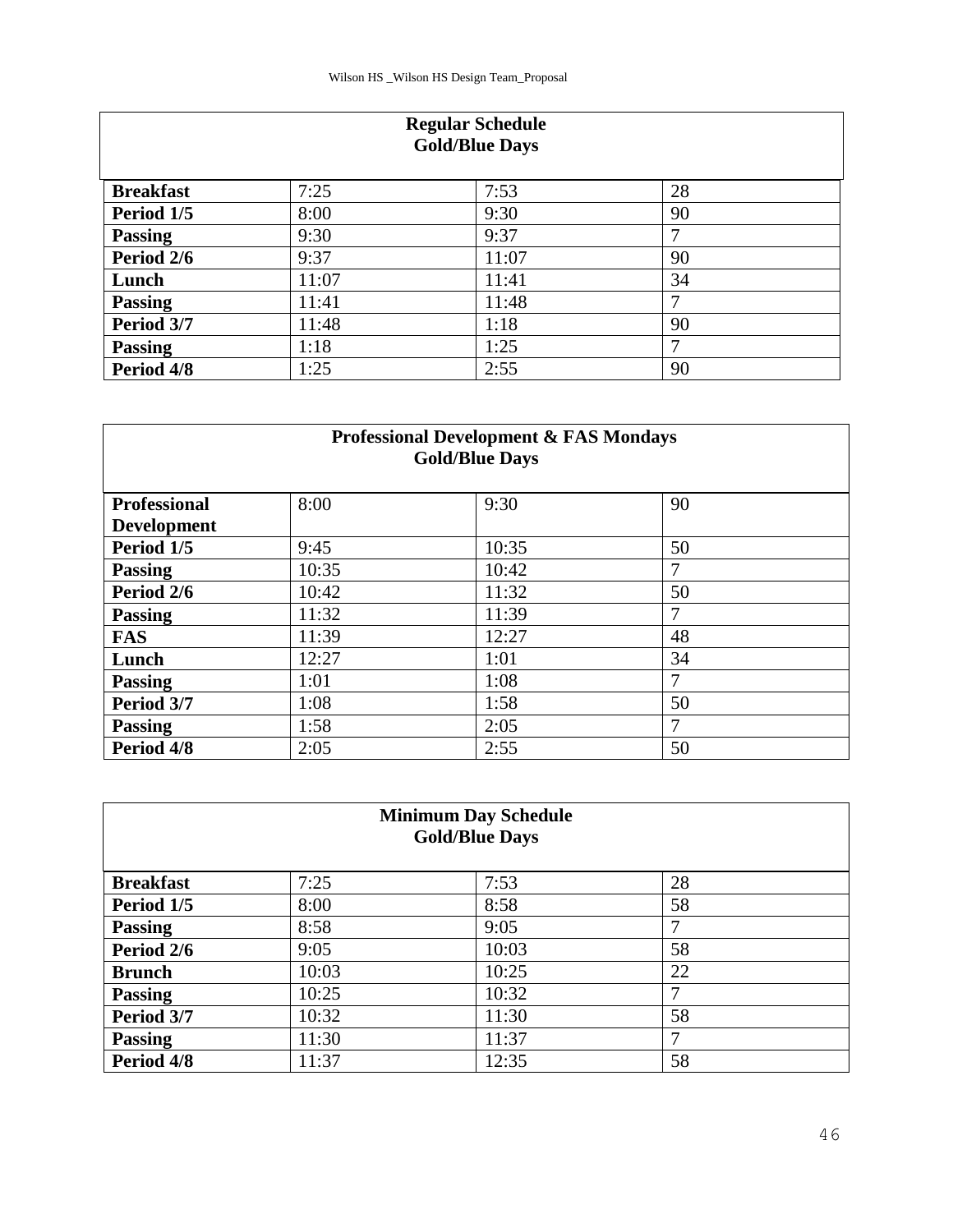| Regular Schedule<br>Gold/Blue Days | | | |
|---|---|---|---|
| **Breakfast** | 7:25 | 7:53 | 28 |
| **Period 1/5** | 8:00 | 9:30 | 90 |
| **Passing** | 9:30 | 9:37 | 7 |
| **Period 2/6** | 9:37 | 11:07 | 90 |
| **Lunch** | 11:07 | 11:41 | 34 |
| **Passing** | 11:41 | 11:48 | 7 |
| **Period 3/7** | 11:48 | 1:18 | 90 |
| **Passing** | 1:18 | 1:25 | 7 |
| **Period 4/8** | 1:25 | 2:55 | 90 |

| Professional Development & FAS Mondays<br>Gold/Blue Days | | | |
|---|---|---|---|
| **Professional Development** | 8:00 | 9:30 | 90 |
| **Period 1/5** | 9:45 | 10:35 | 50 |
| **Passing** | 10:35 | 10:42 | 7 |
| **Period 2/6** | 10:42 | 11:32 | 50 |
| **Passing** | 11:32 | 11:39 | 7 |
| **FAS** | 11:39 | 12:27 | 48 |
| **Lunch** | 12:27 | 1:01 | 34 |
| **Passing** | 1:01 | 1:08 | 7 |
| **Period 3/7** | 1:08 | 1:58 | 50 |
| **Passing** | 1:58 | 2:05 | 7 |
| **Period 4/8** | 2:05 | 2:55 | 50 |

| Minimum Day Schedule<br>Gold/Blue Days | | | |
|---|---|---|---|
| **Breakfast** | 7:25 | 7:53 | 28 |
| **Period 1/5** | 8:00 | 8:58 | 58 |
| **Passing** | 8:58 | 9:05 | 7 |
| **Period 2/6** | 9:05 | 10:03 | 58 |
| **Brunch** | 10:03 | 10:25 | 22 |
| **Passing** | 10:25 | 10:32 | 7 |
| **Period 3/7** | 10:32 | 11:30 | 58 |
| **Passing** | 11:30 | 11:37 | 7 |
| **Period 4/8** | 11:37 | 12:35 | 58 |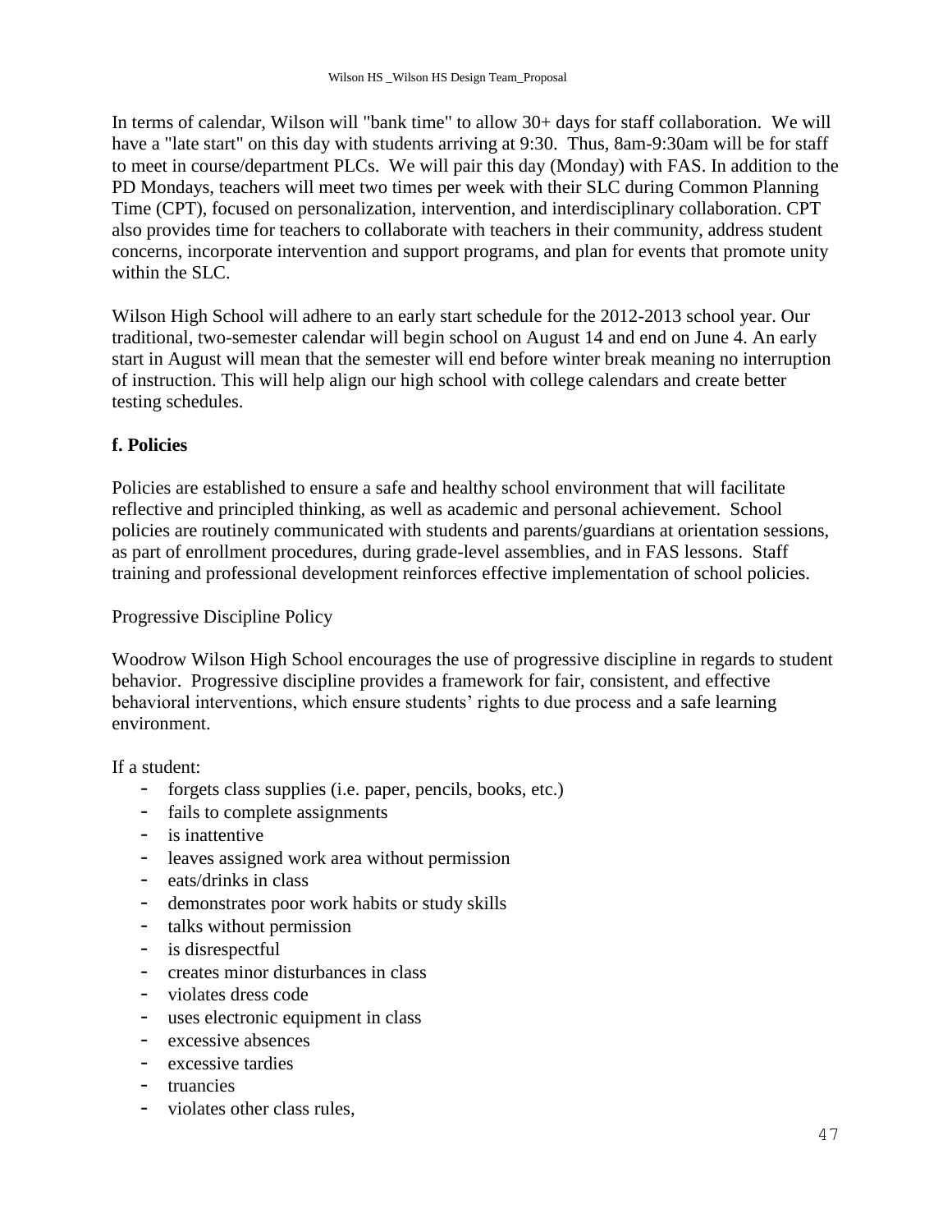In terms of calendar, Wilson will "bank time" to allow 30+ days for staff collaboration. We will have a "late start" on this day with students arriving at 9:30. Thus, 8am-9:30am will be for staff to meet in course/department PLCs. We will pair this day (Monday) with FAS. In addition to the PD Mondays, teachers will meet two times per week with their SLC during Common Planning Time (CPT), focused on personalization, intervention, and interdisciplinary collaboration. CPT also provides time for teachers to collaborate with teachers in their community, address student concerns, incorporate intervention and support programs, and plan for events that promote unity within the SLC.

Wilson High School will adhere to an early start schedule for the 2012-2013 school year. Our traditional, two-semester calendar will begin school on August 14 and end on June 4. An early start in August will mean that the semester will end before winter break meaning no interruption of instruction. This will help align our high school with college calendars and create better testing schedules.

**f. Policies**

Policies are established to ensure a safe and healthy school environment that will facilitate reflective and principled thinking, as well as academic and personal achievement. School policies are routinely communicated with students and parents/guardians at orientation sessions, as part of enrollment procedures, during grade-level assemblies, and in FAS lessons. Staff training and professional development reinforces effective implementation of school policies.

Progressive Discipline Policy

Woodrow Wilson High School encourages the use of progressive discipline in regards to student behavior. Progressive discipline provides a framework for fair, consistent, and effective behavioral interventions, which ensure students' rights to due process and a safe learning environment.

If a student:

- forgets class supplies (i.e. paper, pencils, books, etc.)
- fails to complete assignments
- is inattentive
- leaves assigned work area without permission
- eats/drinks in class
- demonstrates poor work habits or study skills
- talks without permission
- is disrespectful
- creates minor disturbances in class
- violates dress code
- uses electronic equipment in class
- excessive absences
- excessive tardies
- truancies
- violates other class rules,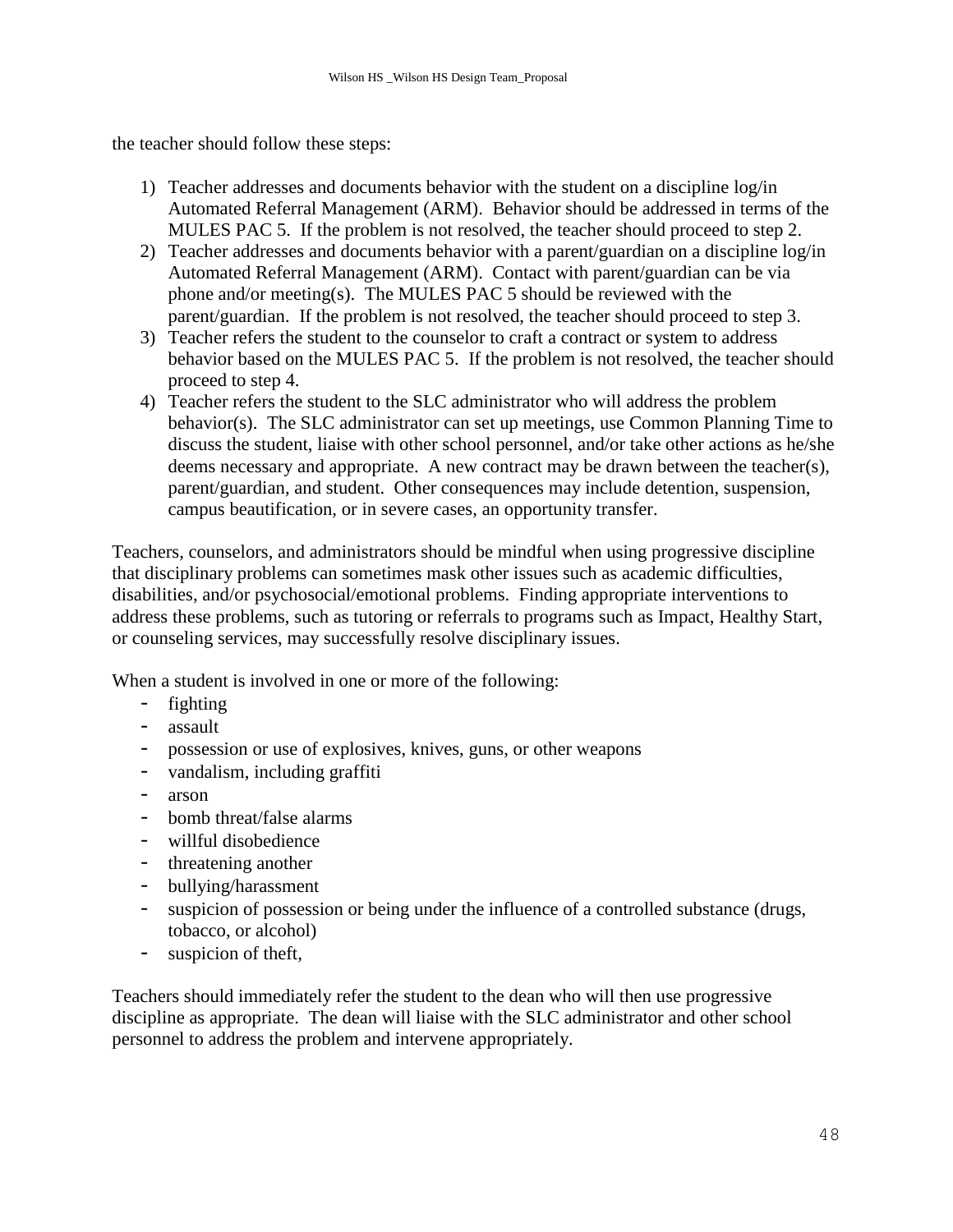the teacher should follow these steps:

1) Teacher addresses and documents behavior with the student on a discipline log/in Automated Referral Management (ARM). Behavior should be addressed in terms of the MULES PAC 5. If the problem is not resolved, the teacher should proceed to step 2.
2) Teacher addresses and documents behavior with a parent/guardian on a discipline log/in Automated Referral Management (ARM). Contact with parent/guardian can be via phone and/or meeting(s). The MULES PAC 5 should be reviewed with the parent/guardian. If the problem is not resolved, the teacher should proceed to step 3.
3) Teacher refers the student to the counselor to craft a contract or system to address behavior based on the MULES PAC 5. If the problem is not resolved, the teacher should proceed to step 4.
4) Teacher refers the student to the SLC administrator who will address the problem behavior(s). The SLC administrator can set up meetings, use Common Planning Time to discuss the student, liaise with other school personnel, and/or take other actions as he/she deems necessary and appropriate. A new contract may be drawn between the teacher(s), parent/guardian, and student. Other consequences may include detention, suspension, campus beautification, or in severe cases, an opportunity transfer.

Teachers, counselors, and administrators should be mindful when using progressive discipline that disciplinary problems can sometimes mask other issues such as academic difficulties, disabilities, and/or psychosocial/emotional problems. Finding appropriate interventions to address these problems, such as tutoring or referrals to programs such as Impact, Healthy Start, or counseling services, may successfully resolve disciplinary issues.

When a student is involved in one or more of the following:

- fighting
- assault
- possession or use of explosives, knives, guns, or other weapons
- vandalism, including graffiti
- arson
- bomb threat/false alarms
- willful disobedience
- threatening another
- bullying/harassment
- suspicion of possession or being under the influence of a controlled substance (drugs, tobacco, or alcohol)
- suspicion of theft,

Teachers should immediately refer the student to the dean who will then use progressive discipline as appropriate. The dean will liaise with the SLC administrator and other school personnel to address the problem and intervene appropriately.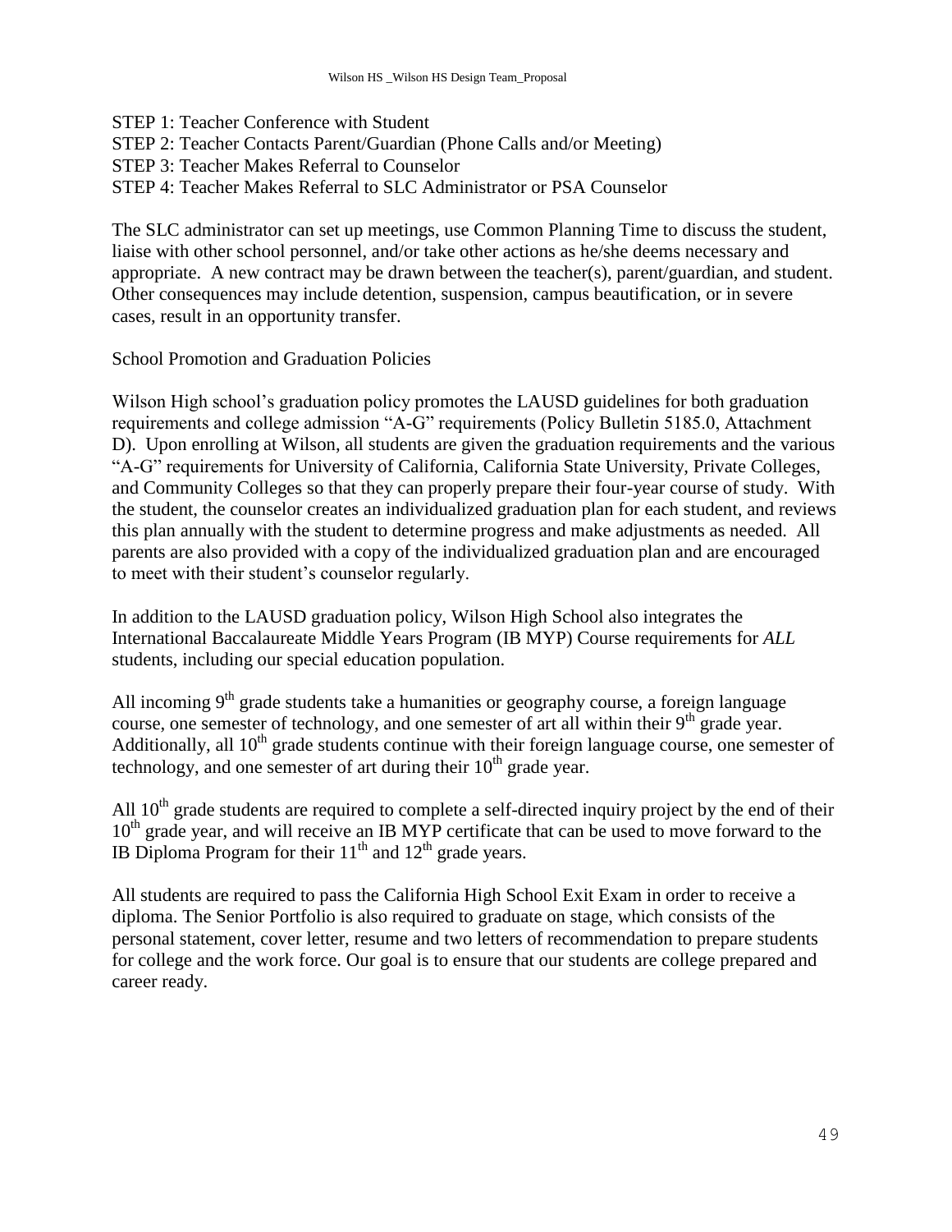STEP 1: Teacher Conference with Student
STEP 2: Teacher Contacts Parent/Guardian (Phone Calls and/or Meeting)
STEP 3: Teacher Makes Referral to Counselor
STEP 4: Teacher Makes Referral to SLC Administrator or PSA Counselor

The SLC administrator can set up meetings, use Common Planning Time to discuss the student, liaise with other school personnel, and/or take other actions as he/she deems necessary and appropriate. A new contract may be drawn between the teacher(s), parent/guardian, and student. Other consequences may include detention, suspension, campus beautification, or in severe cases, result in an opportunity transfer.

School Promotion and Graduation Policies

Wilson High school's graduation policy promotes the LAUSD guidelines for both graduation requirements and college admission "A-G" requirements (Policy Bulletin 5185.0, Attachment D). Upon enrolling at Wilson, all students are given the graduation requirements and the various "A-G" requirements for University of California, California State University, Private Colleges, and Community Colleges so that they can properly prepare their four-year course of study. With the student, the counselor creates an individualized graduation plan for each student, and reviews this plan annually with the student to determine progress and make adjustments as needed. All parents are also provided with a copy of the individualized graduation plan and are encouraged to meet with their student's counselor regularly.

In addition to the LAUSD graduation policy, Wilson High School also integrates the International Baccalaureate Middle Years Program (IB MYP) Course requirements for *ALL* students, including our special education population.

All incoming 9th grade students take a humanities or geography course, a foreign language course, one semester of technology, and one semester of art all within their 9th grade year. Additionally, all 10th grade students continue with their foreign language course, one semester of technology, and one semester of art during their 10th grade year.

All 10th grade students are required to complete a self-directed inquiry project by the end of their 10th grade year, and will receive an IB MYP certificate that can be used to move forward to the IB Diploma Program for their 11th and 12th grade years.

All students are required to pass the California High School Exit Exam in order to receive a diploma. The Senior Portfolio is also required to graduate on stage, which consists of the personal statement, cover letter, resume and two letters of recommendation to prepare students for college and the work force. Our goal is to ensure that our students are college prepared and career ready.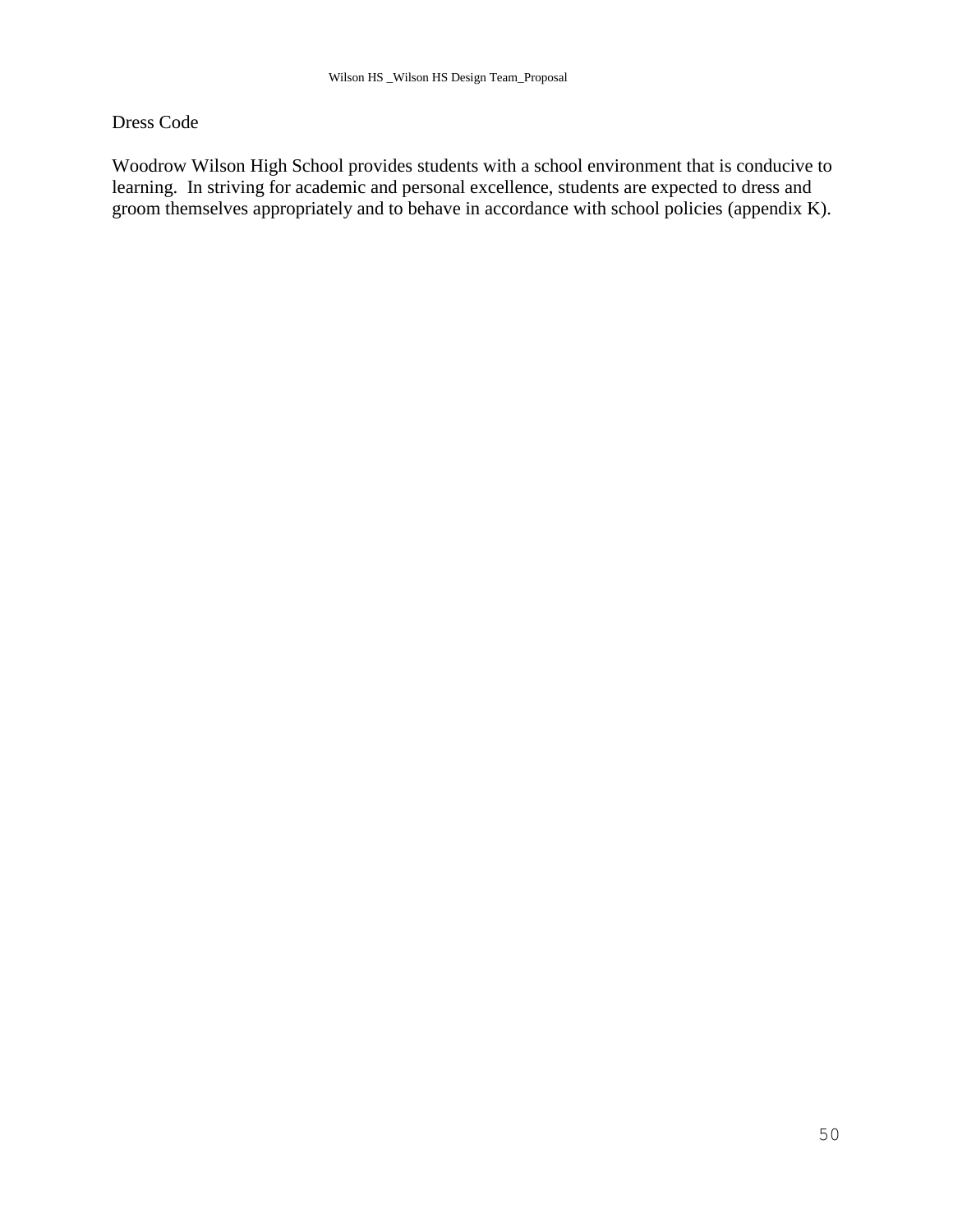## Dress Code

Woodrow Wilson High School provides students with a school environment that is conducive to learning. In striving for academic and personal excellence, students are expected to dress and groom themselves appropriately and to behave in accordance with school policies (appendix K).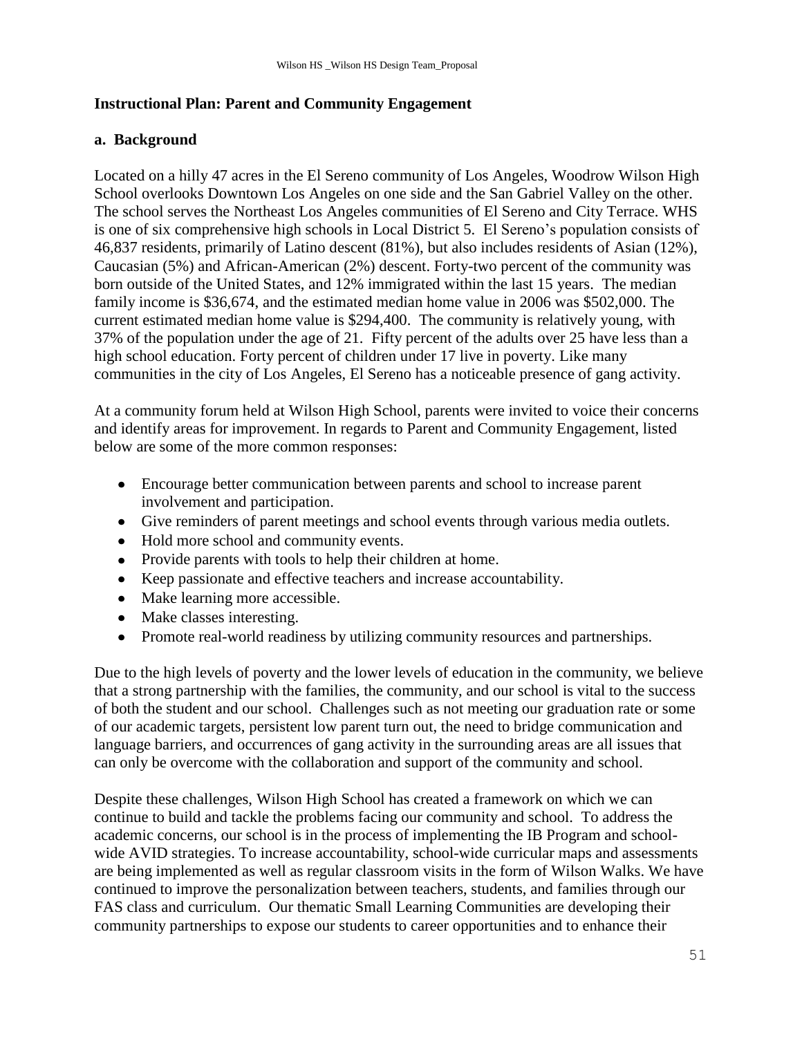## Instructional Plan: Parent and Community Engagement

### a. Background

Located on a hilly 47 acres in the El Sereno community of Los Angeles, Woodrow Wilson High School overlooks Downtown Los Angeles on one side and the San Gabriel Valley on the other. The school serves the Northeast Los Angeles communities of El Sereno and City Terrace. WHS is one of six comprehensive high schools in Local District 5. El Sereno's population consists of 46,837 residents, primarily of Latino descent (81%), but also includes residents of Asian (12%), Caucasian (5%) and African-American (2%) descent. Forty-two percent of the community was born outside of the United States, and 12% immigrated within the last 15 years. The median family income is $36,674, and the estimated median home value in 2006 was $502,000. The current estimated median home value is $294,400. The community is relatively young, with 37% of the population under the age of 21. Fifty percent of the adults over 25 have less than a high school education. Forty percent of children under 17 live in poverty. Like many communities in the city of Los Angeles, El Sereno has a noticeable presence of gang activity.

At a community forum held at Wilson High School, parents were invited to voice their concerns and identify areas for improvement. In regards to Parent and Community Engagement, listed below are some of the more common responses:

- Encourage better communication between parents and school to increase parent involvement and participation.
- Give reminders of parent meetings and school events through various media outlets.
- Hold more school and community events.
- Provide parents with tools to help their children at home.
- Keep passionate and effective teachers and increase accountability.
- Make learning more accessible.
- Make classes interesting.
- Promote real-world readiness by utilizing community resources and partnerships.

Due to the high levels of poverty and the lower levels of education in the community, we believe that a strong partnership with the families, the community, and our school is vital to the success of both the student and our school. Challenges such as not meeting our graduation rate or some of our academic targets, persistent low parent turn out, the need to bridge communication and language barriers, and occurrences of gang activity in the surrounding areas are all issues that can only be overcome with the collaboration and support of the community and school.

Despite these challenges, Wilson High School has created a framework on which we can continue to build and tackle the problems facing our community and school. To address the academic concerns, our school is in the process of implementing the IB Program and school-wide AVID strategies. To increase accountability, school-wide curricular maps and assessments are being implemented as well as regular classroom visits in the form of Wilson Walks. We have continued to improve the personalization between teachers, students, and families through our FAS class and curriculum. Our thematic Small Learning Communities are developing their community partnerships to expose our students to career opportunities and to enhance their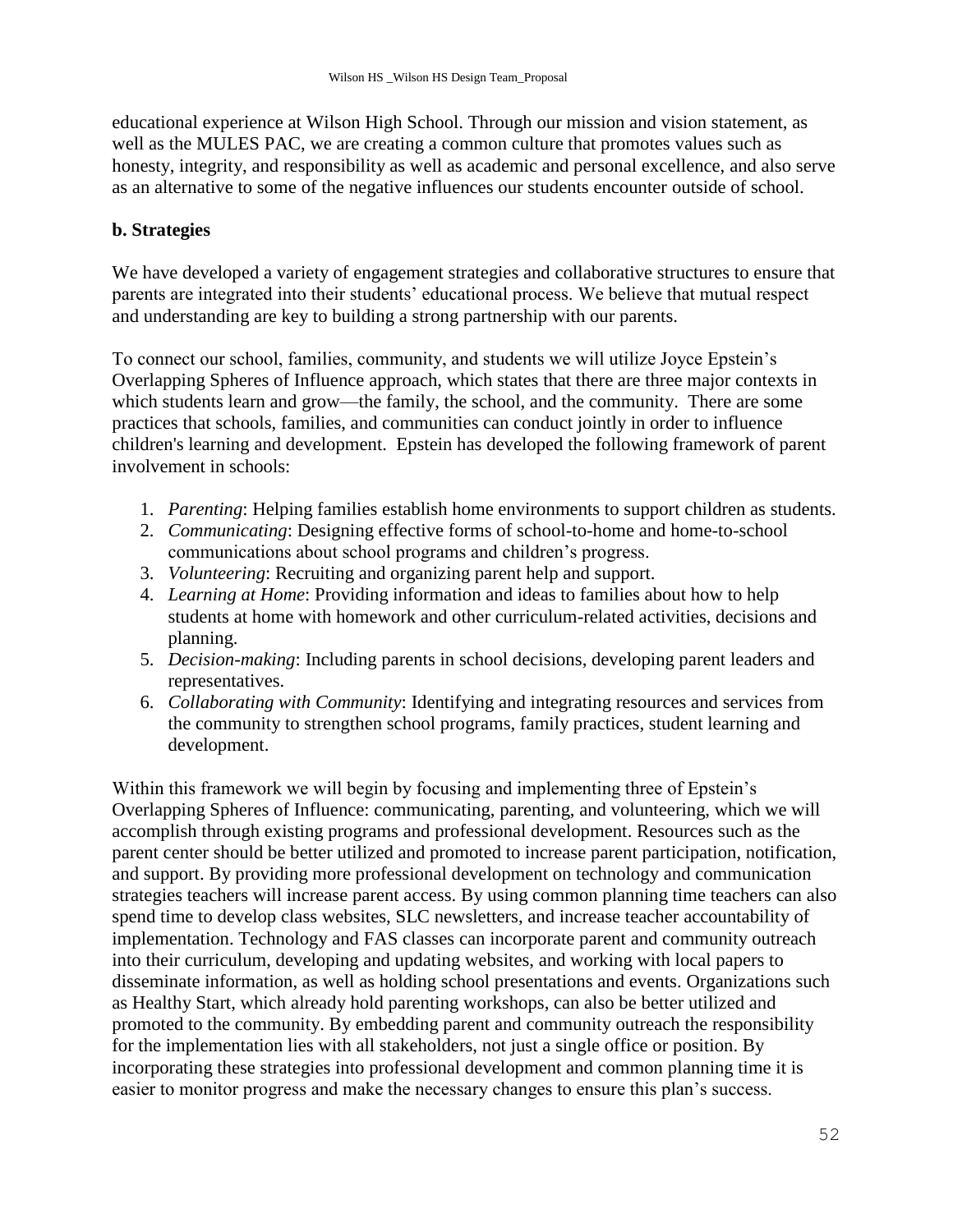educational experience at Wilson High School. Through our mission and vision statement, as well as the MULES PAC, we are creating a common culture that promotes values such as honesty, integrity, and responsibility as well as academic and personal excellence, and also serve as an alternative to some of the negative influences our students encounter outside of school.

### b. Strategies

We have developed a variety of engagement strategies and collaborative structures to ensure that parents are integrated into their students' educational process. We believe that mutual respect and understanding are key to building a strong partnership with our parents.

To connect our school, families, community, and students we will utilize Joyce Epstein's Overlapping Spheres of Influence approach, which states that there are three major contexts in which students learn and grow—the family, the school, and the community. There are some practices that schools, families, and communities can conduct jointly in order to influence children's learning and development. Epstein has developed the following framework of parent involvement in schools:

1. *Parenting*: Helping families establish home environments to support children as students.
2. *Communicating*: Designing effective forms of school-to-home and home-to-school communications about school programs and children's progress.
3. *Volunteering*: Recruiting and organizing parent help and support.
4. *Learning at Home*: Providing information and ideas to families about how to help students at home with homework and other curriculum-related activities, decisions and planning.
5. *Decision-making*: Including parents in school decisions, developing parent leaders and representatives.
6. *Collaborating with Community*: Identifying and integrating resources and services from the community to strengthen school programs, family practices, student learning and development.

Within this framework we will begin by focusing and implementing three of Epstein's Overlapping Spheres of Influence: communicating, parenting, and volunteering, which we will accomplish through existing programs and professional development. Resources such as the parent center should be better utilized and promoted to increase parent participation, notification, and support. By providing more professional development on technology and communication strategies teachers will increase parent access. By using common planning time teachers can also spend time to develop class websites, SLC newsletters, and increase teacher accountability of implementation. Technology and FAS classes can incorporate parent and community outreach into their curriculum, developing and updating websites, and working with local papers to disseminate information, as well as holding school presentations and events. Organizations such as Healthy Start, which already hold parenting workshops, can also be better utilized and promoted to the community. By embedding parent and community outreach the responsibility for the implementation lies with all stakeholders, not just a single office or position. By incorporating these strategies into professional development and common planning time it is easier to monitor progress and make the necessary changes to ensure this plan's success.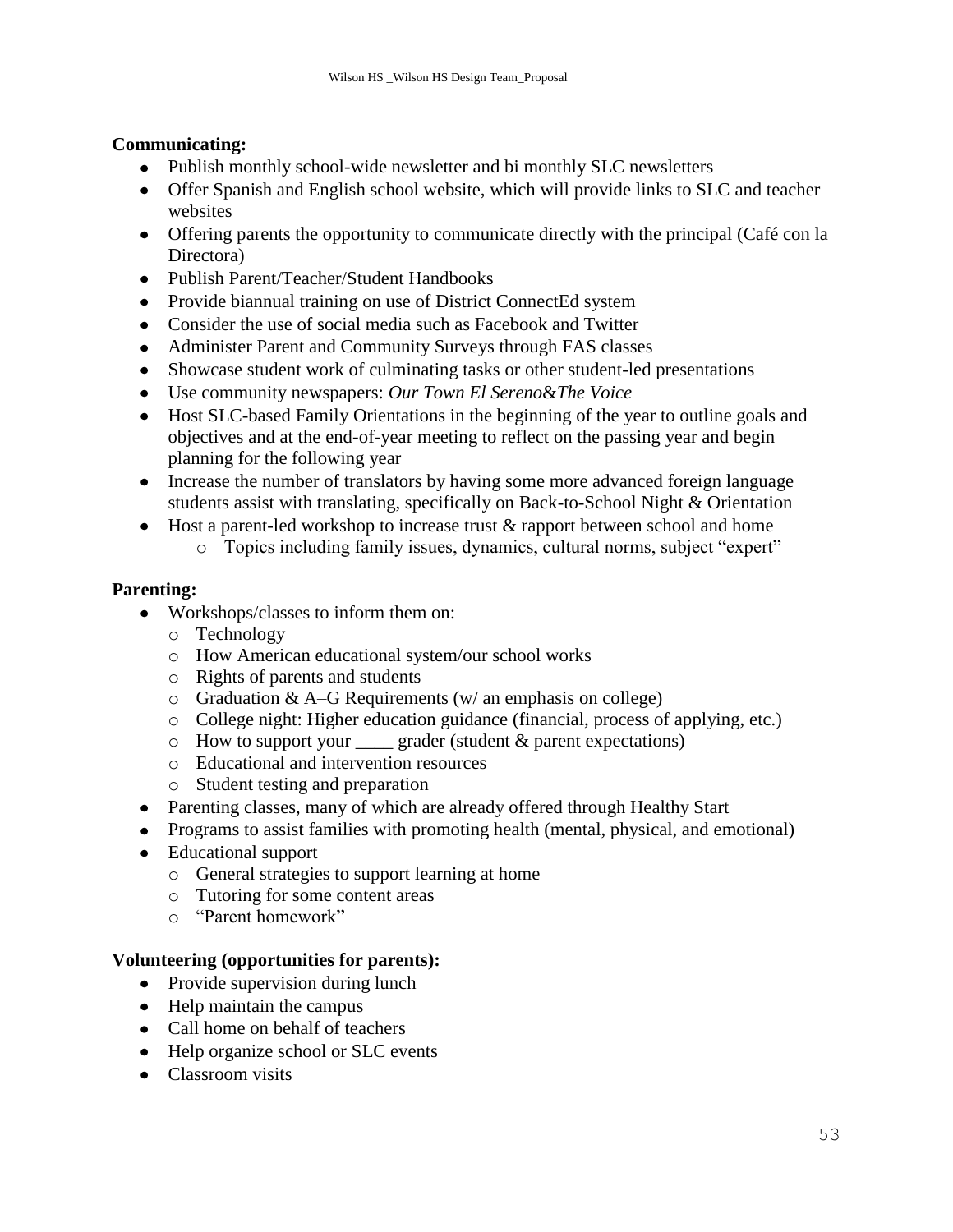**Communicating:**

- Publish monthly school-wide newsletter and bi monthly SLC newsletters
- Offer Spanish and English school website, which will provide links to SLC and teacher websites
- Offering parents the opportunity to communicate directly with the principal (Café con la Directora)
- Publish Parent/Teacher/Student Handbooks
- Provide biannual training on use of District ConnectEd system
- Consider the use of social media such as Facebook and Twitter
- Administer Parent and Community Surveys through FAS classes
- Showcase student work of culminating tasks or other student-led presentations
- Use community newspapers: *Our Town El Sereno*&*The Voice*
- Host SLC-based Family Orientations in the beginning of the year to outline goals and objectives and at the end-of-year meeting to reflect on the passing year and begin planning for the following year
- Increase the number of translators by having some more advanced foreign language students assist with translating, specifically on Back-to-School Night & Orientation
- Host a parent-led workshop to increase trust & rapport between school and home
  - Topics including family issues, dynamics, cultural norms, subject "expert"

**Parenting:**

- Workshops/classes to inform them on:
  - Technology
  - How American educational system/our school works
  - Rights of parents and students
  - Graduation & A–G Requirements (w/ an emphasis on college)
  - College night: Higher education guidance (financial, process of applying, etc.)
  - How to support your ____ grader (student & parent expectations)
  - Educational and intervention resources
  - Student testing and preparation
- Parenting classes, many of which are already offered through Healthy Start
- Programs to assist families with promoting health (mental, physical, and emotional)
- Educational support
  - General strategies to support learning at home
  - Tutoring for some content areas
  - "Parent homework"

**Volunteering (opportunities for parents):**

- Provide supervision during lunch
- Help maintain the campus
- Call home on behalf of teachers
- Help organize school or SLC events
- Classroom visits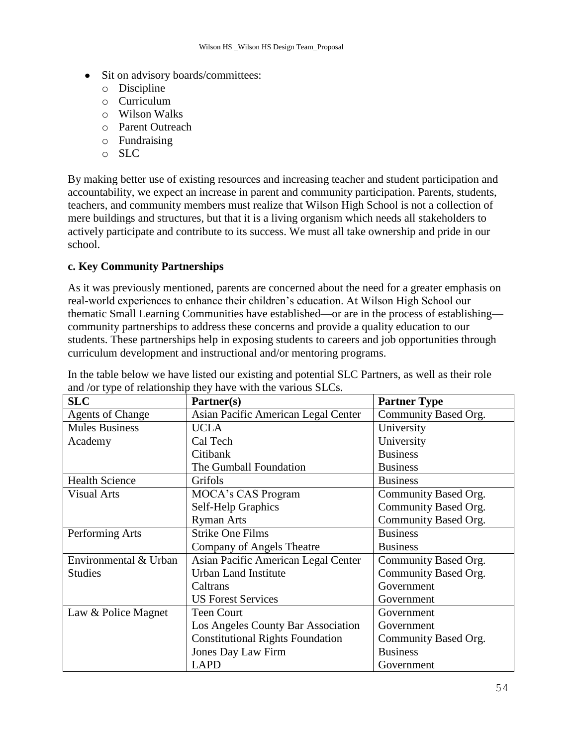- Sit on advisory boards/committees:
  - Discipline
  - Curriculum
  - Wilson Walks
  - Parent Outreach
  - Fundraising
  - SLC

By making better use of existing resources and increasing teacher and student participation and accountability, we expect an increase in parent and community participation. Parents, students, teachers, and community members must realize that Wilson High School is not a collection of mere buildings and structures, but that it is a living organism which needs all stakeholders to actively participate and contribute to its success. We must all take ownership and pride in our school.

**c. Key Community Partnerships**

As it was previously mentioned, parents are concerned about the need for a greater emphasis on real-world experiences to enhance their children's education. At Wilson High School our thematic Small Learning Communities have established—or are in the process of establishing—community partnerships to address these concerns and provide a quality education to our students. These partnerships help in exposing students to careers and job opportunities through curriculum development and instructional and/or mentoring programs.

In the table below we have listed our existing and potential SLC Partners, as well as their role and /or type of relationship they have with the various SLCs.

| SLC | Partner(s) | Partner Type |
|---|---|---|
| Agents of Change | Asian Pacific American Legal Center | Community Based Org. |
| Mules Business Academy | UCLA | University |
| | Cal Tech | University |
| | Citibank | Business |
| | The Gumball Foundation | Business |
| Health Science | Grifols | Business |
| Visual Arts | MOCA's CAS Program | Community Based Org. |
| | Self-Help Graphics | Community Based Org. |
| | Ryman Arts | Community Based Org. |
| Performing Arts | Strike One Films | Business |
| | Company of Angels Theatre | Business |
| Environmental & Urban Studies | Asian Pacific American Legal Center | Community Based Org. |
| | Urban Land Institute | Community Based Org. |
| | Caltrans | Government |
| | US Forest Services | Government |
| Law & Police Magnet | Teen Court | Government |
| | Los Angeles County Bar Association | Government |
| | Constitutional Rights Foundation | Community Based Org. |
| | Jones Day Law Firm | Business |
| | LAPD | Government |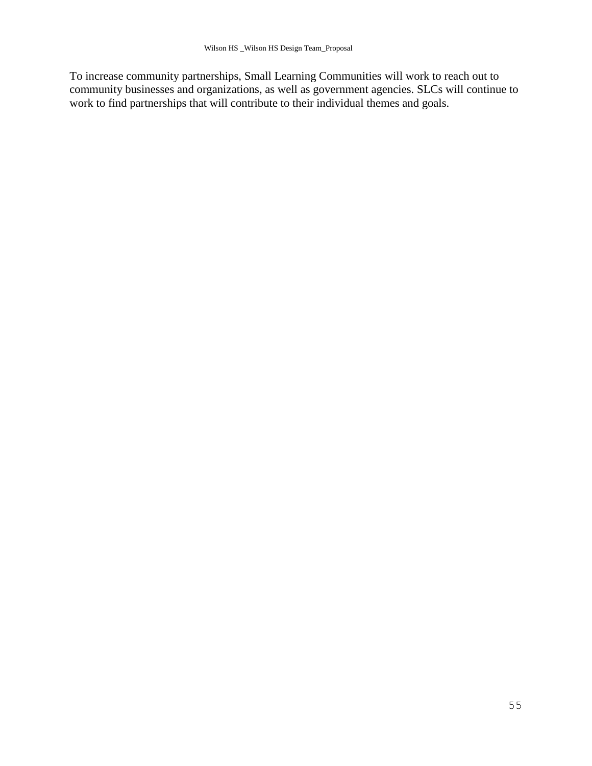To increase community partnerships, Small Learning Communities will work to reach out to community businesses and organizations, as well as government agencies. SLCs will continue to work to find partnerships that will contribute to their individual themes and goals.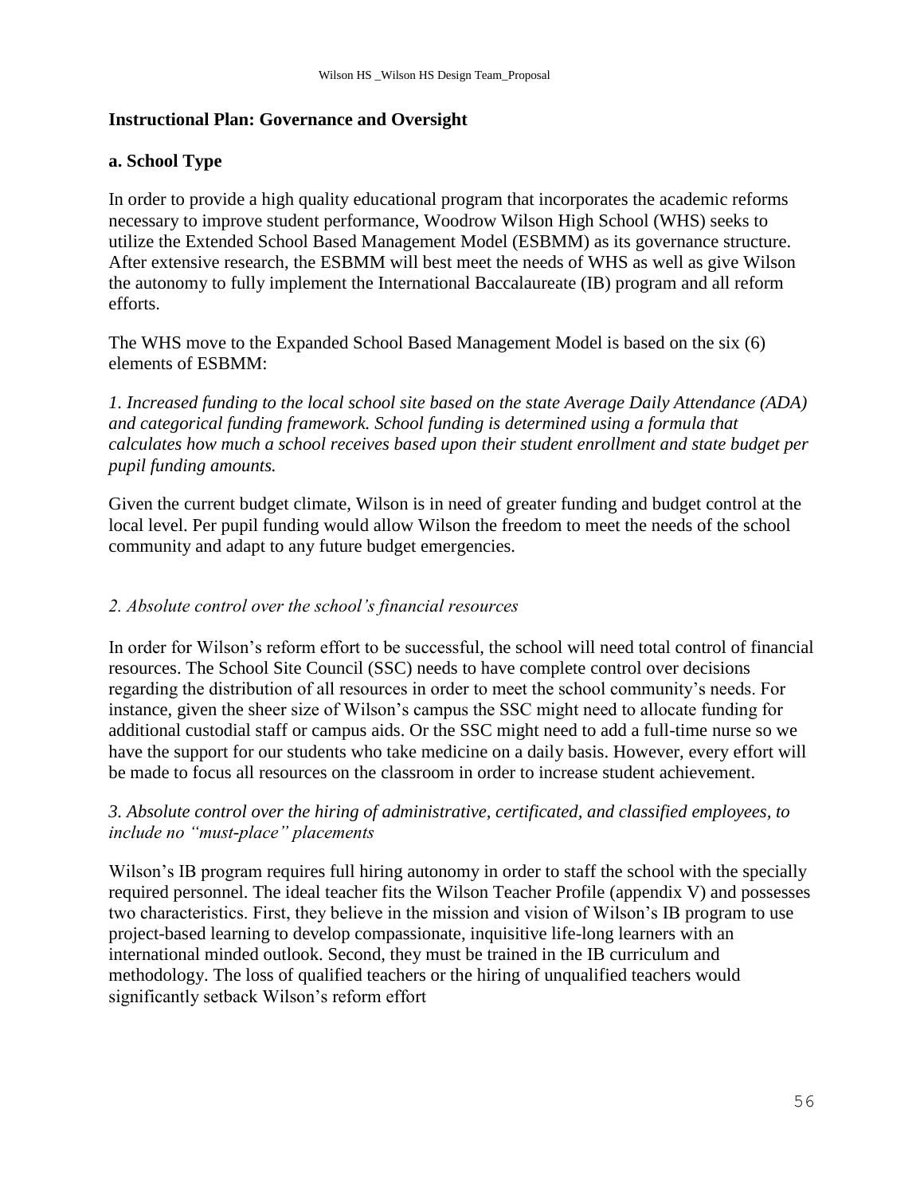## Instructional Plan: Governance and Oversight

### a. School Type

In order to provide a high quality educational program that incorporates the academic reforms necessary to improve student performance, Woodrow Wilson High School (WHS) seeks to utilize the Extended School Based Management Model (ESBMM) as its governance structure. After extensive research, the ESBMM will best meet the needs of WHS as well as give Wilson the autonomy to fully implement the International Baccalaureate (IB) program and all reform efforts.

The WHS move to the Expanded School Based Management Model is based on the six (6) elements of ESBMM:

*1. Increased funding to the local school site based on the state Average Daily Attendance (ADA) and categorical funding framework. School funding is determined using a formula that calculates how much a school receives based upon their student enrollment and state budget per pupil funding amounts.*

Given the current budget climate, Wilson is in need of greater funding and budget control at the local level. Per pupil funding would allow Wilson the freedom to meet the needs of the school community and adapt to any future budget emergencies.

*2. Absolute control over the school's financial resources*

In order for Wilson's reform effort to be successful, the school will need total control of financial resources. The School Site Council (SSC) needs to have complete control over decisions regarding the distribution of all resources in order to meet the school community's needs. For instance, given the sheer size of Wilson's campus the SSC might need to allocate funding for additional custodial staff or campus aids. Or the SSC might need to add a full-time nurse so we have the support for our students who take medicine on a daily basis. However, every effort will be made to focus all resources on the classroom in order to increase student achievement.

*3. Absolute control over the hiring of administrative, certificated, and classified employees, to include no "must-place" placements*

Wilson's IB program requires full hiring autonomy in order to staff the school with the specially required personnel. The ideal teacher fits the Wilson Teacher Profile (appendix V) and possesses two characteristics. First, they believe in the mission and vision of Wilson's IB program to use project-based learning to develop compassionate, inquisitive life-long learners with an international minded outlook. Second, they must be trained in the IB curriculum and methodology. The loss of qualified teachers or the hiring of unqualified teachers would significantly setback Wilson's reform effort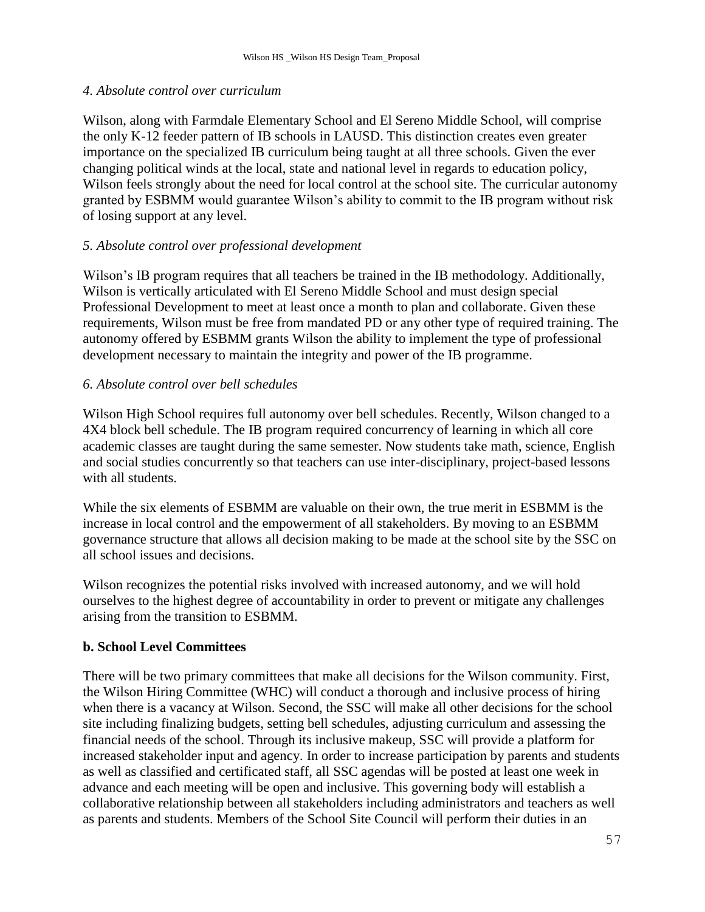*4. Absolute control over curriculum*

Wilson, along with Farmdale Elementary School and El Sereno Middle School, will comprise the only K-12 feeder pattern of IB schools in LAUSD. This distinction creates even greater importance on the specialized IB curriculum being taught at all three schools. Given the ever changing political winds at the local, state and national level in regards to education policy, Wilson feels strongly about the need for local control at the school site. The curricular autonomy granted by ESBMM would guarantee Wilson's ability to commit to the IB program without risk of losing support at any level.

*5. Absolute control over professional development*

Wilson's IB program requires that all teachers be trained in the IB methodology. Additionally, Wilson is vertically articulated with El Sereno Middle School and must design special Professional Development to meet at least once a month to plan and collaborate. Given these requirements, Wilson must be free from mandated PD or any other type of required training. The autonomy offered by ESBMM grants Wilson the ability to implement the type of professional development necessary to maintain the integrity and power of the IB programme.

*6. Absolute control over bell schedules*

Wilson High School requires full autonomy over bell schedules. Recently, Wilson changed to a 4X4 block bell schedule. The IB program required concurrency of learning in which all core academic classes are taught during the same semester. Now students take math, science, English and social studies concurrently so that teachers can use inter-disciplinary, project-based lessons with all students.

While the six elements of ESBMM are valuable on their own, the true merit in ESBMM is the increase in local control and the empowerment of all stakeholders. By moving to an ESBMM governance structure that allows all decision making to be made at the school site by the SSC on all school issues and decisions.

Wilson recognizes the potential risks involved with increased autonomy, and we will hold ourselves to the highest degree of accountability in order to prevent or mitigate any challenges arising from the transition to ESBMM.

**b. School Level Committees**

There will be two primary committees that make all decisions for the Wilson community. First, the Wilson Hiring Committee (WHC) will conduct a thorough and inclusive process of hiring when there is a vacancy at Wilson. Second, the SSC will make all other decisions for the school site including finalizing budgets, setting bell schedules, adjusting curriculum and assessing the financial needs of the school. Through its inclusive makeup, SSC will provide a platform for increased stakeholder input and agency. In order to increase participation by parents and students as well as classified and certificated staff, all SSC agendas will be posted at least one week in advance and each meeting will be open and inclusive. This governing body will establish a collaborative relationship between all stakeholders including administrators and teachers as well as parents and students. Members of the School Site Council will perform their duties in an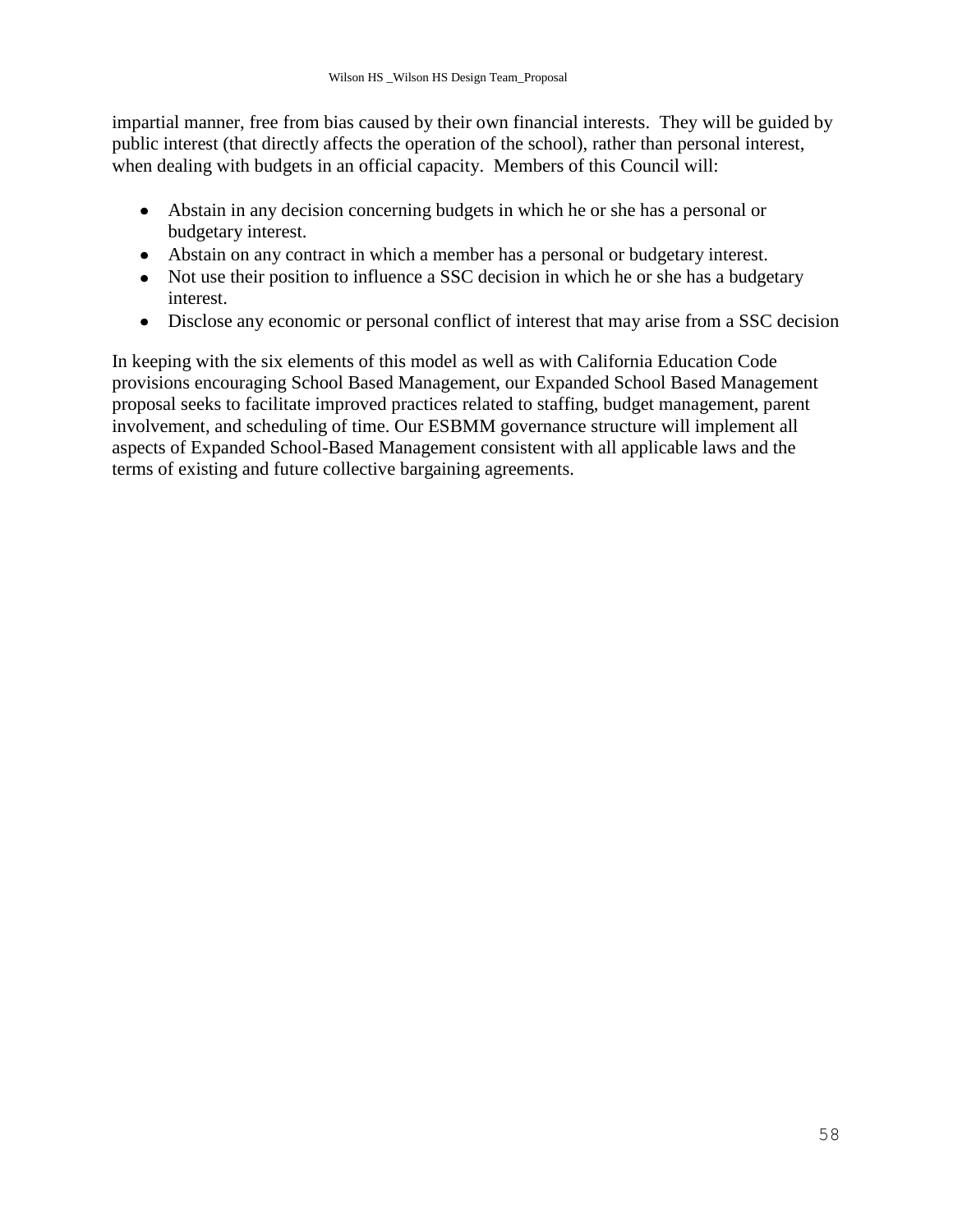impartial manner, free from bias caused by their own financial interests. They will be guided by public interest (that directly affects the operation of the school), rather than personal interest, when dealing with budgets in an official capacity. Members of this Council will:

- Abstain in any decision concerning budgets in which he or she has a personal or budgetary interest.
- Abstain on any contract in which a member has a personal or budgetary interest.
- Not use their position to influence a SSC decision in which he or she has a budgetary interest.
- Disclose any economic or personal conflict of interest that may arise from a SSC decision

In keeping with the six elements of this model as well as with California Education Code provisions encouraging School Based Management, our Expanded School Based Management proposal seeks to facilitate improved practices related to staffing, budget management, parent involvement, and scheduling of time. Our ESBMM governance structure will implement all aspects of Expanded School-Based Management consistent with all applicable laws and the terms of existing and future collective bargaining agreements.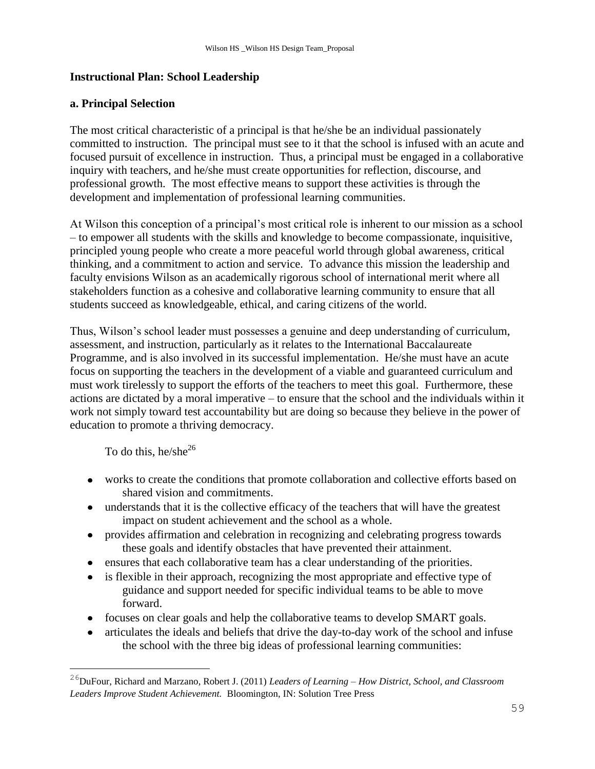## Instructional Plan: School Leadership

### a. Principal Selection

The most critical characteristic of a principal is that he/she be an individual passionately committed to instruction. The principal must see to it that the school is infused with an acute and focused pursuit of excellence in instruction. Thus, a principal must be engaged in a collaborative inquiry with teachers, and he/she must create opportunities for reflection, discourse, and professional growth. The most effective means to support these activities is through the development and implementation of professional learning communities.

At Wilson this conception of a principal's most critical role is inherent to our mission as a school – to empower all students with the skills and knowledge to become compassionate, inquisitive, principled young people who create a more peaceful world through global awareness, critical thinking, and a commitment to action and service. To advance this mission the leadership and faculty envisions Wilson as an academically rigorous school of international merit where all stakeholders function as a cohesive and collaborative learning community to ensure that all students succeed as knowledgeable, ethical, and caring citizens of the world.

Thus, Wilson's school leader must possesses a genuine and deep understanding of curriculum, assessment, and instruction, particularly as it relates to the International Baccalaureate Programme, and is also involved in its successful implementation. He/she must have an acute focus on supporting the teachers in the development of a viable and guaranteed curriculum and must work tirelessly to support the efforts of the teachers to meet this goal. Furthermore, these actions are dictated by a moral imperative – to ensure that the school and the individuals within it work not simply toward test accountability but are doing so because they believe in the power of education to promote a thriving democracy.

To do this, he/she[26]

- works to create the conditions that promote collaboration and collective efforts based on shared vision and commitments.
- understands that it is the collective efficacy of the teachers that will have the greatest impact on student achievement and the school as a whole.
- provides affirmation and celebration in recognizing and celebrating progress towards these goals and identify obstacles that have prevented their attainment.
- ensures that each collaborative team has a clear understanding of the priorities.
- is flexible in their approach, recognizing the most appropriate and effective type of guidance and support needed for specific individual teams to be able to move forward.
- focuses on clear goals and help the collaborative teams to develop SMART goals.
- articulates the ideals and beliefs that drive the day-to-day work of the school and infuse the school with the three big ideas of professional learning communities:

---

[26] DuFour, Richard and Marzano, Robert J. (2011) *Leaders of Learning – How District, School, and Classroom Leaders Improve Student Achievement.* Bloomington, IN: Solution Tree Press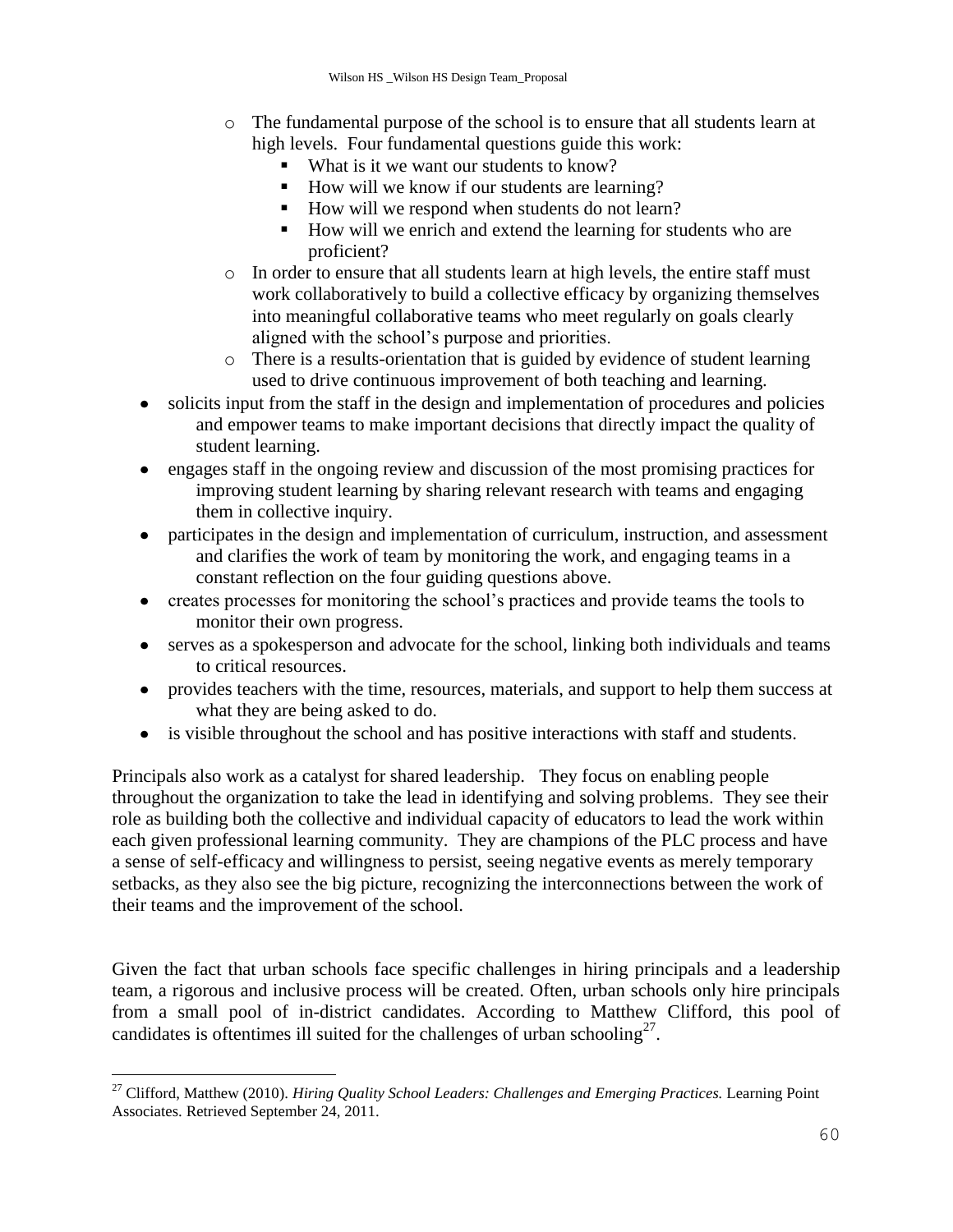- The fundamental purpose of the school is to ensure that all students learn at high levels. Four fundamental questions guide this work:
  - What is it we want our students to know?
  - How will we know if our students are learning?
  - How will we respond when students do not learn?
  - How will we enrich and extend the learning for students who are proficient?
- In order to ensure that all students learn at high levels, the entire staff must work collaboratively to build a collective efficacy by organizing themselves into meaningful collaborative teams who meet regularly on goals clearly aligned with the school's purpose and priorities.
- There is a results-orientation that is guided by evidence of student learning used to drive continuous improvement of both teaching and learning.

- solicits input from the staff in the design and implementation of procedures and policies and empower teams to make important decisions that directly impact the quality of student learning.
- engages staff in the ongoing review and discussion of the most promising practices for improving student learning by sharing relevant research with teams and engaging them in collective inquiry.
- participates in the design and implementation of curriculum, instruction, and assessment and clarifies the work of team by monitoring the work, and engaging teams in a constant reflection on the four guiding questions above.
- creates processes for monitoring the school's practices and provide teams the tools to monitor their own progress.
- serves as a spokesperson and advocate for the school, linking both individuals and teams to critical resources.
- provides teachers with the time, resources, materials, and support to help them success at what they are being asked to do.
- is visible throughout the school and has positive interactions with staff and students.

Principals also work as a catalyst for shared leadership. They focus on enabling people throughout the organization to take the lead in identifying and solving problems. They see their role as building both the collective and individual capacity of educators to lead the work within each given professional learning community. They are champions of the PLC process and have a sense of self-efficacy and willingness to persist, seeing negative events as merely temporary setbacks, as they also see the big picture, recognizing the interconnections between the work of their teams and the improvement of the school.

Given the fact that urban schools face specific challenges in hiring principals and a leadership team, a rigorous and inclusive process will be created. Often, urban schools only hire principals from a small pool of in-district candidates. According to Matthew Clifford, this pool of candidates is oftentimes ill suited for the challenges of urban schooling[27].

[27] Clifford, Matthew (2010). *Hiring Quality School Leaders: Challenges and Emerging Practices.* Learning Point Associates. Retrieved September 24, 2011.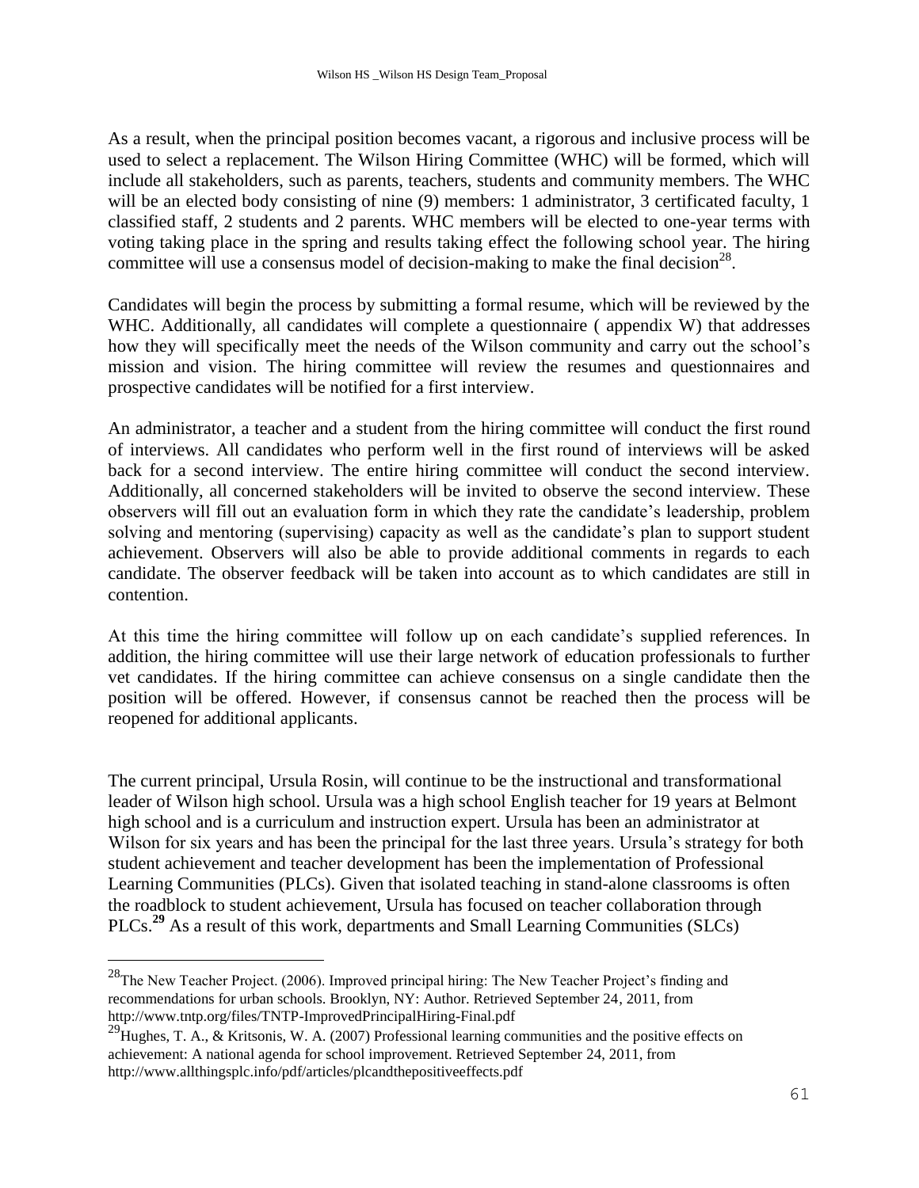As a result, when the principal position becomes vacant, a rigorous and inclusive process will be used to select a replacement. The Wilson Hiring Committee (WHC) will be formed, which will include all stakeholders, such as parents, teachers, students and community members. The WHC will be an elected body consisting of nine (9) members: 1 administrator, 3 certificated faculty, 1 classified staff, 2 students and 2 parents. WHC members will be elected to one-year terms with voting taking place in the spring and results taking effect the following school year. The hiring committee will use a consensus model of decision-making to make the final decision[28].

Candidates will begin the process by submitting a formal resume, which will be reviewed by the WHC. Additionally, all candidates will complete a questionnaire ( appendix W) that addresses how they will specifically meet the needs of the Wilson community and carry out the school's mission and vision. The hiring committee will review the resumes and questionnaires and prospective candidates will be notified for a first interview.

An administrator, a teacher and a student from the hiring committee will conduct the first round of interviews. All candidates who perform well in the first round of interviews will be asked back for a second interview. The entire hiring committee will conduct the second interview. Additionally, all concerned stakeholders will be invited to observe the second interview. These observers will fill out an evaluation form in which they rate the candidate's leadership, problem solving and mentoring (supervising) capacity as well as the candidate's plan to support student achievement. Observers will also be able to provide additional comments in regards to each candidate. The observer feedback will be taken into account as to which candidates are still in contention.

At this time the hiring committee will follow up on each candidate's supplied references. In addition, the hiring committee will use their large network of education professionals to further vet candidates. If the hiring committee can achieve consensus on a single candidate then the position will be offered. However, if consensus cannot be reached then the process will be reopened for additional applicants.

The current principal, Ursula Rosin, will continue to be the instructional and transformational leader of Wilson high school. Ursula was a high school English teacher for 19 years at Belmont high school and is a curriculum and instruction expert. Ursula has been an administrator at Wilson for six years and has been the principal for the last three years. Ursula's strategy for both student achievement and teacher development has been the implementation of Professional Learning Communities (PLCs). Given that isolated teaching in stand-alone classrooms is often the roadblock to student achievement, Ursula has focused on teacher collaboration through PLCs.[29] As a result of this work, departments and Small Learning Communities (SLCs)

---

[28] The New Teacher Project. (2006). Improved principal hiring: The New Teacher Project's finding and recommendations for urban schools. Brooklyn, NY: Author. Retrieved September 24, 2011, from http://www.tntp.org/files/TNTP-ImprovedPrincipalHiring-Final.pdf

[29] Hughes, T. A., & Kritsonis, W. A. (2007) Professional learning communities and the positive effects on achievement: A national agenda for school improvement. Retrieved September 24, 2011, from http://www.allthingsplc.info/pdf/articles/plcandthepositiveeffects.pdf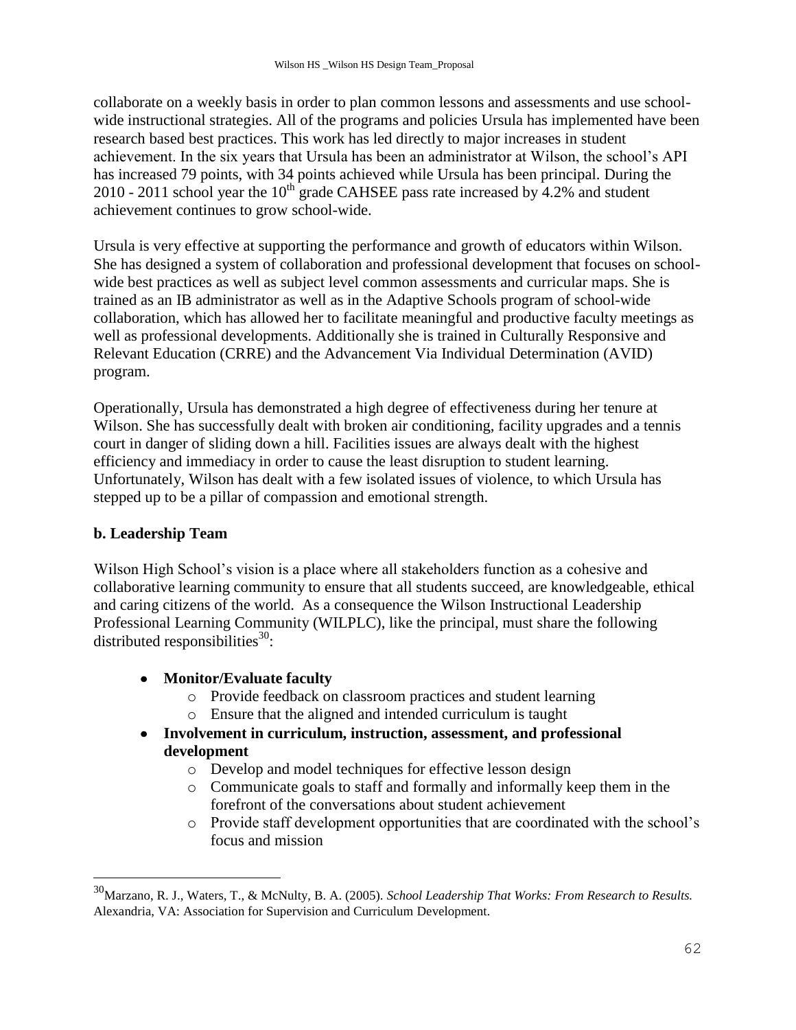collaborate on a weekly basis in order to plan common lessons and assessments and use school-wide instructional strategies. All of the programs and policies Ursula has implemented have been research based best practices. This work has led directly to major increases in student achievement. In the six years that Ursula has been an administrator at Wilson, the school's API has increased 79 points, with 34 points achieved while Ursula has been principal. During the 2010 - 2011 school year the 10th grade CAHSEE pass rate increased by 4.2% and student achievement continues to grow school-wide.

Ursula is very effective at supporting the performance and growth of educators within Wilson. She has designed a system of collaboration and professional development that focuses on school-wide best practices as well as subject level common assessments and curricular maps. She is trained as an IB administrator as well as in the Adaptive Schools program of school-wide collaboration, which has allowed her to facilitate meaningful and productive faculty meetings as well as professional developments. Additionally she is trained in Culturally Responsive and Relevant Education (CRRE) and the Advancement Via Individual Determination (AVID) program.

Operationally, Ursula has demonstrated a high degree of effectiveness during her tenure at Wilson. She has successfully dealt with broken air conditioning, facility upgrades and a tennis court in danger of sliding down a hill. Facilities issues are always dealt with the highest efficiency and immediacy in order to cause the least disruption to student learning. Unfortunately, Wilson has dealt with a few isolated issues of violence, to which Ursula has stepped up to be a pillar of compassion and emotional strength.

### b. Leadership Team

Wilson High School's vision is a place where all stakeholders function as a cohesive and collaborative learning community to ensure that all students succeed, are knowledgeable, ethical and caring citizens of the world. As a consequence the Wilson Instructional Leadership Professional Learning Community (WILPLC), like the principal, must share the following distributed responsibilities[30]:

- **Monitor/Evaluate faculty**
  - Provide feedback on classroom practices and student learning
  - Ensure that the aligned and intended curriculum is taught
- **Involvement in curriculum, instruction, assessment, and professional development**
  - Develop and model techniques for effective lesson design
  - Communicate goals to staff and formally and informally keep them in the forefront of the conversations about student achievement
  - Provide staff development opportunities that are coordinated with the school's focus and mission

[30] Marzano, R. J., Waters, T., & McNulty, B. A. (2005). *School Leadership That Works: From Research to Results.* Alexandria, VA: Association for Supervision and Curriculum Development.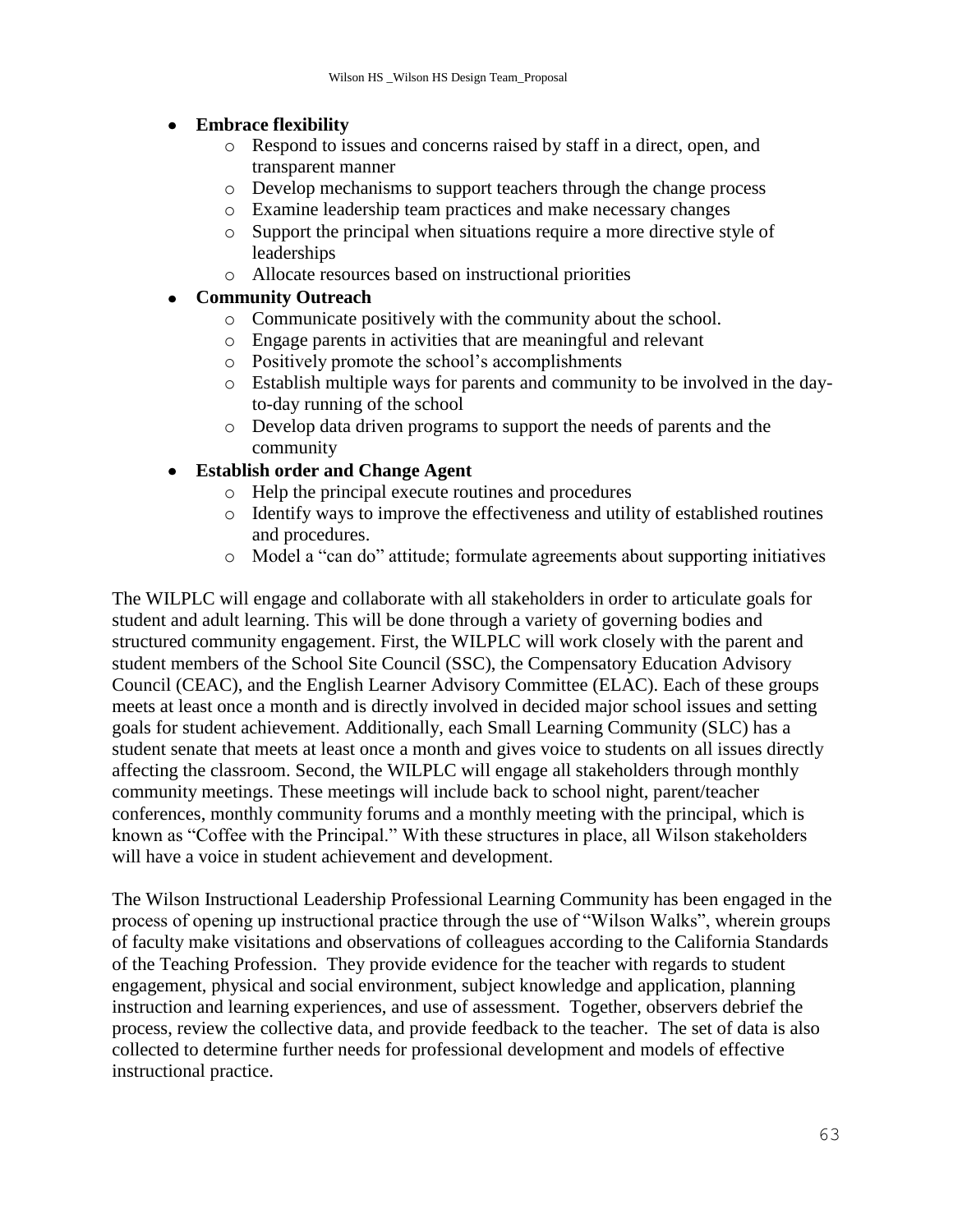- **Embrace flexibility**
  - Respond to issues and concerns raised by staff in a direct, open, and transparent manner
  - Develop mechanisms to support teachers through the change process
  - Examine leadership team practices and make necessary changes
  - Support the principal when situations require a more directive style of leaderships
  - Allocate resources based on instructional priorities
- **Community Outreach**
  - Communicate positively with the community about the school.
  - Engage parents in activities that are meaningful and relevant
  - Positively promote the school's accomplishments
  - Establish multiple ways for parents and community to be involved in the day-to-day running of the school
  - Develop data driven programs to support the needs of parents and the community
- **Establish order and Change Agent**
  - Help the principal execute routines and procedures
  - Identify ways to improve the effectiveness and utility of established routines and procedures.
  - Model a "can do" attitude; formulate agreements about supporting initiatives

The WILPLC will engage and collaborate with all stakeholders in order to articulate goals for student and adult learning. This will be done through a variety of governing bodies and structured community engagement. First, the WILPLC will work closely with the parent and student members of the School Site Council (SSC), the Compensatory Education Advisory Council (CEAC), and the English Learner Advisory Committee (ELAC). Each of these groups meets at least once a month and is directly involved in decided major school issues and setting goals for student achievement. Additionally, each Small Learning Community (SLC) has a student senate that meets at least once a month and gives voice to students on all issues directly affecting the classroom. Second, the WILPLC will engage all stakeholders through monthly community meetings. These meetings will include back to school night, parent/teacher conferences, monthly community forums and a monthly meeting with the principal, which is known as "Coffee with the Principal." With these structures in place, all Wilson stakeholders will have a voice in student achievement and development.

The Wilson Instructional Leadership Professional Learning Community has been engaged in the process of opening up instructional practice through the use of "Wilson Walks", wherein groups of faculty make visitations and observations of colleagues according to the California Standards of the Teaching Profession. They provide evidence for the teacher with regards to student engagement, physical and social environment, subject knowledge and application, planning instruction and learning experiences, and use of assessment. Together, observers debrief the process, review the collective data, and provide feedback to the teacher. The set of data is also collected to determine further needs for professional development and models of effective instructional practice.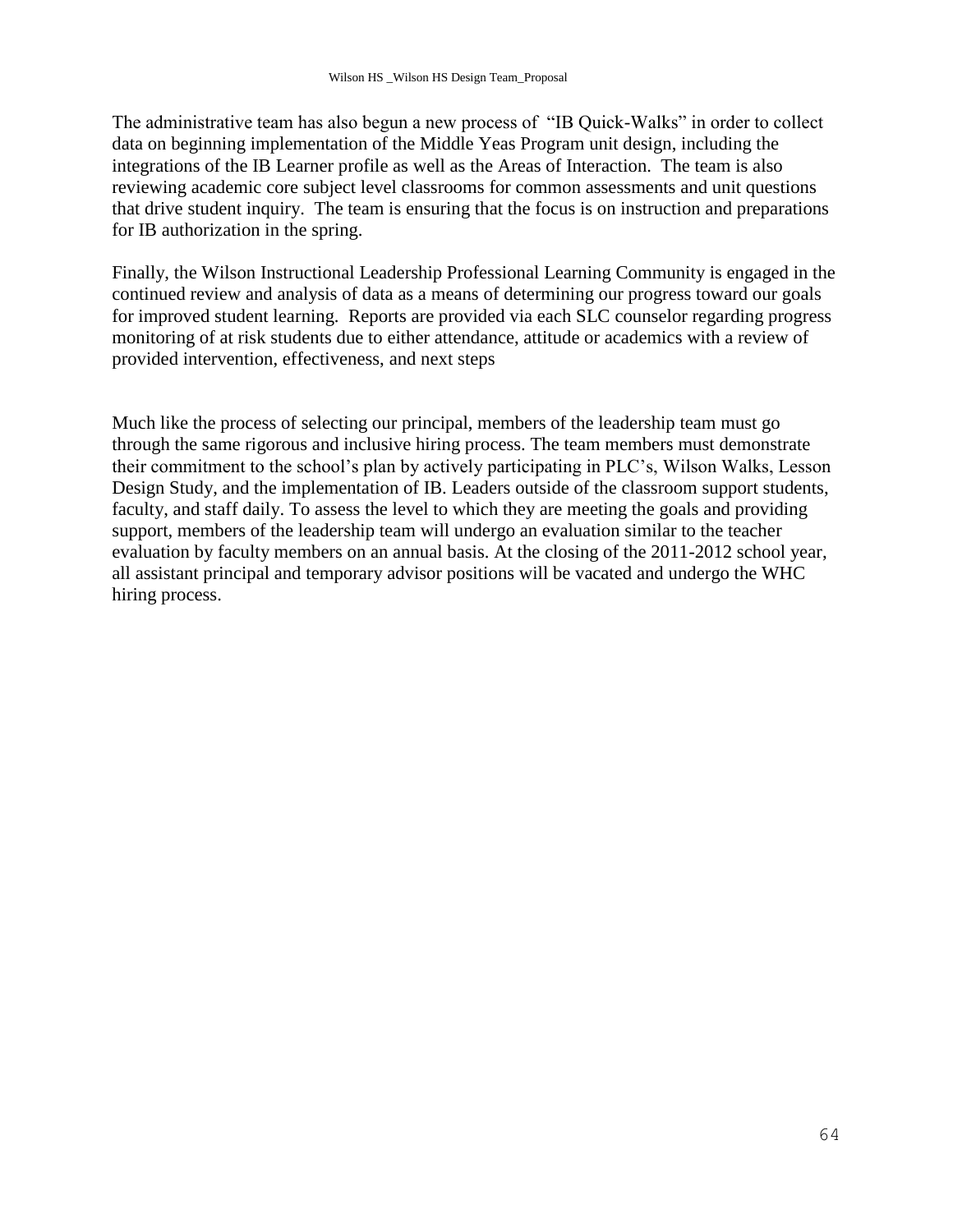The administrative team has also begun a new process of "IB Quick-Walks" in order to collect data on beginning implementation of the Middle Yeas Program unit design, including the integrations of the IB Learner profile as well as the Areas of Interaction. The team is also reviewing academic core subject level classrooms for common assessments and unit questions that drive student inquiry. The team is ensuring that the focus is on instruction and preparations for IB authorization in the spring.

Finally, the Wilson Instructional Leadership Professional Learning Community is engaged in the continued review and analysis of data as a means of determining our progress toward our goals for improved student learning. Reports are provided via each SLC counselor regarding progress monitoring of at risk students due to either attendance, attitude or academics with a review of provided intervention, effectiveness, and next steps

Much like the process of selecting our principal, members of the leadership team must go through the same rigorous and inclusive hiring process. The team members must demonstrate their commitment to the school's plan by actively participating in PLC's, Wilson Walks, Lesson Design Study, and the implementation of IB. Leaders outside of the classroom support students, faculty, and staff daily. To assess the level to which they are meeting the goals and providing support, members of the leadership team will undergo an evaluation similar to the teacher evaluation by faculty members on an annual basis. At the closing of the 2011-2012 school year, all assistant principal and temporary advisor positions will be vacated and undergo the WHC hiring process.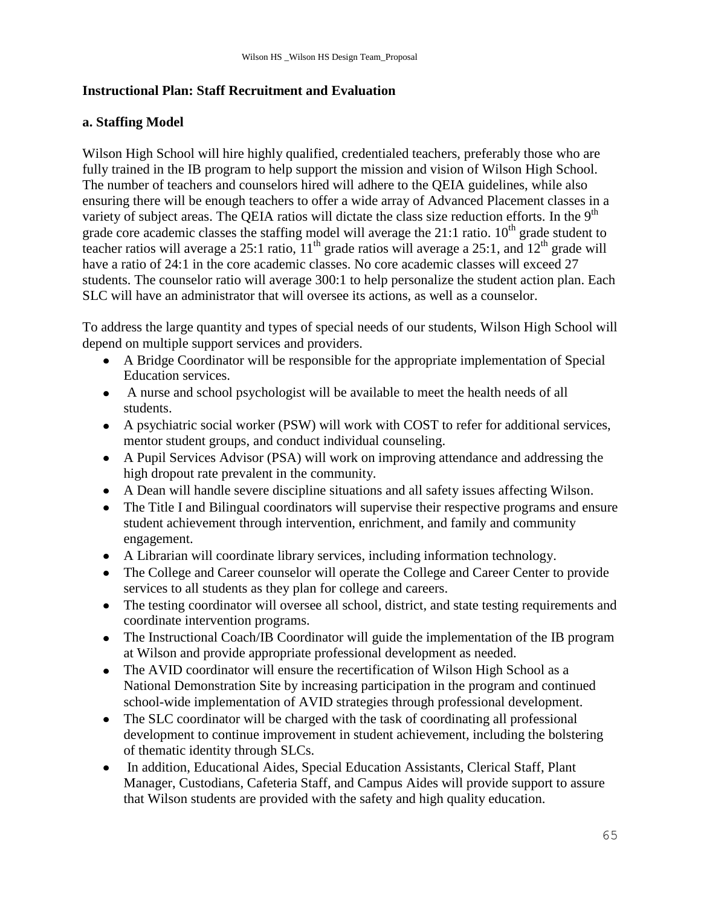## Instructional Plan: Staff Recruitment and Evaluation

### a. Staffing Model

Wilson High School will hire highly qualified, credentialed teachers, preferably those who are fully trained in the IB program to help support the mission and vision of Wilson High School. The number of teachers and counselors hired will adhere to the QEIA guidelines, while also ensuring there will be enough teachers to offer a wide array of Advanced Placement classes in a variety of subject areas. The QEIA ratios will dictate the class size reduction efforts. In the 9$^{th}$ grade core academic classes the staffing model will average the 21:1 ratio. 10$^{th}$ grade student to teacher ratios will average a 25:1 ratio, 11$^{th}$ grade ratios will average a 25:1, and 12$^{th}$ grade will have a ratio of 24:1 in the core academic classes. No core academic classes will exceed 27 students. The counselor ratio will average 300:1 to help personalize the student action plan. Each SLC will have an administrator that will oversee its actions, as well as a counselor.

To address the large quantity and types of special needs of our students, Wilson High School will depend on multiple support services and providers.

- A Bridge Coordinator will be responsible for the appropriate implementation of Special Education services.
- A nurse and school psychologist will be available to meet the health needs of all students.
- A psychiatric social worker (PSW) will work with COST to refer for additional services, mentor student groups, and conduct individual counseling.
- A Pupil Services Advisor (PSA) will work on improving attendance and addressing the high dropout rate prevalent in the community.
- A Dean will handle severe discipline situations and all safety issues affecting Wilson.
- The Title I and Bilingual coordinators will supervise their respective programs and ensure student achievement through intervention, enrichment, and family and community engagement.
- A Librarian will coordinate library services, including information technology.
- The College and Career counselor will operate the College and Career Center to provide services to all students as they plan for college and careers.
- The testing coordinator will oversee all school, district, and state testing requirements and coordinate intervention programs.
- The Instructional Coach/IB Coordinator will guide the implementation of the IB program at Wilson and provide appropriate professional development as needed.
- The AVID coordinator will ensure the recertification of Wilson High School as a National Demonstration Site by increasing participation in the program and continued school-wide implementation of AVID strategies through professional development.
- The SLC coordinator will be charged with the task of coordinating all professional development to continue improvement in student achievement, including the bolstering of thematic identity through SLCs.
- In addition, Educational Aides, Special Education Assistants, Clerical Staff, Plant Manager, Custodians, Cafeteria Staff, and Campus Aides will provide support to assure that Wilson students are provided with the safety and high quality education.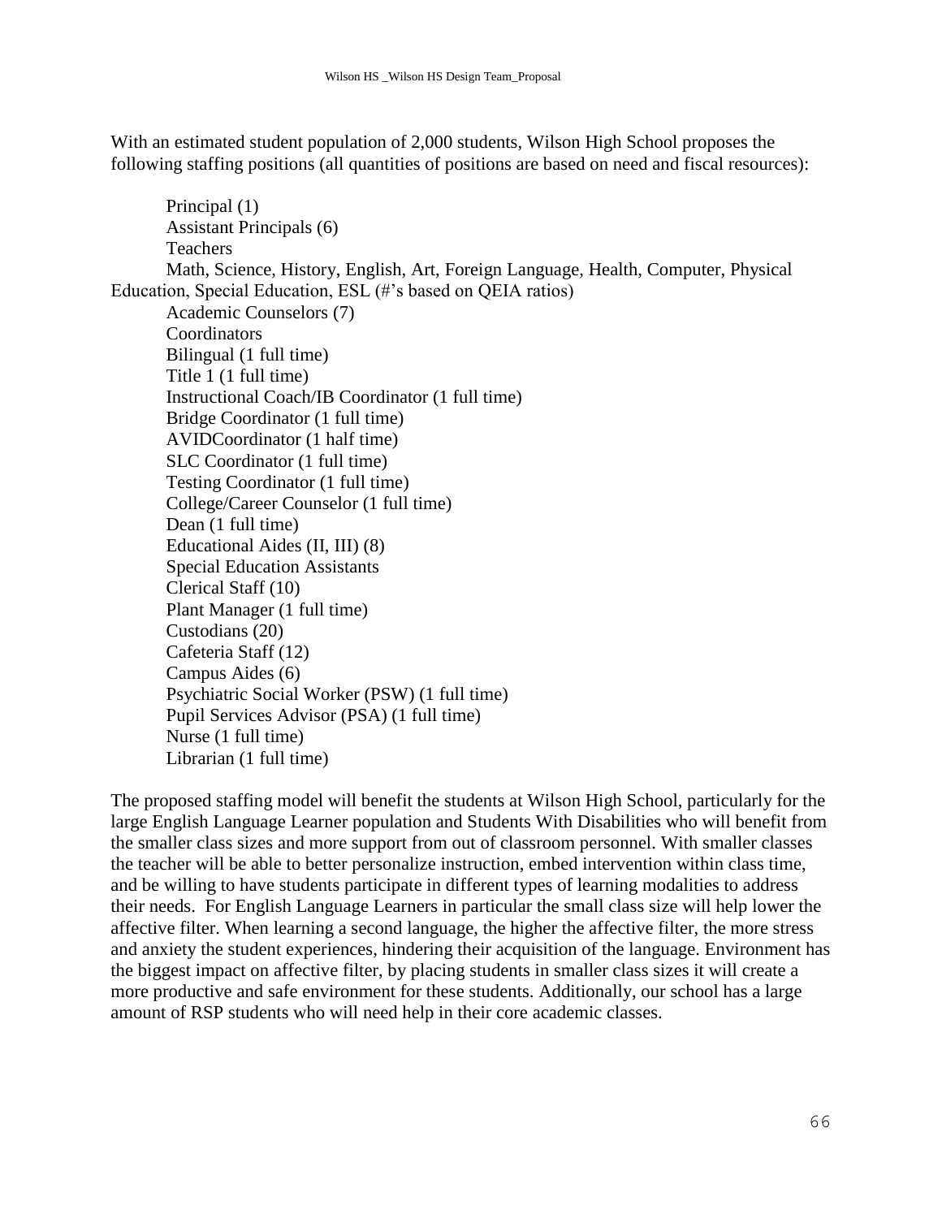With an estimated student population of 2,000 students, Wilson High School proposes the following staffing positions (all quantities of positions are based on need and fiscal resources):

Principal (1)
Assistant Principals (6)
Teachers
Math, Science, History, English, Art, Foreign Language, Health, Computer, Physical Education, Special Education, ESL (#'s based on QEIA ratios)
Academic Counselors (7)
Coordinators
Bilingual (1 full time)
Title 1 (1 full time)
Instructional Coach/IB Coordinator (1 full time)
Bridge Coordinator (1 full time)
AVIDCoordinator (1 half time)
SLC Coordinator (1 full time)
Testing Coordinator (1 full time)
College/Career Counselor (1 full time)
Dean (1 full time)
Educational Aides (II, III) (8)
Special Education Assistants
Clerical Staff (10)
Plant Manager (1 full time)
Custodians (20)
Cafeteria Staff (12)
Campus Aides (6)
Psychiatric Social Worker (PSW) (1 full time)
Pupil Services Advisor (PSA) (1 full time)
Nurse (1 full time)
Librarian (1 full time)

The proposed staffing model will benefit the students at Wilson High School, particularly for the large English Language Learner population and Students With Disabilities who will benefit from the smaller class sizes and more support from out of classroom personnel. With smaller classes the teacher will be able to better personalize instruction, embed intervention within class time, and be willing to have students participate in different types of learning modalities to address their needs. For English Language Learners in particular the small class size will help lower the affective filter. When learning a second language, the higher the affective filter, the more stress and anxiety the student experiences, hindering their acquisition of the language. Environment has the biggest impact on affective filter, by placing students in smaller class sizes it will create a more productive and safe environment for these students. Additionally, our school has a large amount of RSP students who will need help in their core academic classes.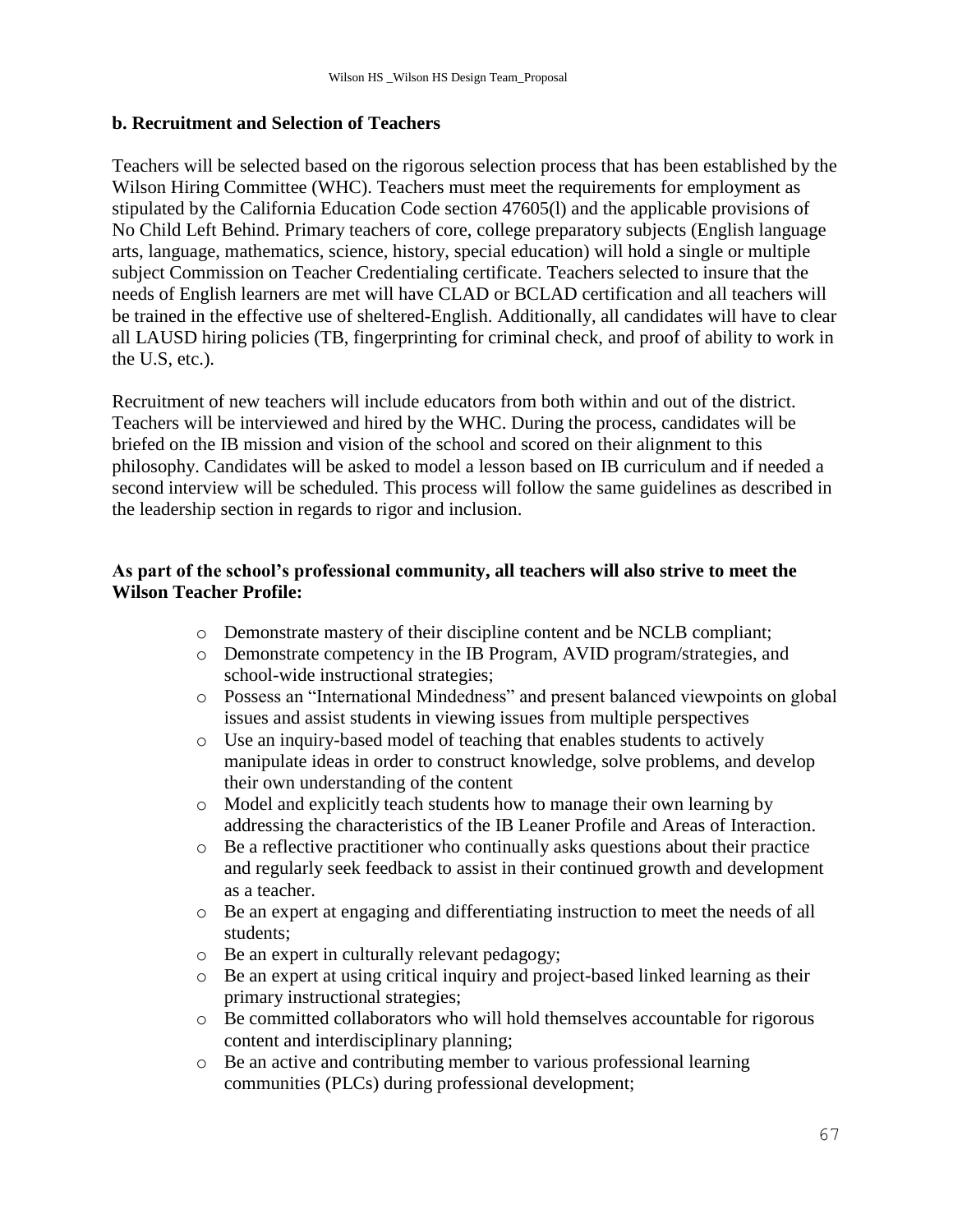### b. Recruitment and Selection of Teachers

Teachers will be selected based on the rigorous selection process that has been established by the Wilson Hiring Committee (WHC). Teachers must meet the requirements for employment as stipulated by the California Education Code section 47605(l) and the applicable provisions of No Child Left Behind. Primary teachers of core, college preparatory subjects (English language arts, language, mathematics, science, history, special education) will hold a single or multiple subject Commission on Teacher Credentialing certificate. Teachers selected to insure that the needs of English learners are met will have CLAD or BCLAD certification and all teachers will be trained in the effective use of sheltered-English. Additionally, all candidates will have to clear all LAUSD hiring policies (TB, fingerprinting for criminal check, and proof of ability to work in the U.S, etc.).

Recruitment of new teachers will include educators from both within and out of the district. Teachers will be interviewed and hired by the WHC. During the process, candidates will be briefed on the IB mission and vision of the school and scored on their alignment to this philosophy. Candidates will be asked to model a lesson based on IB curriculum and if needed a second interview will be scheduled. This process will follow the same guidelines as described in the leadership section in regards to rigor and inclusion.

**As part of the school's professional community, all teachers will also strive to meet the Wilson Teacher Profile:**

- Demonstrate mastery of their discipline content and be NCLB compliant;
- Demonstrate competency in the IB Program, AVID program/strategies, and school-wide instructional strategies;
- Possess an "International Mindedness" and present balanced viewpoints on global issues and assist students in viewing issues from multiple perspectives
- Use an inquiry-based model of teaching that enables students to actively manipulate ideas in order to construct knowledge, solve problems, and develop their own understanding of the content
- Model and explicitly teach students how to manage their own learning by addressing the characteristics of the IB Leaner Profile and Areas of Interaction.
- Be a reflective practitioner who continually asks questions about their practice and regularly seek feedback to assist in their continued growth and development as a teacher.
- Be an expert at engaging and differentiating instruction to meet the needs of all students;
- Be an expert in culturally relevant pedagogy;
- Be an expert at using critical inquiry and project-based linked learning as their primary instructional strategies;
- Be committed collaborators who will hold themselves accountable for rigorous content and interdisciplinary planning;
- Be an active and contributing member to various professional learning communities (PLCs) during professional development;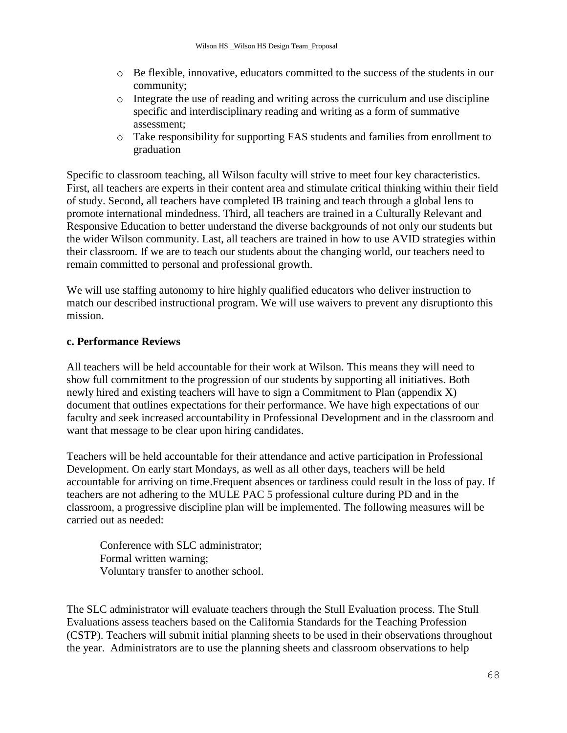- Be flexible, innovative, educators committed to the success of the students in our community;
- Integrate the use of reading and writing across the curriculum and use discipline specific and interdisciplinary reading and writing as a form of summative assessment;
- Take responsibility for supporting FAS students and families from enrollment to graduation

Specific to classroom teaching, all Wilson faculty will strive to meet four key characteristics. First, all teachers are experts in their content area and stimulate critical thinking within their field of study. Second, all teachers have completed IB training and teach through a global lens to promote international mindedness. Third, all teachers are trained in a Culturally Relevant and Responsive Education to better understand the diverse backgrounds of not only our students but the wider Wilson community. Last, all teachers are trained in how to use AVID strategies within their classroom. If we are to teach our students about the changing world, our teachers need to remain committed to personal and professional growth.

We will use staffing autonomy to hire highly qualified educators who deliver instruction to match our described instructional program. We will use waivers to prevent any disruptionto this mission.

**c. Performance Reviews**

All teachers will be held accountable for their work at Wilson. This means they will need to show full commitment to the progression of our students by supporting all initiatives. Both newly hired and existing teachers will have to sign a Commitment to Plan (appendix X) document that outlines expectations for their performance. We have high expectations of our faculty and seek increased accountability in Professional Development and in the classroom and want that message to be clear upon hiring candidates.

Teachers will be held accountable for their attendance and active participation in Professional Development. On early start Mondays, as well as all other days, teachers will be held accountable for arriving on time.Frequent absences or tardiness could result in the loss of pay. If teachers are not adhering to the MULE PAC 5 professional culture during PD and in the classroom, a progressive discipline plan will be implemented. The following measures will be carried out as needed:

Conference with SLC administrator;
Formal written warning;
Voluntary transfer to another school.

The SLC administrator will evaluate teachers through the Stull Evaluation process. The Stull Evaluations assess teachers based on the California Standards for the Teaching Profession (CSTP). Teachers will submit initial planning sheets to be used in their observations throughout the year. Administrators are to use the planning sheets and classroom observations to help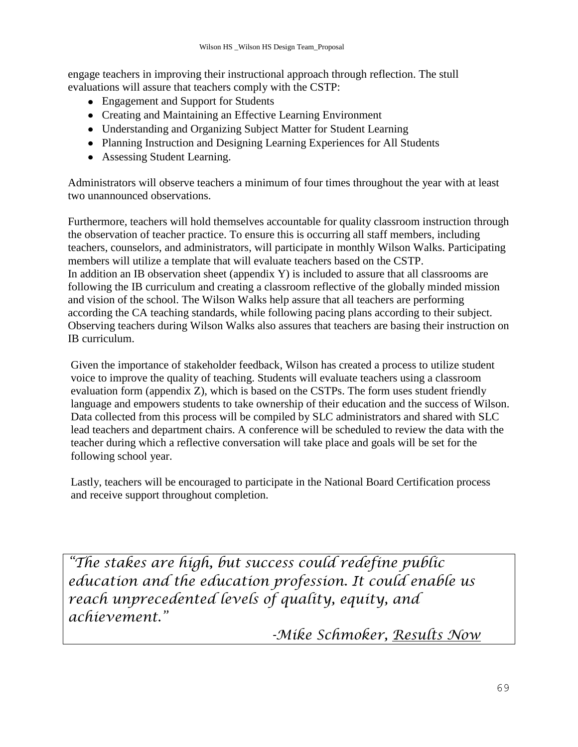engage teachers in improving their instructional approach through reflection. The stull evaluations will assure that teachers comply with the CSTP:

- Engagement and Support for Students
- Creating and Maintaining an Effective Learning Environment
- Understanding and Organizing Subject Matter for Student Learning
- Planning Instruction and Designing Learning Experiences for All Students
- Assessing Student Learning.

Administrators will observe teachers a minimum of four times throughout the year with at least two unannounced observations.

Furthermore, teachers will hold themselves accountable for quality classroom instruction through the observation of teacher practice. To ensure this is occurring all staff members, including teachers, counselors, and administrators, will participate in monthly Wilson Walks. Participating members will utilize a template that will evaluate teachers based on the CSTP.
In addition an IB observation sheet (appendix Y) is included to assure that all classrooms are following the IB curriculum and creating a classroom reflective of the globally minded mission and vision of the school. The Wilson Walks help assure that all teachers are performing according the CA teaching standards, while following pacing plans according to their subject. Observing teachers during Wilson Walks also assures that teachers are basing their instruction on IB curriculum.

Given the importance of stakeholder feedback, Wilson has created a process to utilize student voice to improve the quality of teaching. Students will evaluate teachers using a classroom evaluation form (appendix Z), which is based on the CSTPs. The form uses student friendly language and empowers students to take ownership of their education and the success of Wilson. Data collected from this process will be compiled by SLC administrators and shared with SLC lead teachers and department chairs. A conference will be scheduled to review the data with the teacher during which a reflective conversation will take place and goals will be set for the following school year.

Lastly, teachers will be encouraged to participate in the National Board Certification process and receive support throughout completion.

> *"The stakes are high, but success could redefine public education and the education profession. It could enable us reach unprecedented levels of quality, equity, and achievement."*
>
> *-Mike Schmoker, Results Now*